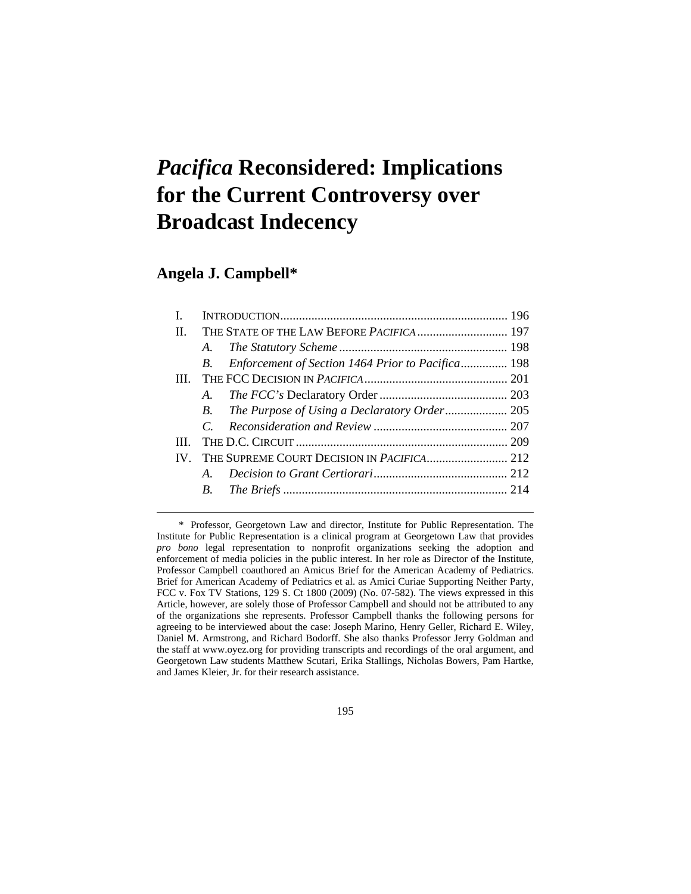# *Pacifica* Reconsidered: Implications for the Current Controversy over Broadcast Indecency

## Angela J. Campbell*

| | | | |
|---|---|---|---|
| I. | INTRODUCTION | | 196 |
| II. | THE STATE OF THE LAW BEFORE *PACIFICA* | | 197 |
| | *A.* | *The Statutory Scheme* | 198 |
| | *B.* | *Enforcement of Section 1464 Prior to Pacifica* | 198 |
| III. | THE FCC DECISION IN *PACIFICA* | | 201 |
| | *A.* | *The FCC's* Declaratory Order | 203 |
| | *B.* | *The Purpose of Using a Declaratory Order* | 205 |
| | *C.* | *Reconsideration and Review* | 207 |
| III. | THE D.C. CIRCUIT | | 209 |
| IV. | THE SUPREME COURT DECISION IN *PACIFICA* | | 212 |
| | *A.* | *Decision to Grant Certiorari* | 212 |
| | *B.* | *The Briefs* | 214 |

---

\* Professor, Georgetown Law and director, Institute for Public Representation. The Institute for Public Representation is a clinical program at Georgetown Law that provides *pro bono* legal representation to nonprofit organizations seeking the adoption and enforcement of media policies in the public interest. In her role as Director of the Institute, Professor Campbell coauthored an Amicus Brief for the American Academy of Pediatrics. Brief for American Academy of Pediatrics et al. as Amici Curiae Supporting Neither Party, FCC v. Fox TV Stations, 129 S. Ct 1800 (2009) (No. 07-582). The views expressed in this Article, however, are solely those of Professor Campbell and should not be attributed to any of the organizations she represents. Professor Campbell thanks the following persons for agreeing to be interviewed about the case: Joseph Marino, Henry Geller, Richard E. Wiley, Daniel M. Armstrong, and Richard Bodorff. She also thanks Professor Jerry Goldman and the staff at www.oyez.org for providing transcripts and recordings of the oral argument, and Georgetown Law students Matthew Scutari, Erika Stallings, Nicholas Bowers, Pam Hartke, and James Kleier, Jr. for their research assistance.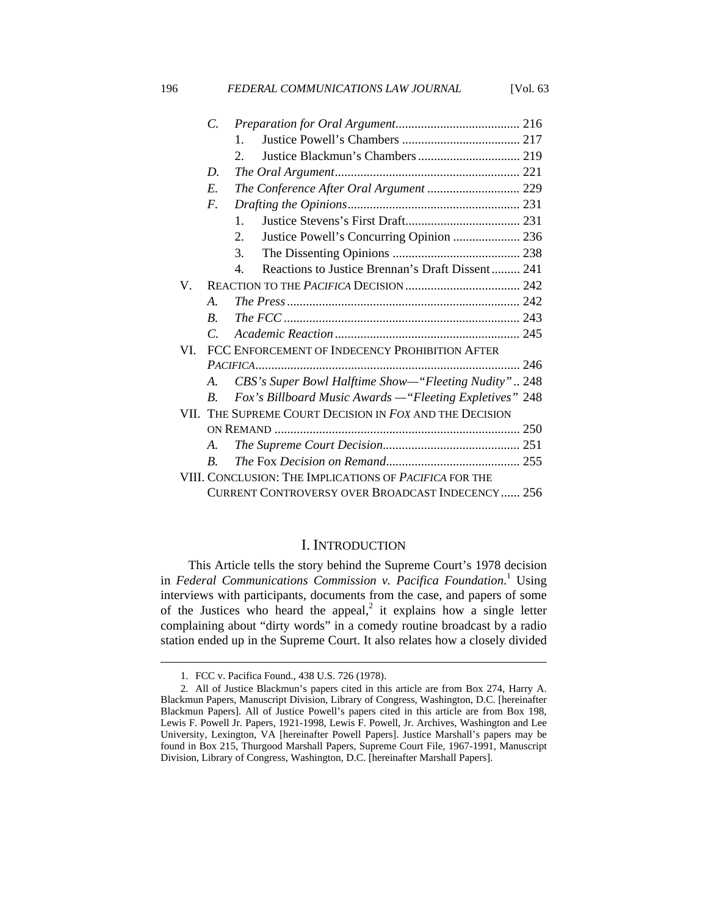- *C. Preparation for Oral Argument* ....................................... 216
  - 1. Justice Powell's Chambers ..................................... 217
  - 2. Justice Blackmun's Chambers ................................ 219
- *D. The Oral Argument* .......................................................... 221
- *E. The Conference After Oral Argument* ............................. 229
- *F. Drafting the Opinions* ...................................................... 231
  - 1. Justice Stevens's First Draft.................................... 231
  - 2. Justice Powell's Concurring Opinion ..................... 236
  - 3. The Dissenting Opinions ........................................ 238
  - 4. Reactions to Justice Brennan's Draft Dissent......... 241

V. REACTION TO THE *PACIFICA* DECISION .................................... 242
- *A. The Press* ......................................................................... 242
- *B. The FCC* .......................................................................... 243
- *C. Academic Reaction* .......................................................... 245

VI. FCC ENFORCEMENT OF INDECENCY PROHIBITION AFTER *PACIFICA*.................................................................................... 246
- *A. CBS's Super Bowl Halftime Show—"Fleeting Nudity"* .. 248
- *B. Fox's Billboard Music Awards —"Fleeting Expletives"* 248

VII. THE SUPREME COURT DECISION IN *FOX* AND THE DECISION ON REMAND ............................................................................. 250
- *A. The Supreme Court Decision*........................................... 251
- *B. The* Fox *Decision on Remand*.......................................... 255

VIII. CONCLUSION: THE IMPLICATIONS OF *PACIFICA* FOR THE CURRENT CONTROVERSY OVER BROADCAST INDECENCY...... 256

# I. INTRODUCTION

This Article tells the story behind the Supreme Court's 1978 decision in *Federal Communications Commission v. Pacifica Foundation*.[1] Using interviews with participants, documents from the case, and papers of some of the Justices who heard the appeal,[2] it explains how a single letter complaining about "dirty words" in a comedy routine broadcast by a radio station ended up in the Supreme Court. It also relates how a closely divided

---

1. FCC v. Pacifica Found., 438 U.S. 726 (1978).

2. All of Justice Blackmun's papers cited in this article are from Box 274, Harry A. Blackmun Papers, Manuscript Division, Library of Congress, Washington, D.C. [hereinafter Blackmun Papers]. All of Justice Powell's papers cited in this article are from Box 198, Lewis F. Powell Jr. Papers, 1921-1998, Lewis F. Powell, Jr. Archives, Washington and Lee University, Lexington, VA [hereinafter Powell Papers]. Justice Marshall's papers may be found in Box 215, Thurgood Marshall Papers, Supreme Court File, 1967-1991, Manuscript Division, Library of Congress, Washington, D.C. [hereinafter Marshall Papers].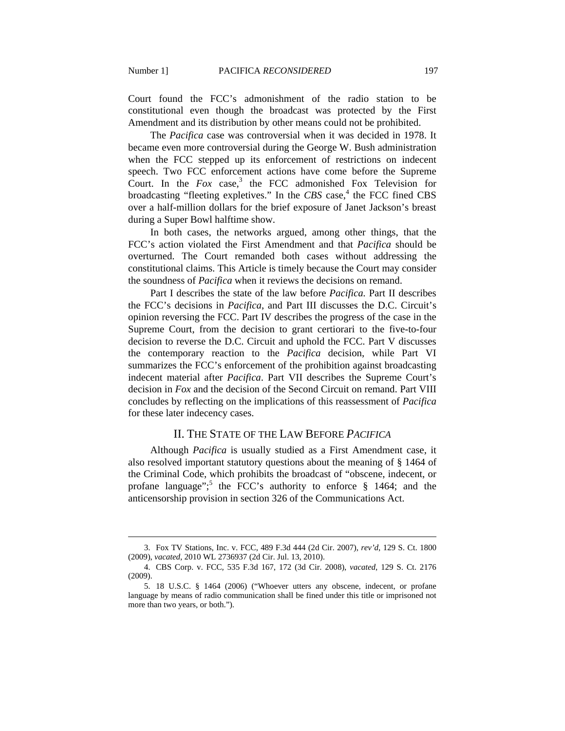Court found the FCC's admonishment of the radio station to be constitutional even though the broadcast was protected by the First Amendment and its distribution by other means could not be prohibited.

The *Pacifica* case was controversial when it was decided in 1978. It became even more controversial during the George W. Bush administration when the FCC stepped up its enforcement of restrictions on indecent speech. Two FCC enforcement actions have come before the Supreme Court. In the *Fox* case,[3] the FCC admonished Fox Television for broadcasting "fleeting expletives." In the *CBS* case,[4] the FCC fined CBS over a half-million dollars for the brief exposure of Janet Jackson's breast during a Super Bowl halftime show.

In both cases, the networks argued, among other things, that the FCC's action violated the First Amendment and that *Pacifica* should be overturned. The Court remanded both cases without addressing the constitutional claims. This Article is timely because the Court may consider the soundness of *Pacifica* when it reviews the decisions on remand.

Part I describes the state of the law before *Pacifica.* Part II describes the FCC's decisions in *Pacifica*, and Part III discusses the D.C. Circuit's opinion reversing the FCC. Part IV describes the progress of the case in the Supreme Court, from the decision to grant certiorari to the five-to-four decision to reverse the D.C. Circuit and uphold the FCC. Part V discusses the contemporary reaction to the *Pacifica* decision, while Part VI summarizes the FCC's enforcement of the prohibition against broadcasting indecent material after *Pacifica*. Part VII describes the Supreme Court's decision in *Fox* and the decision of the Second Circuit on remand. Part VIII concludes by reflecting on the implications of this reassessment of *Pacifica* for these later indecency cases.

## II. THE STATE OF THE LAW BEFORE *PACIFICA*

Although *Pacifica* is usually studied as a First Amendment case, it also resolved important statutory questions about the meaning of § 1464 of the Criminal Code, which prohibits the broadcast of "obscene, indecent, or profane language";[5] the FCC's authority to enforce § 1464; and the anticensorship provision in section 326 of the Communications Act.

---

3. Fox TV Stations, Inc. v. FCC, 489 F.3d 444 (2d Cir. 2007), *rev'd*, 129 S. Ct. 1800 (2009), *vacated*, 2010 WL 2736937 (2d Cir. Jul. 13, 2010).

4. CBS Corp. v. FCC, 535 F.3d 167, 172 (3d Cir. 2008), *vacated*, 129 S. Ct. 2176 (2009).

5. 18 U.S.C. § 1464 (2006) ("Whoever utters any obscene, indecent, or profane language by means of radio communication shall be fined under this title or imprisoned not more than two years, or both.").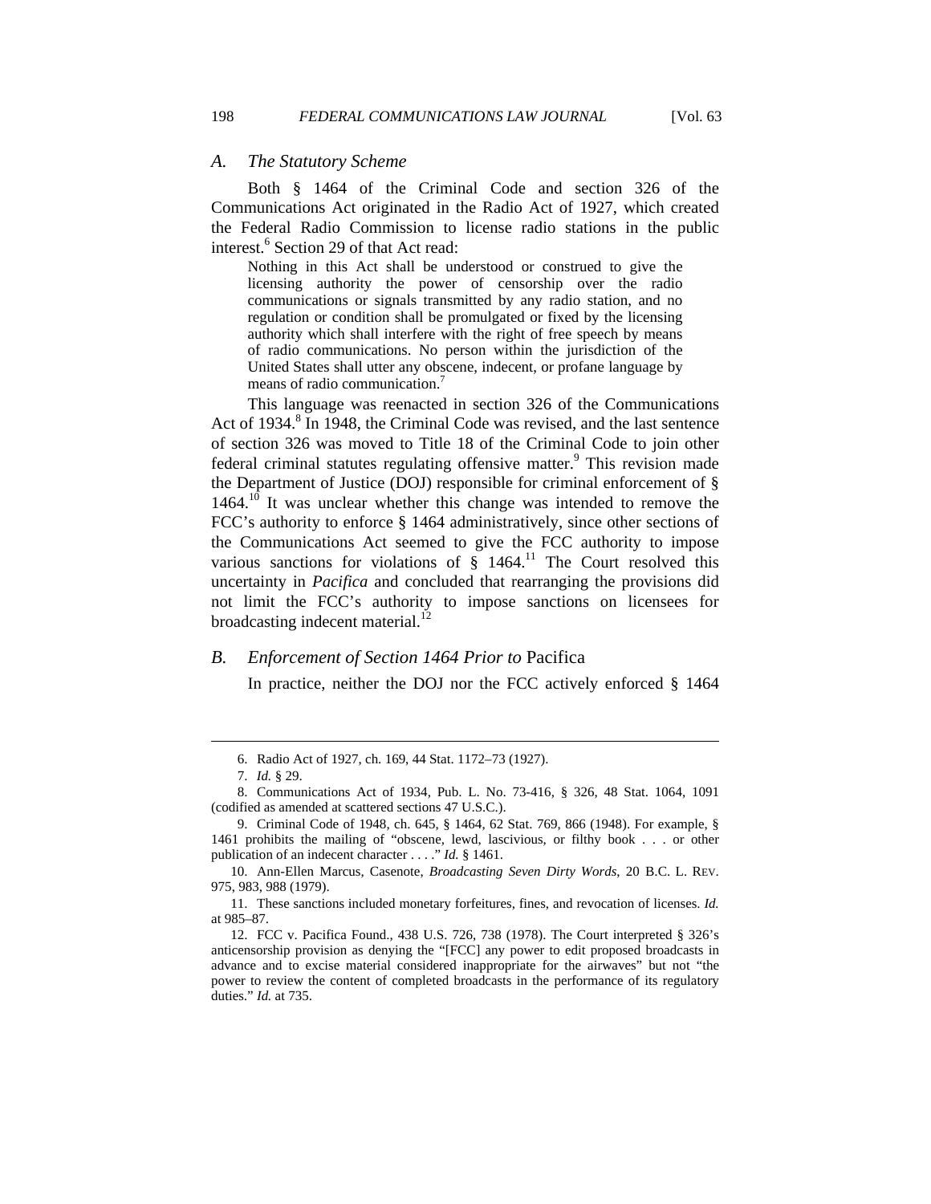### *A. The Statutory Scheme*

Both § 1464 of the Criminal Code and section 326 of the Communications Act originated in the Radio Act of 1927, which created the Federal Radio Commission to license radio stations in the public interest.[6] Section 29 of that Act read:

> Nothing in this Act shall be understood or construed to give the licensing authority the power of censorship over the radio communications or signals transmitted by any radio station, and no regulation or condition shall be promulgated or fixed by the licensing authority which shall interfere with the right of free speech by means of radio communications. No person within the jurisdiction of the United States shall utter any obscene, indecent, or profane language by means of radio communication.[7]

This language was reenacted in section 326 of the Communications Act of 1934.[8] In 1948, the Criminal Code was revised, and the last sentence of section 326 was moved to Title 18 of the Criminal Code to join other federal criminal statutes regulating offensive matter.[9] This revision made the Department of Justice (DOJ) responsible for criminal enforcement of § 1464.[10] It was unclear whether this change was intended to remove the FCC's authority to enforce § 1464 administratively, since other sections of the Communications Act seemed to give the FCC authority to impose various sanctions for violations of § 1464.[11] The Court resolved this uncertainty in *Pacifica* and concluded that rearranging the provisions did not limit the FCC's authority to impose sanctions on licensees for broadcasting indecent material.[12]

### *B. Enforcement of Section 1464 Prior to* Pacifica

In practice, neither the DOJ nor the FCC actively enforced § 1464

---

6. Radio Act of 1927, ch. 169, 44 Stat. 1172–73 (1927).

7. *Id.* § 29.

8. Communications Act of 1934, Pub. L. No. 73-416, § 326, 48 Stat. 1064, 1091 (codified as amended at scattered sections 47 U.S.C.).

9. Criminal Code of 1948, ch. 645, § 1464, 62 Stat. 769, 866 (1948). For example, § 1461 prohibits the mailing of "obscene, lewd, lascivious, or filthy book . . . or other publication of an indecent character . . . ." *Id.* § 1461.

10. Ann-Ellen Marcus, Casenote, *Broadcasting Seven Dirty Words*, 20 B.C. L. REV. 975, 983, 988 (1979).

11. These sanctions included monetary forfeitures, fines, and revocation of licenses. *Id.* at 985–87.

12. FCC v. Pacifica Found., 438 U.S. 726, 738 (1978). The Court interpreted § 326's anticensorship provision as denying the "[FCC] any power to edit proposed broadcasts in advance and to excise material considered inappropriate for the airwaves" but not "the power to review the content of completed broadcasts in the performance of its regulatory duties." *Id.* at 735.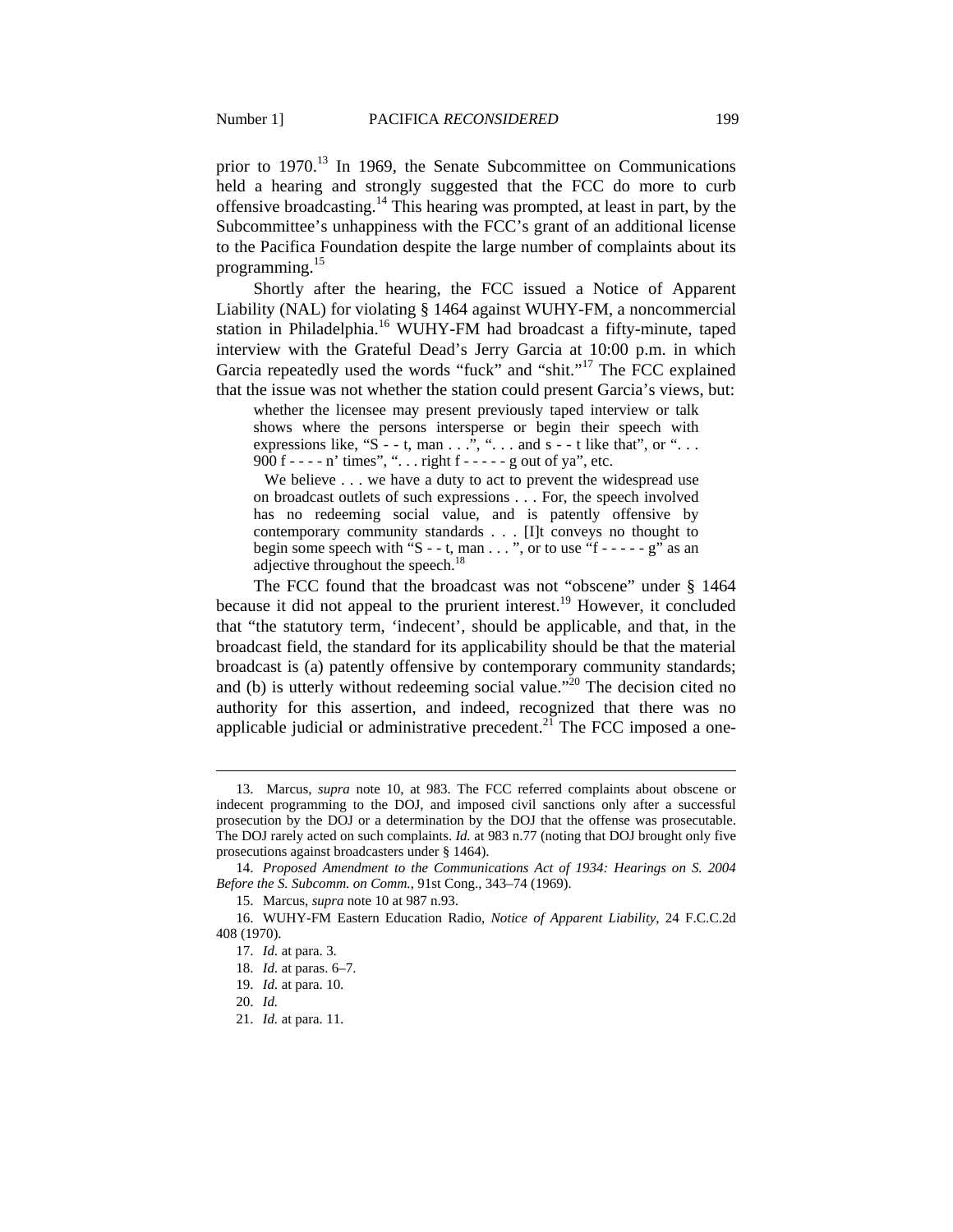prior to 1970.[13] In 1969, the Senate Subcommittee on Communications held a hearing and strongly suggested that the FCC do more to curb offensive broadcasting.[14] This hearing was prompted, at least in part, by the Subcommittee's unhappiness with the FCC's grant of an additional license to the Pacifica Foundation despite the large number of complaints about its programming.[15]

Shortly after the hearing, the FCC issued a Notice of Apparent Liability (NAL) for violating § 1464 against WUHY-FM, a noncommercial station in Philadelphia.[16] WUHY-FM had broadcast a fifty-minute, taped interview with the Grateful Dead's Jerry Garcia at 10:00 p.m. in which Garcia repeatedly used the words "fuck" and "shit."[17] The FCC explained that the issue was not whether the station could present Garcia's views, but:

> whether the licensee may present previously taped interview or talk shows where the persons intersperse or begin their speech with expressions like, "S - - t, man . . .", ". . . and s - - t like that", or ". . . 900 f - - - - n' times", ". . . right f - - - - - g out of ya", etc.
>
> We believe . . . we have a duty to act to prevent the widespread use on broadcast outlets of such expressions . . . For, the speech involved has no redeeming social value, and is patently offensive by contemporary community standards . . . [I]t conveys no thought to begin some speech with "S - - t, man . . . ", or to use "f - - - - - g" as an adjective throughout the speech.[18]

The FCC found that the broadcast was not "obscene" under § 1464 because it did not appeal to the prurient interest.[19] However, it concluded that "the statutory term, 'indecent', should be applicable, and that, in the broadcast field, the standard for its applicability should be that the material broadcast is (a) patently offensive by contemporary community standards; and (b) is utterly without redeeming social value."[20] The decision cited no authority for this assertion, and indeed, recognized that there was no applicable judicial or administrative precedent.[21] The FCC imposed a one-

---

13. Marcus, *supra* note 10, at 983. The FCC referred complaints about obscene or indecent programming to the DOJ, and imposed civil sanctions only after a successful prosecution by the DOJ or a determination by the DOJ that the offense was prosecutable. The DOJ rarely acted on such complaints. *Id.* at 983 n.77 (noting that DOJ brought only five prosecutions against broadcasters under § 1464).

14. *Proposed Amendment to the Communications Act of 1934: Hearings on S. 2004 Before the S. Subcomm. on Comm.*, 91st Cong., 343–74 (1969).

15. Marcus, *supra* note 10 at 987 n.93.

16. WUHY-FM Eastern Education Radio, *Notice of Apparent Liability*, 24 F.C.C.2d 408 (1970).

17. *Id.* at para. 3.

18. *Id.* at paras. 6–7.

19. *Id.* at para. 10.

20. *Id.*

21. *Id.* at para. 11.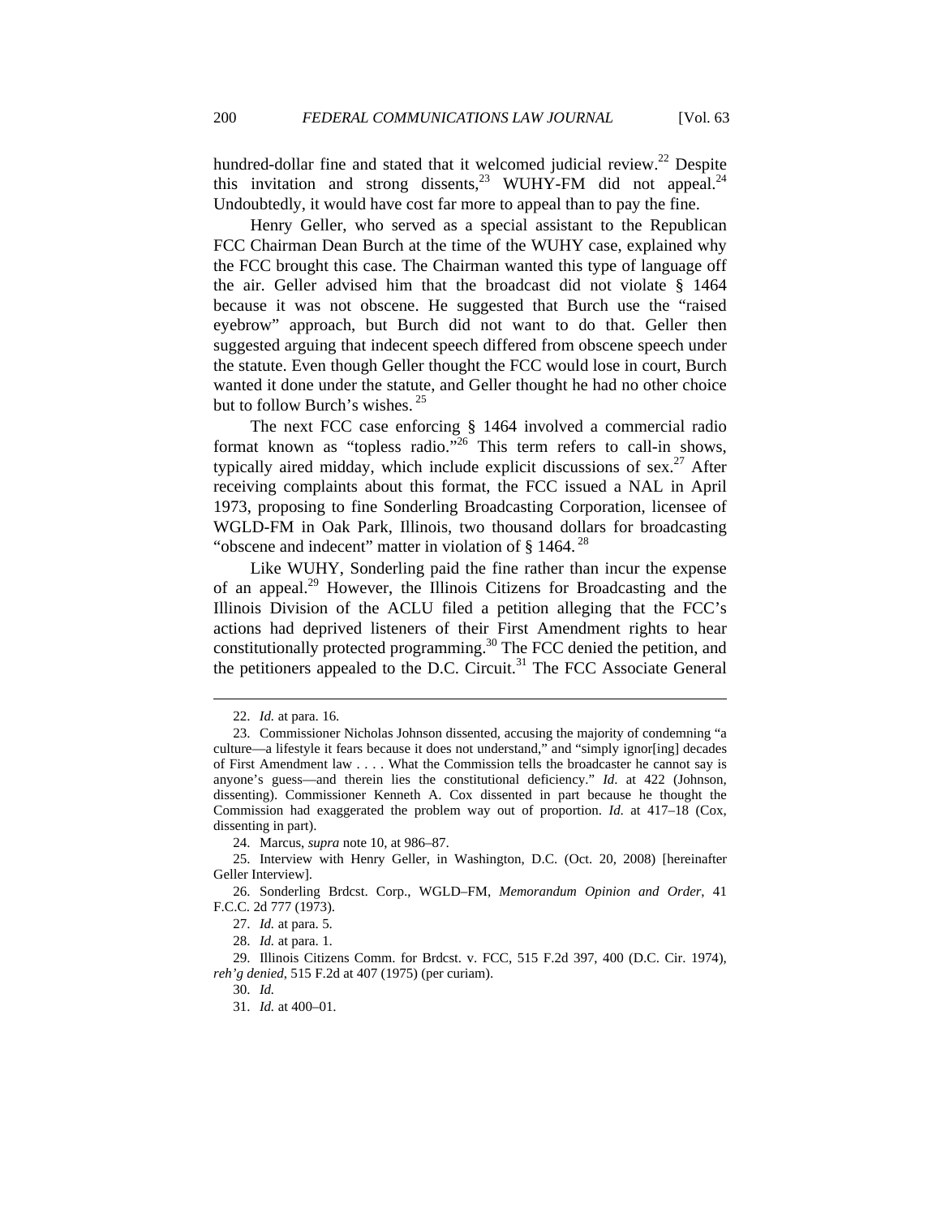hundred-dollar fine and stated that it welcomed judicial review.[22] Despite this invitation and strong dissents,[23] WUHY-FM did not appeal.[24] Undoubtedly, it would have cost far more to appeal than to pay the fine.

Henry Geller, who served as a special assistant to the Republican FCC Chairman Dean Burch at the time of the WUHY case, explained why the FCC brought this case. The Chairman wanted this type of language off the air. Geller advised him that the broadcast did not violate § 1464 because it was not obscene. He suggested that Burch use the "raised eyebrow" approach, but Burch did not want to do that. Geller then suggested arguing that indecent speech differed from obscene speech under the statute. Even though Geller thought the FCC would lose in court, Burch wanted it done under the statute, and Geller thought he had no other choice but to follow Burch's wishes.[25]

The next FCC case enforcing § 1464 involved a commercial radio format known as "topless radio."[26] This term refers to call-in shows, typically aired midday, which include explicit discussions of sex.[27] After receiving complaints about this format, the FCC issued a NAL in April 1973, proposing to fine Sonderling Broadcasting Corporation, licensee of WGLD-FM in Oak Park, Illinois, two thousand dollars for broadcasting "obscene and indecent" matter in violation of § 1464.[28]

Like WUHY, Sonderling paid the fine rather than incur the expense of an appeal.[29] However, the Illinois Citizens for Broadcasting and the Illinois Division of the ACLU filed a petition alleging that the FCC's actions had deprived listeners of their First Amendment rights to hear constitutionally protected programming.[30] The FCC denied the petition, and the petitioners appealed to the D.C. Circuit.[31] The FCC Associate General

---

22. *Id.* at para. 16.

23. Commissioner Nicholas Johnson dissented, accusing the majority of condemning "a culture—a lifestyle it fears because it does not understand," and "simply ignor[ing] decades of First Amendment law . . . . What the Commission tells the broadcaster he cannot say is anyone's guess—and therein lies the constitutional deficiency." *Id.* at 422 (Johnson, dissenting). Commissioner Kenneth A. Cox dissented in part because he thought the Commission had exaggerated the problem way out of proportion. *Id.* at 417–18 (Cox, dissenting in part).

24. Marcus, *supra* note 10, at 986–87.

25. Interview with Henry Geller, in Washington, D.C. (Oct. 20, 2008) [hereinafter Geller Interview].

26. Sonderling Brdcst. Corp., WGLD–FM, *Memorandum Opinion and Order*, 41 F.C.C. 2d 777 (1973).

27. *Id.* at para. 5.

28. *Id.* at para. 1.

29. Illinois Citizens Comm. for Brdcst. v. FCC, 515 F.2d 397, 400 (D.C. Cir. 1974), *reh'g denied*, 515 F.2d at 407 (1975) (per curiam).

30. *Id.*

31. *Id.* at 400–01.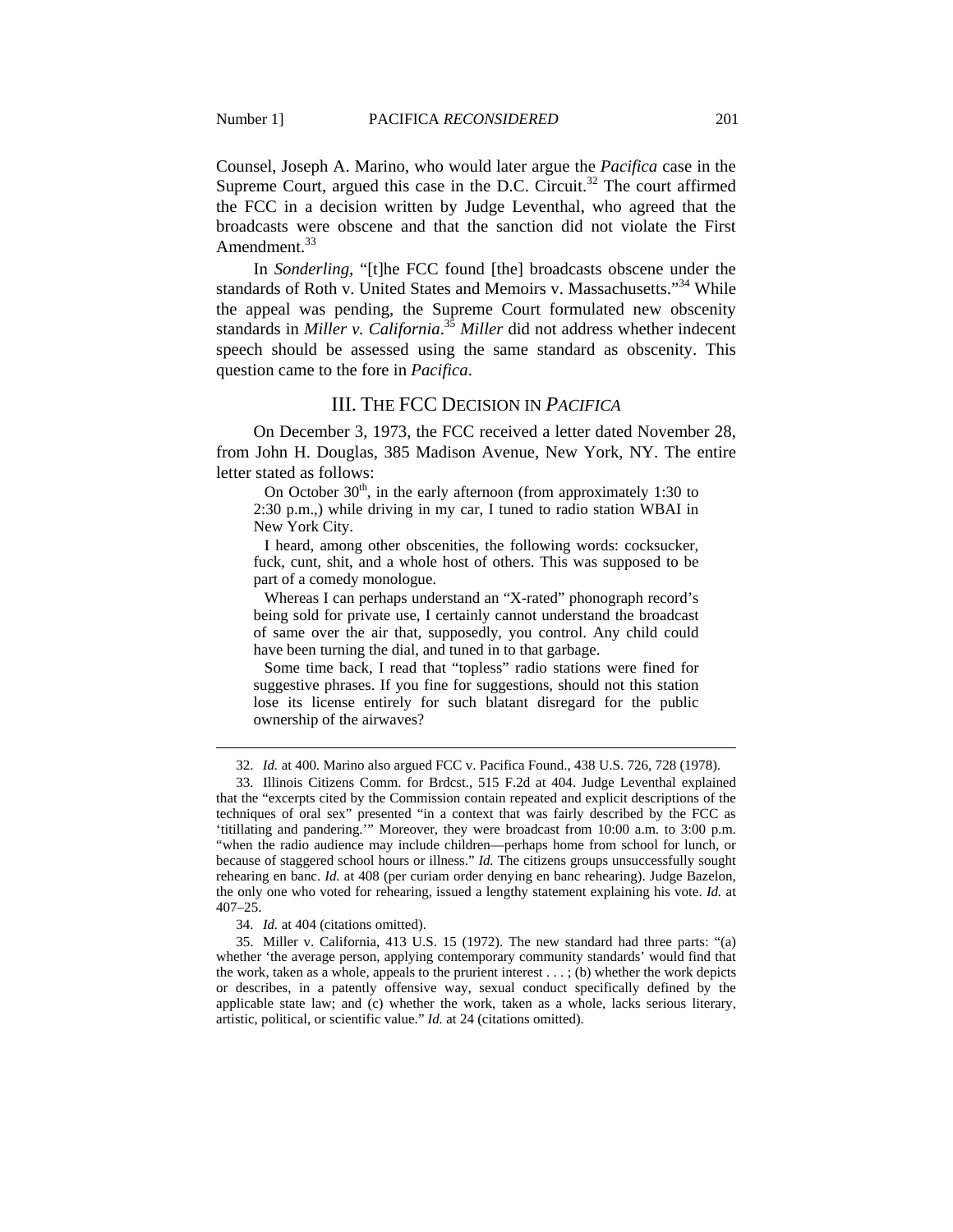Counsel, Joseph A. Marino, who would later argue the *Pacifica* case in the Supreme Court, argued this case in the D.C. Circuit.[32] The court affirmed the FCC in a decision written by Judge Leventhal, who agreed that the broadcasts were obscene and that the sanction did not violate the First Amendment.[33]

In *Sonderling*, "[t]he FCC found [the] broadcasts obscene under the standards of Roth v. United States and Memoirs v. Massachusetts."[34] While the appeal was pending, the Supreme Court formulated new obscenity standards in *Miller v. California*.[35] *Miller* did not address whether indecent speech should be assessed using the same standard as obscenity. This question came to the fore in *Pacifica*.

## III. THE FCC DECISION IN *PACIFICA*

On December 3, 1973, the FCC received a letter dated November 28, from John H. Douglas, 385 Madison Avenue, New York, NY. The entire letter stated as follows:

> On October 30th, in the early afternoon (from approximately 1:30 to 2:30 p.m.,) while driving in my car, I tuned to radio station WBAI in New York City.
>
> I heard, among other obscenities, the following words: cocksucker, fuck, cunt, shit, and a whole host of others. This was supposed to be part of a comedy monologue.
>
> Whereas I can perhaps understand an "X-rated" phonograph record's being sold for private use, I certainly cannot understand the broadcast of same over the air that, supposedly, you control. Any child could have been turning the dial, and tuned in to that garbage.
>
> Some time back, I read that "topless" radio stations were fined for suggestive phrases. If you fine for suggestions, should not this station lose its license entirely for such blatant disregard for the public ownership of the airwaves?

---

32. *Id.* at 400. Marino also argued FCC v. Pacifica Found., 438 U.S. 726, 728 (1978).

33. Illinois Citizens Comm. for Brdcst., 515 F.2d at 404. Judge Leventhal explained that the "excerpts cited by the Commission contain repeated and explicit descriptions of the techniques of oral sex" presented "in a context that was fairly described by the FCC as 'titillating and pandering.'" Moreover, they were broadcast from 10:00 a.m. to 3:00 p.m. "when the radio audience may include children—perhaps home from school for lunch, or because of staggered school hours or illness." *Id.* The citizens groups unsuccessfully sought rehearing en banc. *Id.* at 408 (per curiam order denying en banc rehearing). Judge Bazelon, the only one who voted for rehearing, issued a lengthy statement explaining his vote. *Id.* at 407–25.

34. *Id.* at 404 (citations omitted).

35. Miller v. California, 413 U.S. 15 (1972). The new standard had three parts: "(a) whether 'the average person, applying contemporary community standards' would find that the work, taken as a whole, appeals to the prurient interest . . . ; (b) whether the work depicts or describes, in a patently offensive way, sexual conduct specifically defined by the applicable state law; and (c) whether the work, taken as a whole, lacks serious literary, artistic, political, or scientific value." *Id.* at 24 (citations omitted).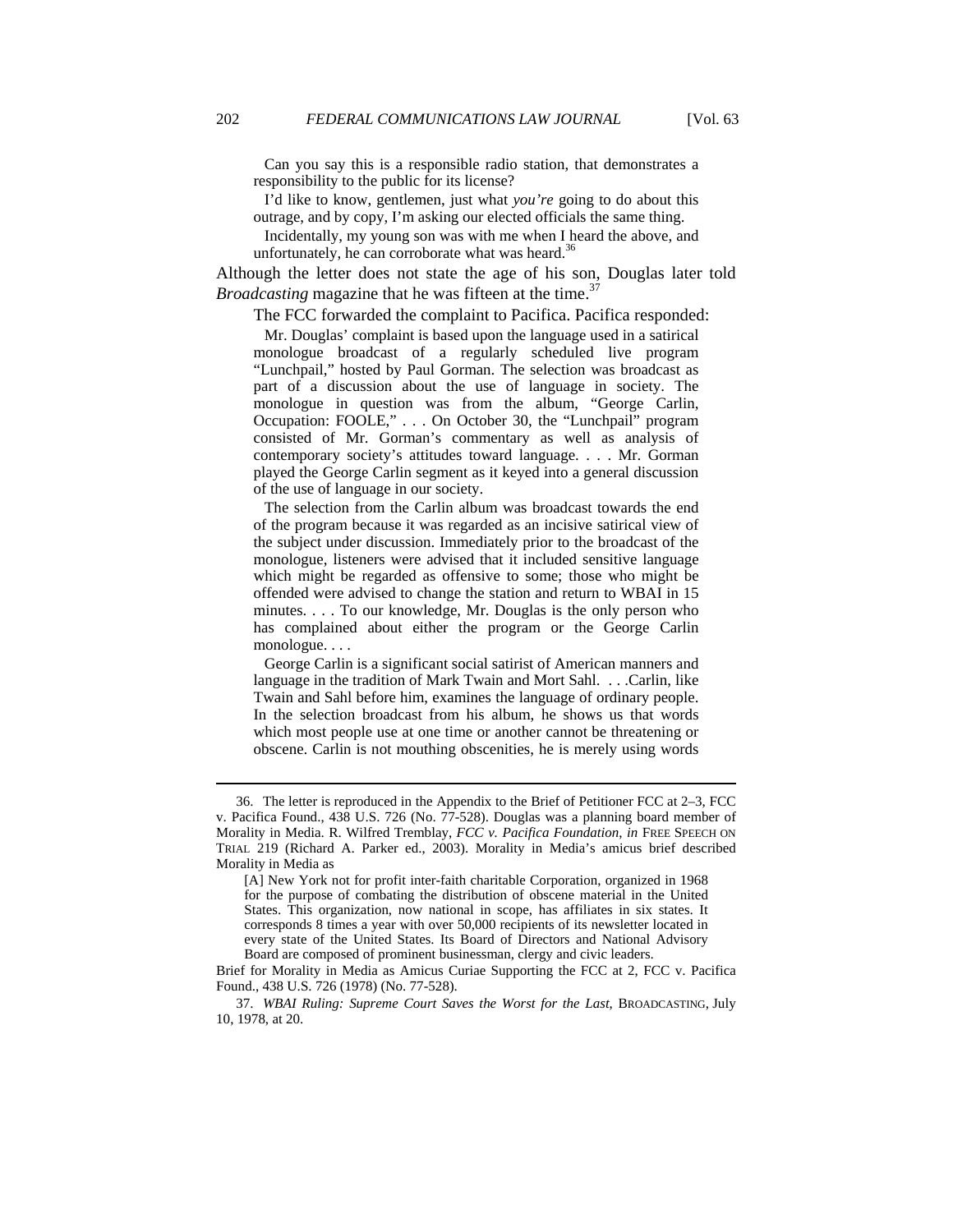> Can you say this is a responsible radio station, that demonstrates a responsibility to the public for its license?
>
> I'd like to know, gentlemen, just what *you're* going to do about this outrage, and by copy, I'm asking our elected officials the same thing.
>
> Incidentally, my young son was with me when I heard the above, and unfortunately, he can corroborate what was heard.[36]

Although the letter does not state the age of his son, Douglas later told *Broadcasting* magazine that he was fifteen at the time.[37]

The FCC forwarded the complaint to Pacifica. Pacifica responded:

> Mr. Douglas' complaint is based upon the language used in a satirical monologue broadcast of a regularly scheduled live program "Lunchpail," hosted by Paul Gorman. The selection was broadcast as part of a discussion about the use of language in society. The monologue in question was from the album, "George Carlin, Occupation: FOOLE," . . . On October 30, the "Lunchpail" program consisted of Mr. Gorman's commentary as well as analysis of contemporary society's attitudes toward language. . . . Mr. Gorman played the George Carlin segment as it keyed into a general discussion of the use of language in our society.
>
> The selection from the Carlin album was broadcast towards the end of the program because it was regarded as an incisive satirical view of the subject under discussion. Immediately prior to the broadcast of the monologue, listeners were advised that it included sensitive language which might be regarded as offensive to some; those who might be offended were advised to change the station and return to WBAI in 15 minutes. . . . To our knowledge, Mr. Douglas is the only person who has complained about either the program or the George Carlin monologue. . . .
>
> George Carlin is a significant social satirist of American manners and language in the tradition of Mark Twain and Mort Sahl. . . .Carlin, like Twain and Sahl before him, examines the language of ordinary people. In the selection broadcast from his album, he shows us that words which most people use at one time or another cannot be threatening or obscene. Carlin is not mouthing obscenities, he is merely using words

---

36. The letter is reproduced in the Appendix to the Brief of Petitioner FCC at 2–3, FCC v. Pacifica Found., 438 U.S. 726 (No. 77-528). Douglas was a planning board member of Morality in Media. R. Wilfred Tremblay, *FCC v. Pacifica Foundation*, *in* FREE SPEECH ON TRIAL 219 (Richard A. Parker ed., 2003). Morality in Media's amicus brief described Morality in Media as

> [A] New York not for profit inter-faith charitable Corporation, organized in 1968 for the purpose of combating the distribution of obscene material in the United States. This organization, now national in scope, has affiliates in six states. It corresponds 8 times a year with over 50,000 recipients of its newsletter located in every state of the United States. Its Board of Directors and National Advisory Board are composed of prominent businessman, clergy and civic leaders.

Brief for Morality in Media as Amicus Curiae Supporting the FCC at 2, FCC v. Pacifica Found., 438 U.S. 726 (1978) (No. 77-528).

37. *WBAI Ruling: Supreme Court Saves the Worst for the Last*, BROADCASTING, July 10, 1978, at 20.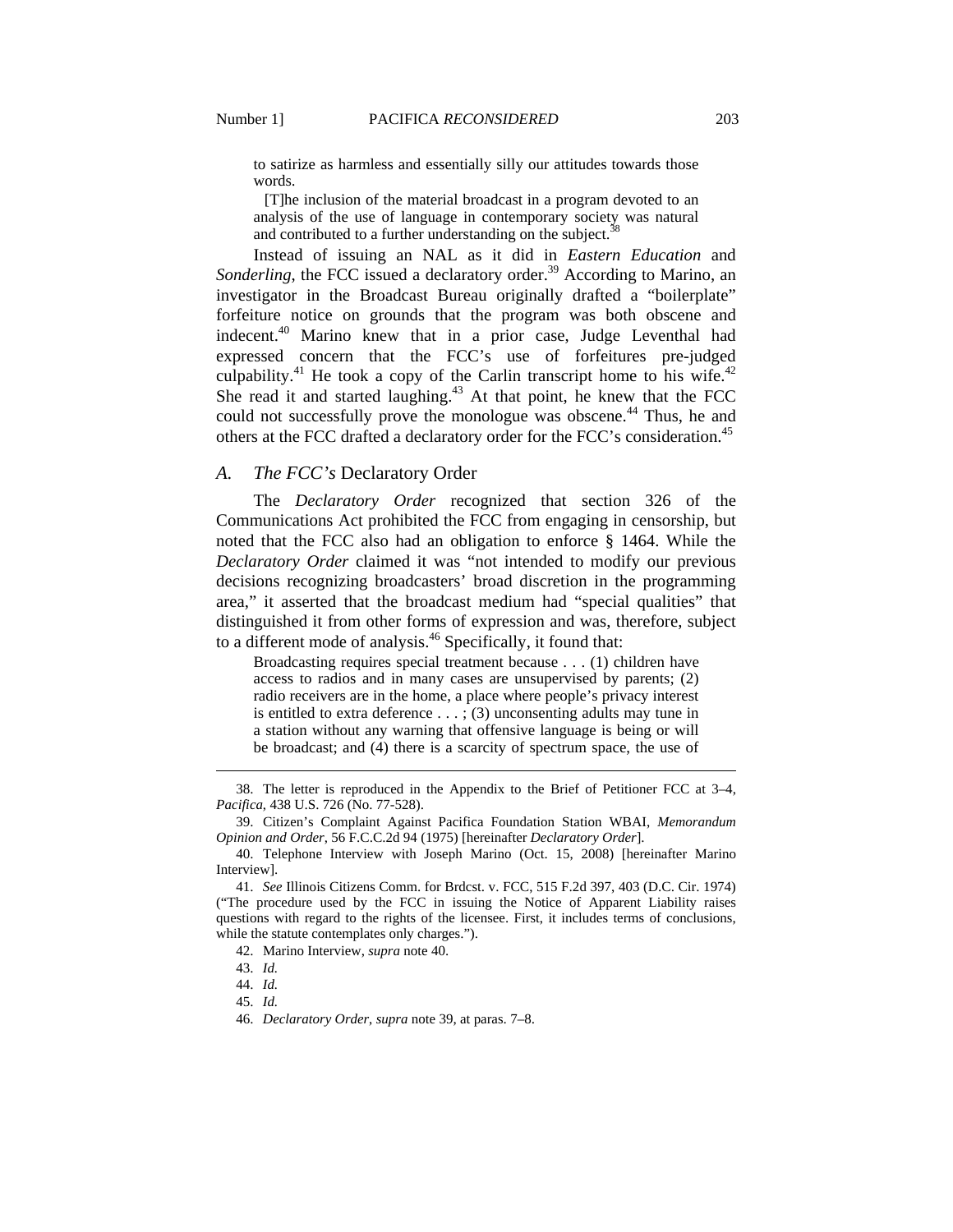> to satirize as harmless and essentially silly our attitudes towards those words.
>
> [T]he inclusion of the material broadcast in a program devoted to an analysis of the use of language in contemporary society was natural and contributed to a further understanding on the subject.[38]

Instead of issuing an NAL as it did in *Eastern Education* and *Sonderling*, the FCC issued a declaratory order.[39] According to Marino, an investigator in the Broadcast Bureau originally drafted a "boilerplate" forfeiture notice on grounds that the program was both obscene and indecent.[40] Marino knew that in a prior case, Judge Leventhal had expressed concern that the FCC's use of forfeitures pre-judged culpability.[41] He took a copy of the Carlin transcript home to his wife.[42] She read it and started laughing.[43] At that point, he knew that the FCC could not successfully prove the monologue was obscene.[44] Thus, he and others at the FCC drafted a declaratory order for the FCC's consideration.[45]

## A. *The FCC's* Declaratory Order

The *Declaratory Order* recognized that section 326 of the Communications Act prohibited the FCC from engaging in censorship, but noted that the FCC also had an obligation to enforce § 1464. While the *Declaratory Order* claimed it was "not intended to modify our previous decisions recognizing broadcasters' broad discretion in the programming area," it asserted that the broadcast medium had "special qualities" that distinguished it from other forms of expression and was, therefore, subject to a different mode of analysis.[46] Specifically, it found that:

> Broadcasting requires special treatment because . . . (1) children have access to radios and in many cases are unsupervised by parents; (2) radio receivers are in the home, a place where people's privacy interest is entitled to extra deference . . . ; (3) unconsenting adults may tune in a station without any warning that offensive language is being or will be broadcast; and (4) there is a scarcity of spectrum space, the use of

---

38. The letter is reproduced in the Appendix to the Brief of Petitioner FCC at 3–4, *Pacifica*, 438 U.S. 726 (No. 77-528).

39. Citizen's Complaint Against Pacifica Foundation Station WBAI, *Memorandum Opinion and Order*, 56 F.C.C.2d 94 (1975) [hereinafter *Declaratory Order*].

40. Telephone Interview with Joseph Marino (Oct. 15, 2008) [hereinafter Marino Interview].

41. *See* Illinois Citizens Comm. for Brdcst. v. FCC, 515 F.2d 397, 403 (D.C. Cir. 1974) ("The procedure used by the FCC in issuing the Notice of Apparent Liability raises questions with regard to the rights of the licensee. First, it includes terms of conclusions, while the statute contemplates only charges.").

42. Marino Interview, *supra* note 40.

43. *Id.*

44. *Id.*

45. *Id.*

46. *Declaratory Order*, *supra* note 39, at paras. 7–8.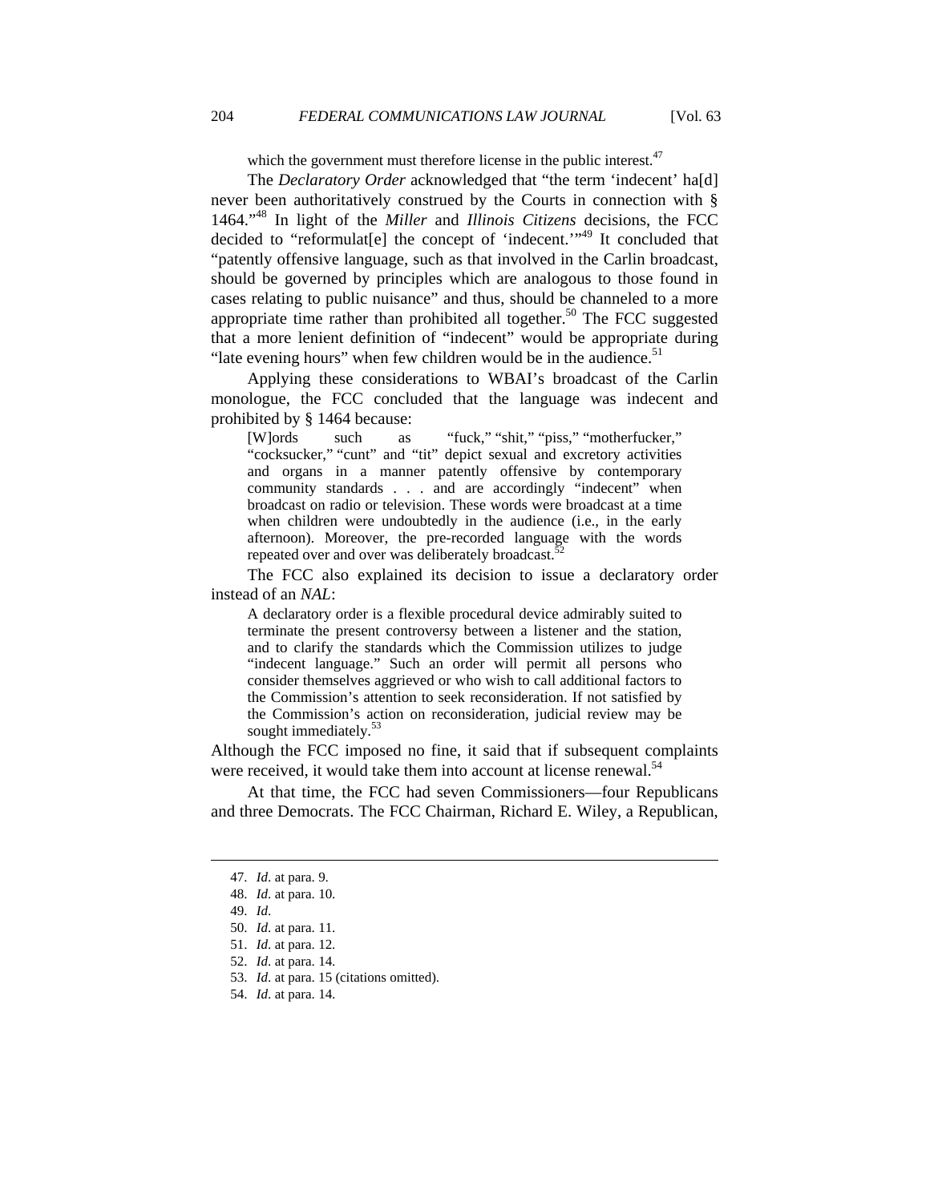which the government must therefore license in the public interest.[47]

The *Declaratory Order* acknowledged that "the term 'indecent' ha[d] never been authoritatively construed by the Courts in connection with § 1464."[48] In light of the *Miller* and *Illinois Citizens* decisions, the FCC decided to "reformulat[e] the concept of 'indecent.'"[49] It concluded that "patently offensive language, such as that involved in the Carlin broadcast, should be governed by principles which are analogous to those found in cases relating to public nuisance" and thus, should be channeled to a more appropriate time rather than prohibited all together.[50] The FCC suggested that a more lenient definition of "indecent" would be appropriate during "late evening hours" when few children would be in the audience.[51]

Applying these considerations to WBAI's broadcast of the Carlin monologue, the FCC concluded that the language was indecent and prohibited by § 1464 because:

> [W]ords such as "fuck," "shit," "piss," "motherfucker," "cocksucker," "cunt" and "tit" depict sexual and excretory activities and organs in a manner patently offensive by contemporary community standards . . . and are accordingly "indecent" when broadcast on radio or television. These words were broadcast at a time when children were undoubtedly in the audience (i.e., in the early afternoon). Moreover, the pre-recorded language with the words repeated over and over was deliberately broadcast.[52]

The FCC also explained its decision to issue a declaratory order instead of an *NAL*:

> A declaratory order is a flexible procedural device admirably suited to terminate the present controversy between a listener and the station, and to clarify the standards which the Commission utilizes to judge "indecent language." Such an order will permit all persons who consider themselves aggrieved or who wish to call additional factors to the Commission's attention to seek reconsideration. If not satisfied by the Commission's action on reconsideration, judicial review may be sought immediately.[53]

Although the FCC imposed no fine, it said that if subsequent complaints were received, it would take them into account at license renewal.[54]

At that time, the FCC had seven Commissioners—four Republicans and three Democrats. The FCC Chairman, Richard E. Wiley, a Republican,

---

47. *Id*. at para. 9.
48. *Id*. at para. 10.
49. *Id*.
50. *Id*. at para. 11.
51. *Id*. at para. 12.
52. *Id*. at para. 14.
53. *Id*. at para. 15 (citations omitted).
54. *Id*. at para. 14.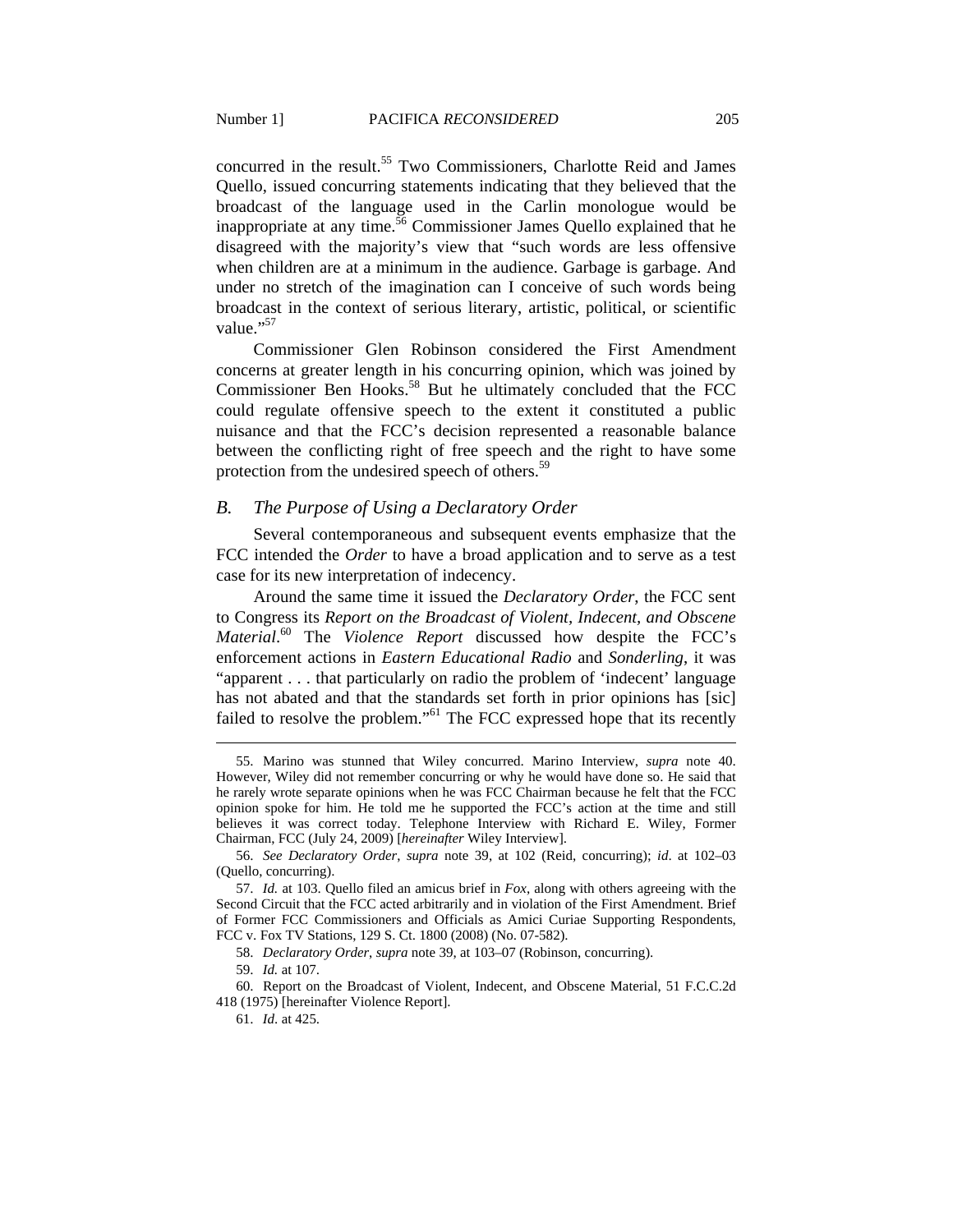concurred in the result.[55] Two Commissioners, Charlotte Reid and James Quello, issued concurring statements indicating that they believed that the broadcast of the language used in the Carlin monologue would be inappropriate at any time.[56] Commissioner James Quello explained that he disagreed with the majority's view that "such words are less offensive when children are at a minimum in the audience. Garbage is garbage. And under no stretch of the imagination can I conceive of such words being broadcast in the context of serious literary, artistic, political, or scientific value."[57]

Commissioner Glen Robinson considered the First Amendment concerns at greater length in his concurring opinion, which was joined by Commissioner Ben Hooks.[58] But he ultimately concluded that the FCC could regulate offensive speech to the extent it constituted a public nuisance and that the FCC's decision represented a reasonable balance between the conflicting right of free speech and the right to have some protection from the undesired speech of others.[59]

### *B. The Purpose of Using a Declaratory Order*

Several contemporaneous and subsequent events emphasize that the FCC intended the *Order* to have a broad application and to serve as a test case for its new interpretation of indecency.

Around the same time it issued the *Declaratory Order*, the FCC sent to Congress its *Report on the Broadcast of Violent, Indecent, and Obscene Material*.[60] The *Violence Report* discussed how despite the FCC's enforcement actions in *Eastern Educational Radio* and *Sonderling*, it was "apparent . . . that particularly on radio the problem of 'indecent' language has not abated and that the standards set forth in prior opinions has [sic] failed to resolve the problem."[61] The FCC expressed hope that its recently

---

55. Marino was stunned that Wiley concurred. Marino Interview, *supra* note 40. However, Wiley did not remember concurring or why he would have done so. He said that he rarely wrote separate opinions when he was FCC Chairman because he felt that the FCC opinion spoke for him. He told me he supported the FCC's action at the time and still believes it was correct today. Telephone Interview with Richard E. Wiley, Former Chairman, FCC (July 24, 2009) [*hereinafter* Wiley Interview].

56. *See Declaratory Order*, *supra* note 39, at 102 (Reid, concurring); *id*. at 102–03 (Quello, concurring).

57. *Id.* at 103. Quello filed an amicus brief in *Fox*, along with others agreeing with the Second Circuit that the FCC acted arbitrarily and in violation of the First Amendment. Brief of Former FCC Commissioners and Officials as Amici Curiae Supporting Respondents, FCC v. Fox TV Stations, 129 S. Ct. 1800 (2008) (No. 07-582).

58. *Declaratory Order*, *supra* note 39, at 103–07 (Robinson, concurring).

59. *Id.* at 107.

60. Report on the Broadcast of Violent, Indecent, and Obscene Material, 51 F.C.C.2d 418 (1975) [hereinafter Violence Report].

61. *Id*. at 425.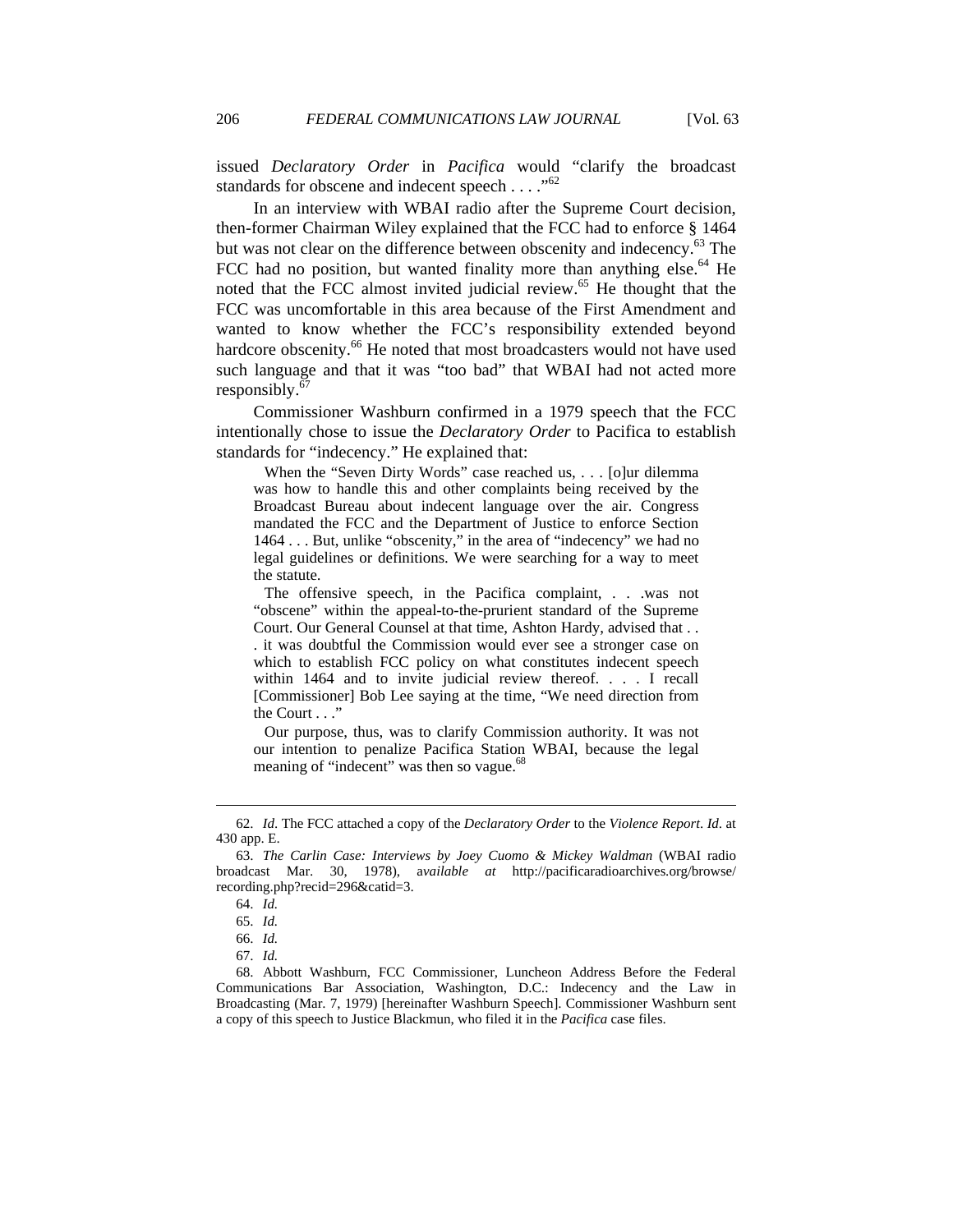issued *Declaratory Order* in *Pacifica* would "clarify the broadcast standards for obscene and indecent speech . . . ."[62]

In an interview with WBAI radio after the Supreme Court decision, then-former Chairman Wiley explained that the FCC had to enforce § 1464 but was not clear on the difference between obscenity and indecency.[63] The FCC had no position, but wanted finality more than anything else.[64] He noted that the FCC almost invited judicial review.[65] He thought that the FCC was uncomfortable in this area because of the First Amendment and wanted to know whether the FCC's responsibility extended beyond hardcore obscenity.[66] He noted that most broadcasters would not have used such language and that it was "too bad" that WBAI had not acted more responsibly.[67]

Commissioner Washburn confirmed in a 1979 speech that the FCC intentionally chose to issue the *Declaratory Order* to Pacifica to establish standards for "indecency." He explained that:

> When the "Seven Dirty Words" case reached us, . . . [o]ur dilemma was how to handle this and other complaints being received by the Broadcast Bureau about indecent language over the air. Congress mandated the FCC and the Department of Justice to enforce Section 1464 . . . But, unlike "obscenity," in the area of "indecency" we had no legal guidelines or definitions. We were searching for a way to meet the statute.
>
> The offensive speech, in the Pacifica complaint, . . .was not "obscene" within the appeal-to-the-prurient standard of the Supreme Court. Our General Counsel at that time, Ashton Hardy, advised that . . . it was doubtful the Commission would ever see a stronger case on which to establish FCC policy on what constitutes indecent speech within 1464 and to invite judicial review thereof. . . . I recall [Commissioner] Bob Lee saying at the time, "We need direction from the Court . . ."
>
> Our purpose, thus, was to clarify Commission authority. It was not our intention to penalize Pacifica Station WBAI, because the legal meaning of "indecent" was then so vague.[68]

---

62. *Id*. The FCC attached a copy of the *Declaratory Order* to the *Violence Report*. *Id*. at 430 app. E.

63. *The Carlin Case: Interviews by Joey Cuomo & Mickey Waldman* (WBAI radio broadcast Mar. 30, 1978), a*vailable at* http://pacificaradioarchives.org/browse/recording.php?recid=296&catid=3.

64. *Id.*

65. *Id.*

66. *Id.*

67. *Id.*

68. Abbott Washburn, FCC Commissioner, Luncheon Address Before the Federal Communications Bar Association, Washington, D.C.: Indecency and the Law in Broadcasting (Mar. 7, 1979) [hereinafter Washburn Speech]. Commissioner Washburn sent a copy of this speech to Justice Blackmun, who filed it in the *Pacifica* case files.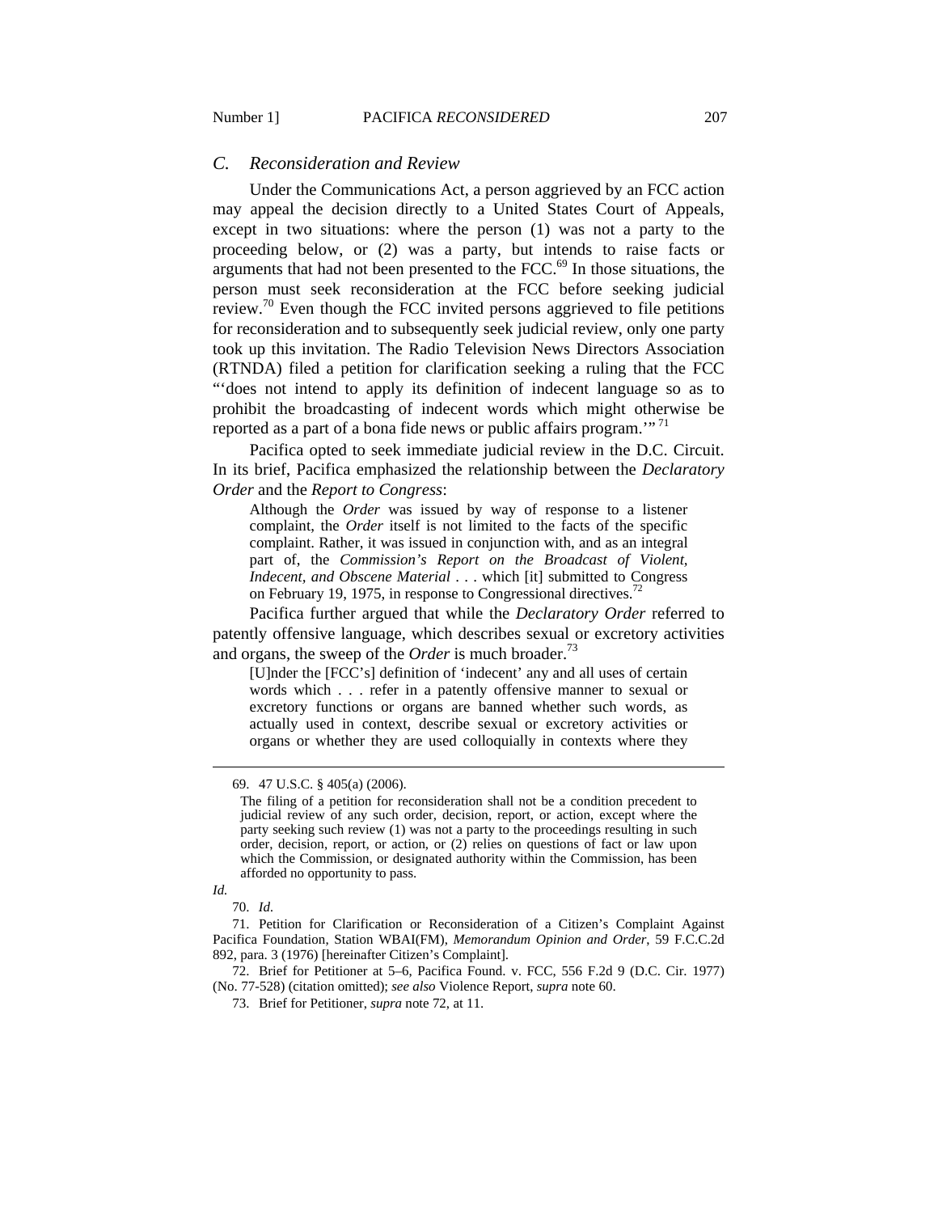### C. Reconsideration and Review

Under the Communications Act, a person aggrieved by an FCC action may appeal the decision directly to a United States Court of Appeals, except in two situations: where the person (1) was not a party to the proceeding below, or (2) was a party, but intends to raise facts or arguments that had not been presented to the FCC.[69] In those situations, the person must seek reconsideration at the FCC before seeking judicial review.[70] Even though the FCC invited persons aggrieved to file petitions for reconsideration and to subsequently seek judicial review, only one party took up this invitation. The Radio Television News Directors Association (RTNDA) filed a petition for clarification seeking a ruling that the FCC "'does not intend to apply its definition of indecent language so as to prohibit the broadcasting of indecent words which might otherwise be reported as a part of a bona fide news or public affairs program.'"[71]

Pacifica opted to seek immediate judicial review in the D.C. Circuit. In its brief, Pacifica emphasized the relationship between the *Declaratory Order* and the *Report to Congress*:

> Although the *Order* was issued by way of response to a listener complaint, the *Order* itself is not limited to the facts of the specific complaint. Rather, it was issued in conjunction with, and as an integral part of, the *Commission's Report on the Broadcast of Violent, Indecent, and Obscene Material* . . . which [it] submitted to Congress on February 19, 1975, in response to Congressional directives.[72]

Pacifica further argued that while the *Declaratory Order* referred to patently offensive language, which describes sexual or excretory activities and organs, the sweep of the *Order* is much broader.[73]

> [U]nder the [FCC's] definition of 'indecent' any and all uses of certain words which . . . refer in a patently offensive manner to sexual or excretory functions or organs are banned whether such words, as actually used in context, describe sexual or excretory activities or organs or whether they are used colloquially in contexts where they

---

69. 47 U.S.C. § 405(a) (2006).

> The filing of a petition for reconsideration shall not be a condition precedent to judicial review of any such order, decision, report, or action, except where the party seeking such review (1) was not a party to the proceedings resulting in such order, decision, report, or action, or (2) relies on questions of fact or law upon which the Commission, or designated authority within the Commission, has been afforded no opportunity to pass.

*Id.*

70. *Id.*

71. Petition for Clarification or Reconsideration of a Citizen's Complaint Against Pacifica Foundation, Station WBAI(FM), *Memorandum Opinion and Order*, 59 F.C.C.2d 892, para. 3 (1976) [hereinafter Citizen's Complaint].

72. Brief for Petitioner at 5–6, Pacifica Found. v. FCC, 556 F.2d 9 (D.C. Cir. 1977) (No. 77-528) (citation omitted); *see also* Violence Report, *supra* note 60.

73. Brief for Petitioner, *supra* note 72, at 11.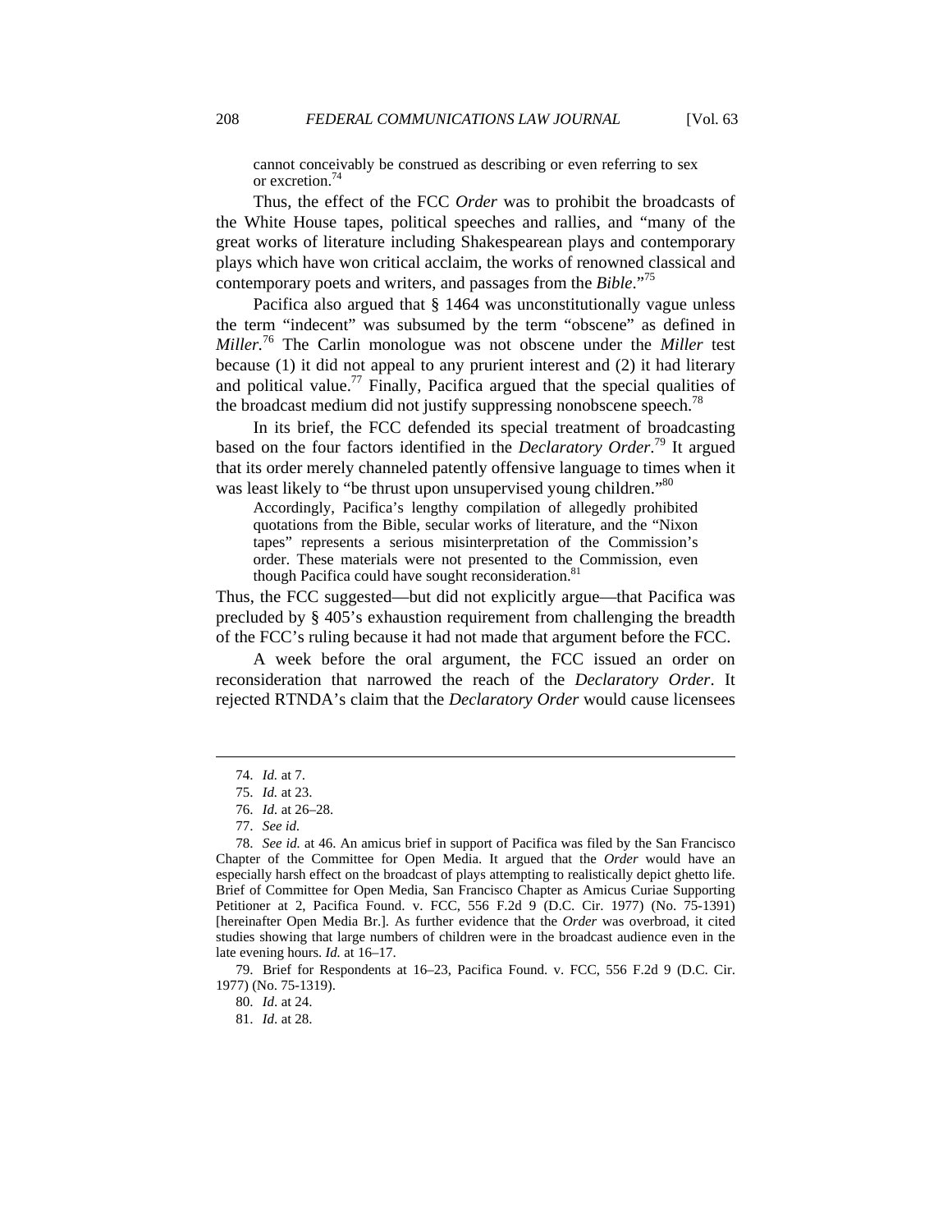> cannot conceivably be construed as describing or even referring to sex or excretion.[74]

Thus, the effect of the FCC *Order* was to prohibit the broadcasts of the White House tapes, political speeches and rallies, and "many of the great works of literature including Shakespearean plays and contemporary plays which have won critical acclaim, the works of renowned classical and contemporary poets and writers, and passages from the *Bible*."[75]

Pacifica also argued that § 1464 was unconstitutionally vague unless the term "indecent" was subsumed by the term "obscene" as defined in *Miller*.[76] The Carlin monologue was not obscene under the *Miller* test because (1) it did not appeal to any prurient interest and (2) it had literary and political value.[77] Finally, Pacifica argued that the special qualities of the broadcast medium did not justify suppressing nonobscene speech.[78]

In its brief, the FCC defended its special treatment of broadcasting based on the four factors identified in the *Declaratory Order*.[79] It argued that its order merely channeled patently offensive language to times when it was least likely to "be thrust upon unsupervised young children."[80]

> Accordingly, Pacifica's lengthy compilation of allegedly prohibited quotations from the Bible, secular works of literature, and the "Nixon tapes" represents a serious misinterpretation of the Commission's order. These materials were not presented to the Commission, even though Pacifica could have sought reconsideration.[81]

Thus, the FCC suggested—but did not explicitly argue—that Pacifica was precluded by § 405's exhaustion requirement from challenging the breadth of the FCC's ruling because it had not made that argument before the FCC.

A week before the oral argument, the FCC issued an order on reconsideration that narrowed the reach of the *Declaratory Order*. It rejected RTNDA's claim that the *Declaratory Order* would cause licensees

---

74. *Id.* at 7.

75. *Id.* at 23.

76. *Id.* at 26–28.

77. *See id.*

78. *See id.* at 46. An amicus brief in support of Pacifica was filed by the San Francisco Chapter of the Committee for Open Media. It argued that the *Order* would have an especially harsh effect on the broadcast of plays attempting to realistically depict ghetto life. Brief of Committee for Open Media, San Francisco Chapter as Amicus Curiae Supporting Petitioner at 2, Pacifica Found. v. FCC, 556 F.2d 9 (D.C. Cir. 1977) (No. 75-1391) [hereinafter Open Media Br.]. As further evidence that the *Order* was overbroad, it cited studies showing that large numbers of children were in the broadcast audience even in the late evening hours. *Id.* at 16–17.

79. Brief for Respondents at 16–23, Pacifica Found. v. FCC, 556 F.2d 9 (D.C. Cir. 1977) (No. 75-1319).

80. *Id*. at 24.

81. *Id*. at 28.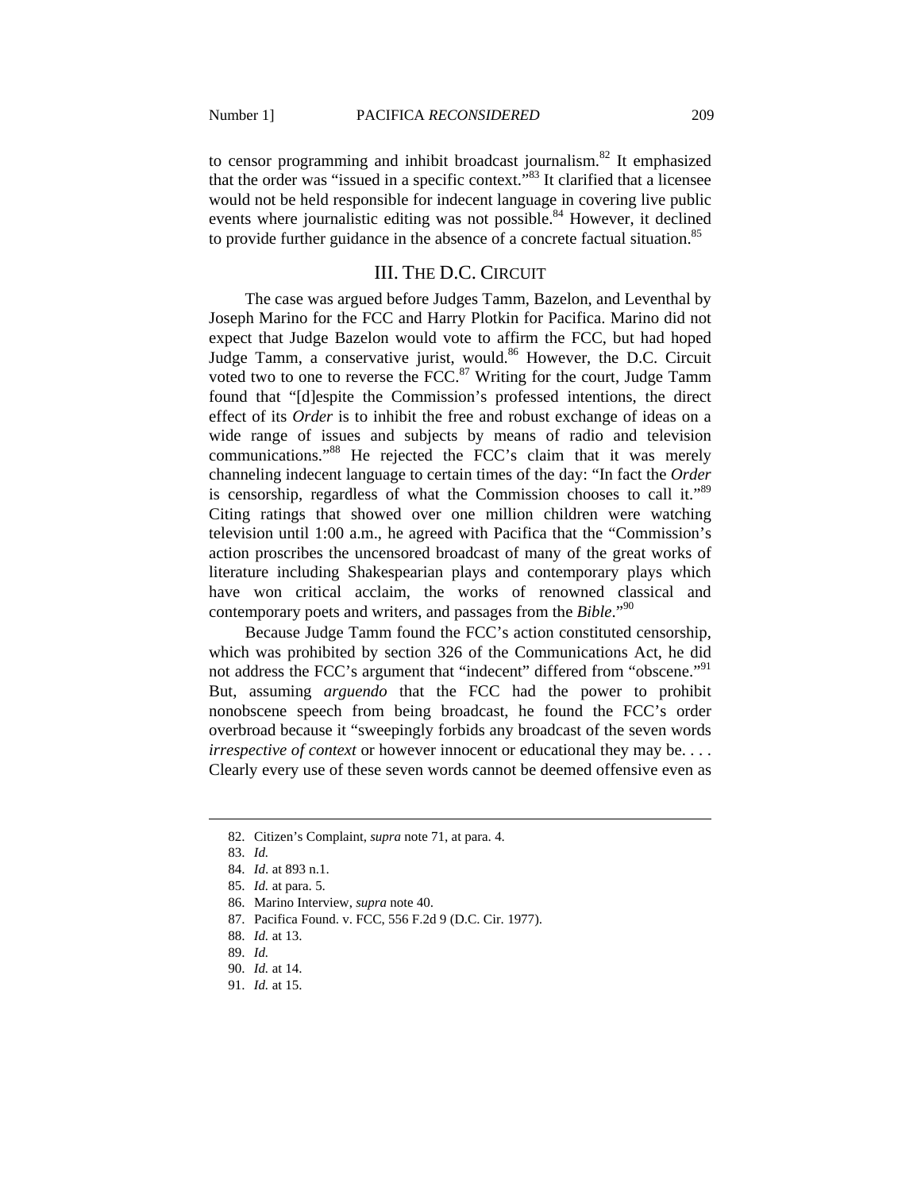to censor programming and inhibit broadcast journalism.[82] It emphasized that the order was "issued in a specific context."[83] It clarified that a licensee would not be held responsible for indecent language in covering live public events where journalistic editing was not possible.[84] However, it declined to provide further guidance in the absence of a concrete factual situation.[85]

## III. THE D.C. CIRCUIT

The case was argued before Judges Tamm, Bazelon, and Leventhal by Joseph Marino for the FCC and Harry Plotkin for Pacifica. Marino did not expect that Judge Bazelon would vote to affirm the FCC, but had hoped Judge Tamm, a conservative jurist, would.[86] However, the D.C. Circuit voted two to one to reverse the FCC.[87] Writing for the court, Judge Tamm found that "[d]espite the Commission's professed intentions, the direct effect of its *Order* is to inhibit the free and robust exchange of ideas on a wide range of issues and subjects by means of radio and television communications."[88] He rejected the FCC's claim that it was merely channeling indecent language to certain times of the day: "In fact the *Order* is censorship, regardless of what the Commission chooses to call it."[89] Citing ratings that showed over one million children were watching television until 1:00 a.m., he agreed with Pacifica that the "Commission's action proscribes the uncensored broadcast of many of the great works of literature including Shakespearian plays and contemporary plays which have won critical acclaim, the works of renowned classical and contemporary poets and writers, and passages from the *Bible*."[90]

Because Judge Tamm found the FCC's action constituted censorship, which was prohibited by section 326 of the Communications Act, he did not address the FCC's argument that "indecent" differed from "obscene."[91] But, assuming *arguendo* that the FCC had the power to prohibit nonobscene speech from being broadcast, he found the FCC's order overbroad because it "sweepingly forbids any broadcast of the seven words *irrespective of context* or however innocent or educational they may be. . . . Clearly every use of these seven words cannot be deemed offensive even as

---

82. Citizen's Complaint, *supra* note 71, at para. 4.

83. *Id.*

84. *Id.* at 893 n.1.

85. *Id.* at para. 5.

86. Marino Interview, *supra* note 40.

87. Pacifica Found. v. FCC, 556 F.2d 9 (D.C. Cir. 1977).

88. *Id.* at 13.

89. *Id.*

90. *Id.* at 14.

91. *Id.* at 15.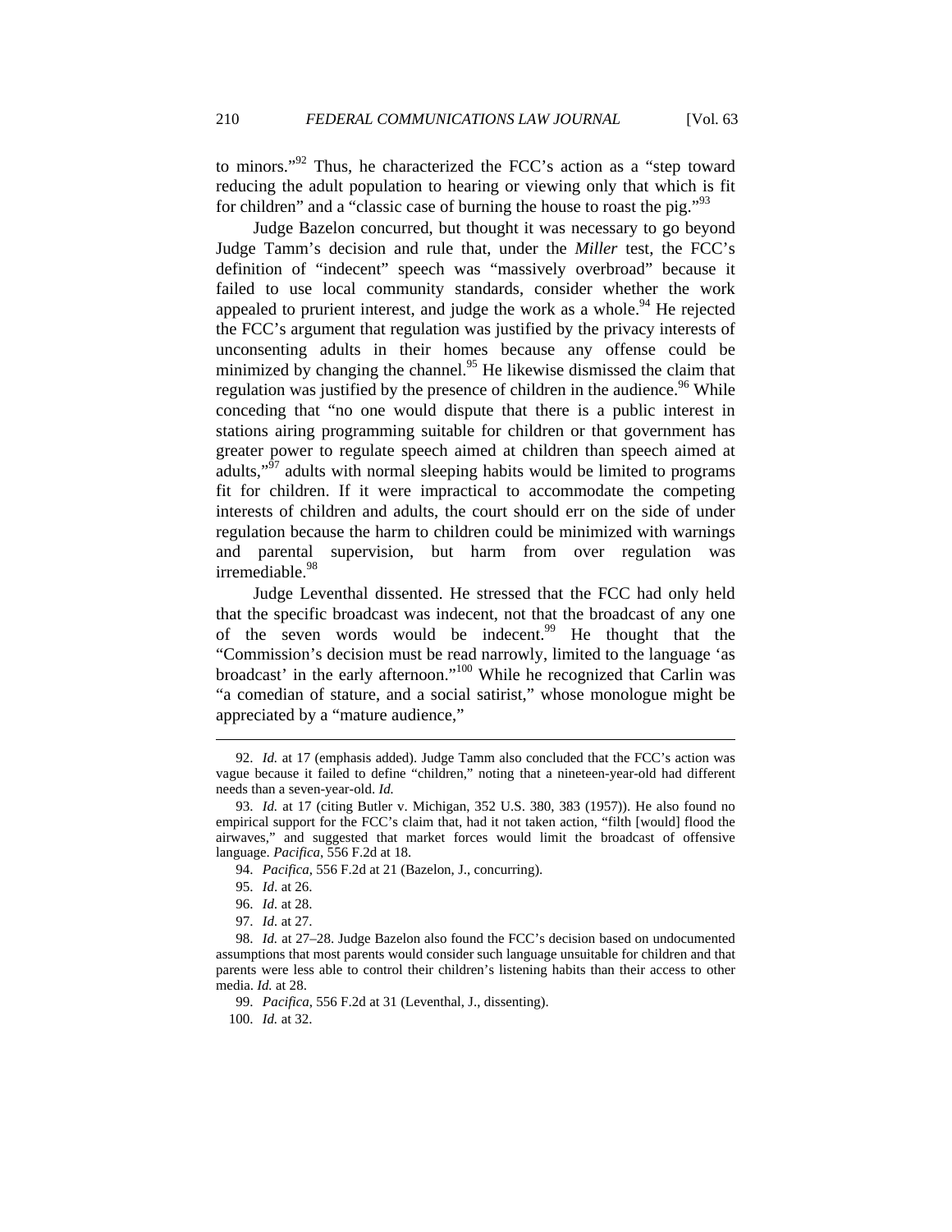to minors."[92] Thus, he characterized the FCC's action as a "step toward reducing the adult population to hearing or viewing only that which is fit for children" and a "classic case of burning the house to roast the pig."[93]

Judge Bazelon concurred, but thought it was necessary to go beyond Judge Tamm's decision and rule that, under the *Miller* test, the FCC's definition of "indecent" speech was "massively overbroad" because it failed to use local community standards, consider whether the work appealed to prurient interest, and judge the work as a whole.[94] He rejected the FCC's argument that regulation was justified by the privacy interests of unconsenting adults in their homes because any offense could be minimized by changing the channel.[95] He likewise dismissed the claim that regulation was justified by the presence of children in the audience.[96] While conceding that "no one would dispute that there is a public interest in stations airing programming suitable for children or that government has greater power to regulate speech aimed at children than speech aimed at adults,"[97] adults with normal sleeping habits would be limited to programs fit for children. If it were impractical to accommodate the competing interests of children and adults, the court should err on the side of under regulation because the harm to children could be minimized with warnings and parental supervision, but harm from over regulation was irremediable.[98]

Judge Leventhal dissented. He stressed that the FCC had only held that the specific broadcast was indecent, not that the broadcast of any one of the seven words would be indecent.[99] He thought that the "Commission's decision must be read narrowly, limited to the language 'as broadcast' in the early afternoon."[100] While he recognized that Carlin was "a comedian of stature, and a social satirist," whose monologue might be appreciated by a "mature audience,"

---

92. *Id.* at 17 (emphasis added). Judge Tamm also concluded that the FCC's action was vague because it failed to define "children," noting that a nineteen-year-old had different needs than a seven-year-old. *Id.*

93. *Id.* at 17 (citing Butler v. Michigan, 352 U.S. 380, 383 (1957)). He also found no empirical support for the FCC's claim that, had it not taken action, "filth [would] flood the airwaves," and suggested that market forces would limit the broadcast of offensive language. *Pacifica*, 556 F.2d at 18.

94. *Pacifica*, 556 F.2d at 21 (Bazelon, J., concurring).

95. *Id.* at 26.

96. *Id.* at 28.

97. *Id.* at 27.

98. *Id.* at 27–28. Judge Bazelon also found the FCC's decision based on undocumented assumptions that most parents would consider such language unsuitable for children and that parents were less able to control their children's listening habits than their access to other media. *Id.* at 28.

99. *Pacifica*, 556 F.2d at 31 (Leventhal, J., dissenting).

100. *Id.* at 32.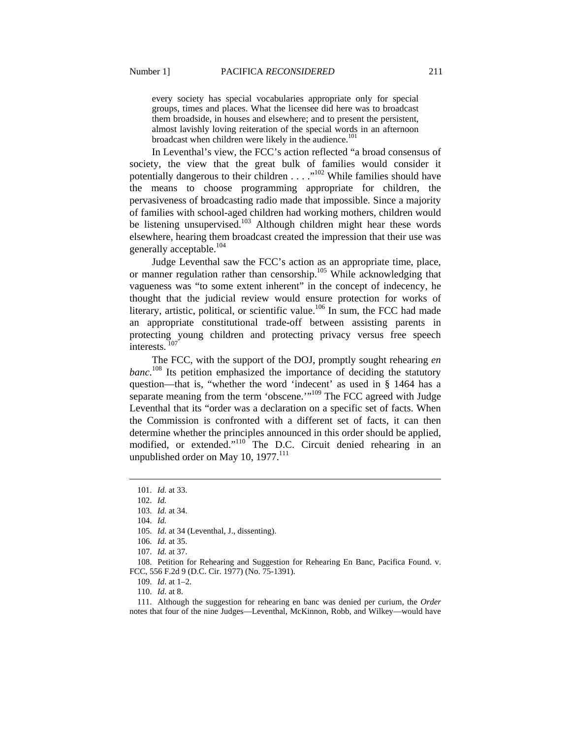> every society has special vocabularies appropriate only for special groups, times and places. What the licensee did here was to broadcast them broadside, in houses and elsewhere; and to present the persistent, almost lavishly loving reiteration of the special words in an afternoon broadcast when children were likely in the audience.[101]

In Leventhal's view, the FCC's action reflected "a broad consensus of society, the view that the great bulk of families would consider it potentially dangerous to their children . . . ."[102] While families should have the means to choose programming appropriate for children, the pervasiveness of broadcasting radio made that impossible. Since a majority of families with school-aged children had working mothers, children would be listening unsupervised.[103] Although children might hear these words elsewhere, hearing them broadcast created the impression that their use was generally acceptable.[104]

Judge Leventhal saw the FCC's action as an appropriate time, place, or manner regulation rather than censorship.[105] While acknowledging that vagueness was "to some extent inherent" in the concept of indecency, he thought that the judicial review would ensure protection for works of literary, artistic, political, or scientific value.[106] In sum, the FCC had made an appropriate constitutional trade-off between assisting parents in protecting young children and protecting privacy versus free speech interests.[107]

The FCC, with the support of the DOJ, promptly sought rehearing *en banc*.[108] Its petition emphasized the importance of deciding the statutory question—that is, "whether the word 'indecent' as used in § 1464 has a separate meaning from the term 'obscene.'"[109] The FCC agreed with Judge Leventhal that its "order was a declaration on a specific set of facts. When the Commission is confronted with a different set of facts, it can then determine whether the principles announced in this order should be applied, modified, or extended."[110] The D.C. Circuit denied rehearing in an unpublished order on May 10, 1977.[111]

---

101. *Id.* at 33.

102. *Id.*

103. *Id.* at 34.

104. *Id.*

105. *Id.* at 34 (Leventhal, J., dissenting).

106. *Id.* at 35.

107. *Id.* at 37.

108. Petition for Rehearing and Suggestion for Rehearing En Banc, Pacifica Found. v. FCC, 556 F.2d 9 (D.C. Cir. 1977) (No. 75-1391).

109. *Id.* at 1–2.

110. *Id.* at 8.

111. Although the suggestion for rehearing en banc was denied per curium, the *Order* notes that four of the nine Judges—Leventhal, McKinnon, Robb, and Wilkey—would have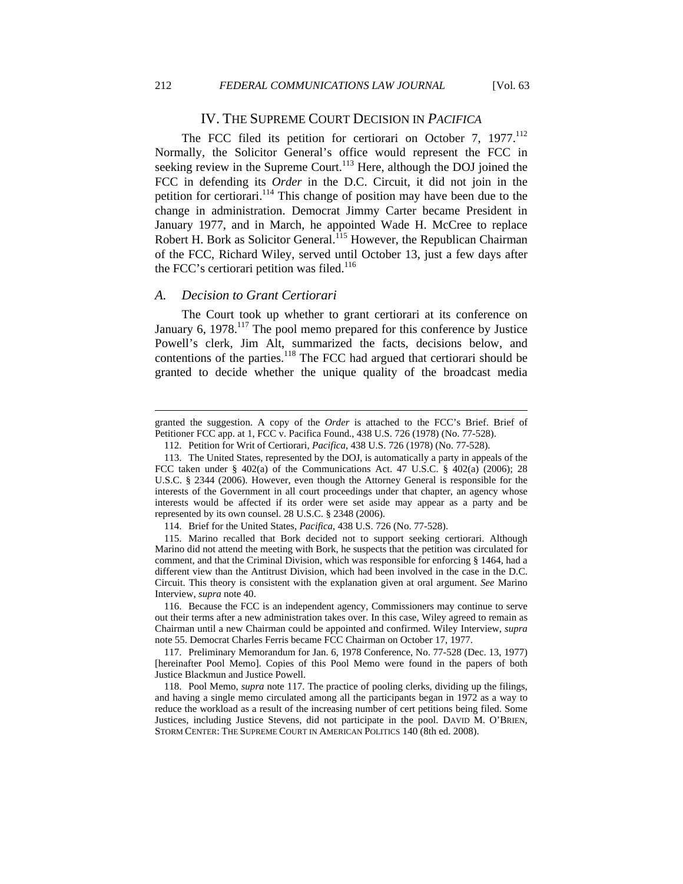## IV. THE SUPREME COURT DECISION IN *PACIFICA*

The FCC filed its petition for certiorari on October 7, 1977.[112] Normally, the Solicitor General's office would represent the FCC in seeking review in the Supreme Court.[113] Here, although the DOJ joined the FCC in defending its *Order* in the D.C. Circuit, it did not join in the petition for certiorari.[114] This change of position may have been due to the change in administration. Democrat Jimmy Carter became President in January 1977, and in March, he appointed Wade H. McCree to replace Robert H. Bork as Solicitor General.[115] However, the Republican Chairman of the FCC, Richard Wiley, served until October 13, just a few days after the FCC's certiorari petition was filed.[116]

### *A. Decision to Grant Certiorari*

The Court took up whether to grant certiorari at its conference on January 6, 1978.[117] The pool memo prepared for this conference by Justice Powell's clerk, Jim Alt, summarized the facts, decisions below, and contentions of the parties.[118] The FCC had argued that certiorari should be granted to decide whether the unique quality of the broadcast media

---

granted the suggestion. A copy of the *Order* is attached to the FCC's Brief. Brief of Petitioner FCC app. at 1, FCC v. Pacifica Found., 438 U.S. 726 (1978) (No. 77-528).

112. Petition for Writ of Certiorari, *Pacifica*, 438 U.S. 726 (1978) (No. 77-528).

113. The United States, represented by the DOJ, is automatically a party in appeals of the FCC taken under § 402(a) of the Communications Act. 47 U.S.C. § 402(a) (2006); 28 U.S.C. § 2344 (2006). However, even though the Attorney General is responsible for the interests of the Government in all court proceedings under that chapter, an agency whose interests would be affected if its order were set aside may appear as a party and be represented by its own counsel. 28 U.S.C. § 2348 (2006).

114. Brief for the United States, *Pacifica*, 438 U.S. 726 (No. 77-528).

115. Marino recalled that Bork decided not to support seeking certiorari. Although Marino did not attend the meeting with Bork, he suspects that the petition was circulated for comment, and that the Criminal Division, which was responsible for enforcing § 1464, had a different view than the Antitrust Division, which had been involved in the case in the D.C. Circuit. This theory is consistent with the explanation given at oral argument. *See* Marino Interview, *supra* note 40.

116. Because the FCC is an independent agency, Commissioners may continue to serve out their terms after a new administration takes over. In this case, Wiley agreed to remain as Chairman until a new Chairman could be appointed and confirmed. Wiley Interview, *supra* note 55. Democrat Charles Ferris became FCC Chairman on October 17, 1977.

117. Preliminary Memorandum for Jan. 6, 1978 Conference, No. 77-528 (Dec. 13, 1977) [hereinafter Pool Memo]. Copies of this Pool Memo were found in the papers of both Justice Blackmun and Justice Powell.

118. Pool Memo, *supra* note 117. The practice of pooling clerks, dividing up the filings, and having a single memo circulated among all the participants began in 1972 as a way to reduce the workload as a result of the increasing number of cert petitions being filed. Some Justices, including Justice Stevens, did not participate in the pool. DAVID M. O'BRIEN, STORM CENTER: THE SUPREME COURT IN AMERICAN POLITICS 140 (8th ed. 2008).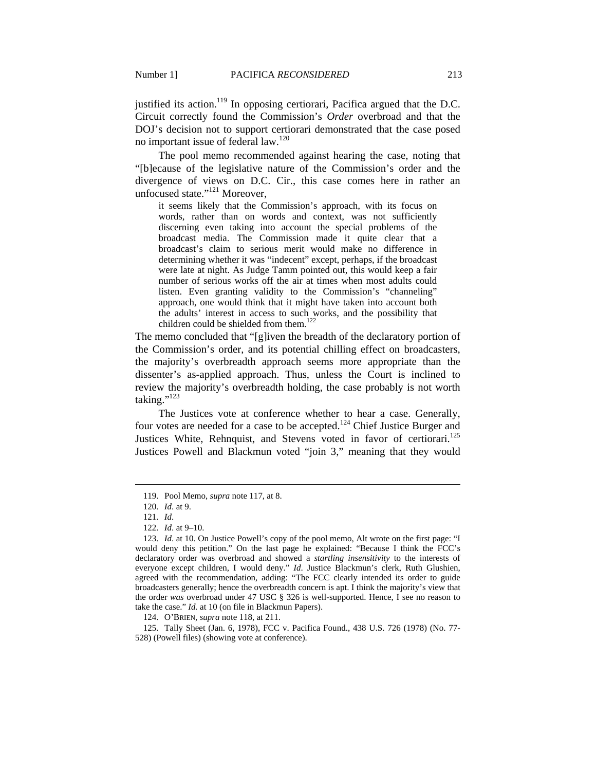justified its action.[119] In opposing certiorari, Pacifica argued that the D.C. Circuit correctly found the Commission's *Order* overbroad and that the DOJ's decision not to support certiorari demonstrated that the case posed no important issue of federal law.[120]

The pool memo recommended against hearing the case, noting that "[b]ecause of the legislative nature of the Commission's order and the divergence of views on D.C. Cir., this case comes here in rather an unfocused state."[121] Moreover,

> it seems likely that the Commission's approach, with its focus on words, rather than on words and context, was not sufficiently discerning even taking into account the special problems of the broadcast media. The Commission made it quite clear that a broadcast's claim to serious merit would make no difference in determining whether it was "indecent" except, perhaps, if the broadcast were late at night. As Judge Tamm pointed out, this would keep a fair number of serious works off the air at times when most adults could listen. Even granting validity to the Commission's "channeling" approach, one would think that it might have taken into account both the adults' interest in access to such works, and the possibility that children could be shielded from them.[122]

The memo concluded that "[g]iven the breadth of the declaratory portion of the Commission's order, and its potential chilling effect on broadcasters, the majority's overbreadth approach seems more appropriate than the dissenter's as-applied approach. Thus, unless the Court is inclined to review the majority's overbreadth holding, the case probably is not worth taking."[123]

The Justices vote at conference whether to hear a case. Generally, four votes are needed for a case to be accepted.[124] Chief Justice Burger and Justices White, Rehnquist, and Stevens voted in favor of certiorari.[125] Justices Powell and Blackmun voted "join 3," meaning that they would

---

119. Pool Memo, *supra* note 117, at 8.

120. *Id*. at 9.

121. *Id*.

122. *Id*. at 9–10.

123. *Id*. at 10. On Justice Powell's copy of the pool memo, Alt wrote on the first page: "I would deny this petition." On the last page he explained: "Because I think the FCC's declaratory order was overbroad and showed a *startling insensitivity* to the interests of everyone except children, I would deny." *Id*. Justice Blackmun's clerk, Ruth Glushien, agreed with the recommendation, adding: "The FCC clearly intended its order to guide broadcasters generally; hence the overbreadth concern is apt. I think the majority's view that the order *was* overbroad under 47 USC § 326 is well-supported. Hence, I see no reason to take the case." *Id.* at 10 (on file in Blackmun Papers).

124. O'BRIEN, *supra* note 118, at 211.

125. Tally Sheet (Jan. 6, 1978), FCC v. Pacifica Found., 438 U.S. 726 (1978) (No. 77-528) (Powell files) (showing vote at conference).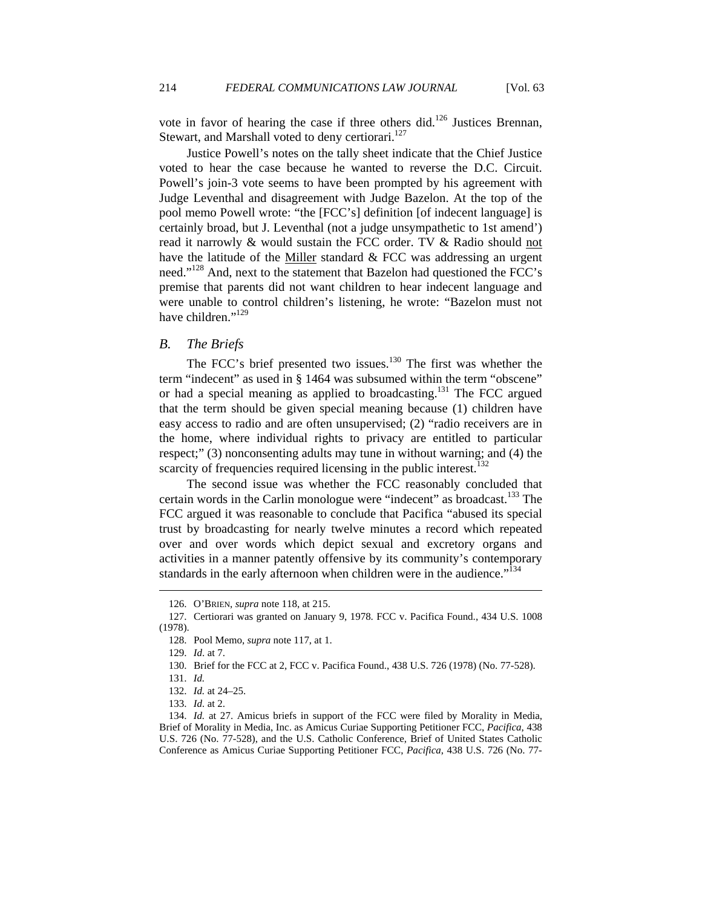vote in favor of hearing the case if three others did.[126] Justices Brennan, Stewart, and Marshall voted to deny certiorari.[127]

Justice Powell's notes on the tally sheet indicate that the Chief Justice voted to hear the case because he wanted to reverse the D.C. Circuit. Powell's join-3 vote seems to have been prompted by his agreement with Judge Leventhal and disagreement with Judge Bazelon. At the top of the pool memo Powell wrote: "the [FCC's] definition [of indecent language] is certainly broad, but J. Leventhal (not a judge unsympathetic to 1st amend') read it narrowly & would sustain the FCC order. TV & Radio should not have the latitude of the Miller standard & FCC was addressing an urgent need."[128] And, next to the statement that Bazelon had questioned the FCC's premise that parents did not want children to hear indecent language and were unable to control children's listening, he wrote: "Bazelon must not have children."[129]

### *B. The Briefs*

The FCC's brief presented two issues.[130] The first was whether the term "indecent" as used in § 1464 was subsumed within the term "obscene" or had a special meaning as applied to broadcasting.[131] The FCC argued that the term should be given special meaning because (1) children have easy access to radio and are often unsupervised; (2) "radio receivers are in the home, where individual rights to privacy are entitled to particular respect;" (3) nonconsenting adults may tune in without warning; and (4) the scarcity of frequencies required licensing in the public interest.[132]

The second issue was whether the FCC reasonably concluded that certain words in the Carlin monologue were "indecent" as broadcast.[133] The FCC argued it was reasonable to conclude that Pacifica "abused its special trust by broadcasting for nearly twelve minutes a record which repeated over and over words which depict sexual and excretory organs and activities in a manner patently offensive by its community's contemporary standards in the early afternoon when children were in the audience."[134]

---

126. O'BRIEN, *supra* note 118, at 215.

127. Certiorari was granted on January 9, 1978. FCC v. Pacifica Found., 434 U.S. 1008 (1978).

128. Pool Memo, *supra* note 117, at 1.

129. *Id*. at 7.

130. Brief for the FCC at 2, FCC v. Pacifica Found., 438 U.S. 726 (1978) (No. 77-528).

131. *Id.*

132. *Id.* at 24–25.

133. *Id*. at 2.

134. *Id.* at 27. Amicus briefs in support of the FCC were filed by Morality in Media, Brief of Morality in Media, Inc. as Amicus Curiae Supporting Petitioner FCC, *Pacifica*, 438 U.S. 726 (No. 77-528), and the U.S. Catholic Conference, Brief of United States Catholic Conference as Amicus Curiae Supporting Petitioner FCC, *Pacifica*, 438 U.S. 726 (No. 77-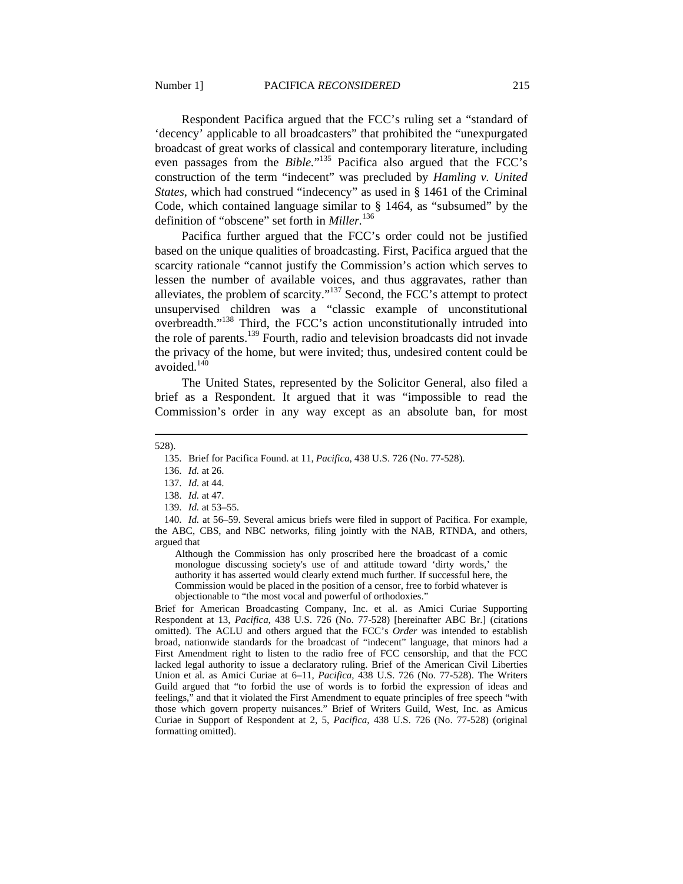Respondent Pacifica argued that the FCC's ruling set a "standard of 'decency' applicable to all broadcasters" that prohibited the "unexpurgated broadcast of great works of classical and contemporary literature, including even passages from the *Bible*."[135] Pacifica also argued that the FCC's construction of the term "indecent" was precluded by *Hamling v. United States*, which had construed "indecency" as used in § 1461 of the Criminal Code, which contained language similar to § 1464, as "subsumed" by the definition of "obscene" set forth in *Miller*.[136]

Pacifica further argued that the FCC's order could not be justified based on the unique qualities of broadcasting. First, Pacifica argued that the scarcity rationale "cannot justify the Commission's action which serves to lessen the number of available voices, and thus aggravates, rather than alleviates, the problem of scarcity."[137] Second, the FCC's attempt to protect unsupervised children was a "classic example of unconstitutional overbreadth."[138] Third, the FCC's action unconstitutionally intruded into the role of parents.[139] Fourth, radio and television broadcasts did not invade the privacy of the home, but were invited; thus, undesired content could be avoided.[140]

The United States, represented by the Solicitor General, also filed a brief as a Respondent. It argued that it was "impossible to read the Commission's order in any way except as an absolute ban, for most

---

528).

135. Brief for Pacifica Found. at 11, *Pacifica*, 438 U.S. 726 (No. 77-528).

136. *Id.* at 26.

137. *Id*. at 44.

138. *Id.* at 47.

139. *Id.* at 53–55.

140. *Id.* at 56–59. Several amicus briefs were filed in support of Pacifica. For example, the ABC, CBS, and NBC networks, filing jointly with the NAB, RTNDA, and others, argued that

> Although the Commission has only proscribed here the broadcast of a comic monologue discussing society's use of and attitude toward 'dirty words,' the authority it has asserted would clearly extend much further. If successful here, the Commission would be placed in the position of a censor, free to forbid whatever is objectionable to "the most vocal and powerful of orthodoxies."

Brief for American Broadcasting Company, Inc. et al. as Amici Curiae Supporting Respondent at 13, *Pacifica*, 438 U.S. 726 (No. 77-528) [hereinafter ABC Br.] (citations omitted). The ACLU and others argued that the FCC's *Order* was intended to establish broad, nationwide standards for the broadcast of "indecent" language, that minors had a First Amendment right to listen to the radio free of FCC censorship, and that the FCC lacked legal authority to issue a declaratory ruling. Brief of the American Civil Liberties Union et al*.* as Amici Curiae at 6–11, *Pacifica*, 438 U.S. 726 (No. 77-528). The Writers Guild argued that "to forbid the use of words is to forbid the expression of ideas and feelings," and that it violated the First Amendment to equate principles of free speech "with those which govern property nuisances." Brief of Writers Guild, West, Inc. as Amicus Curiae in Support of Respondent at 2, 5, *Pacifica*, 438 U.S. 726 (No. 77-528) (original formatting omitted).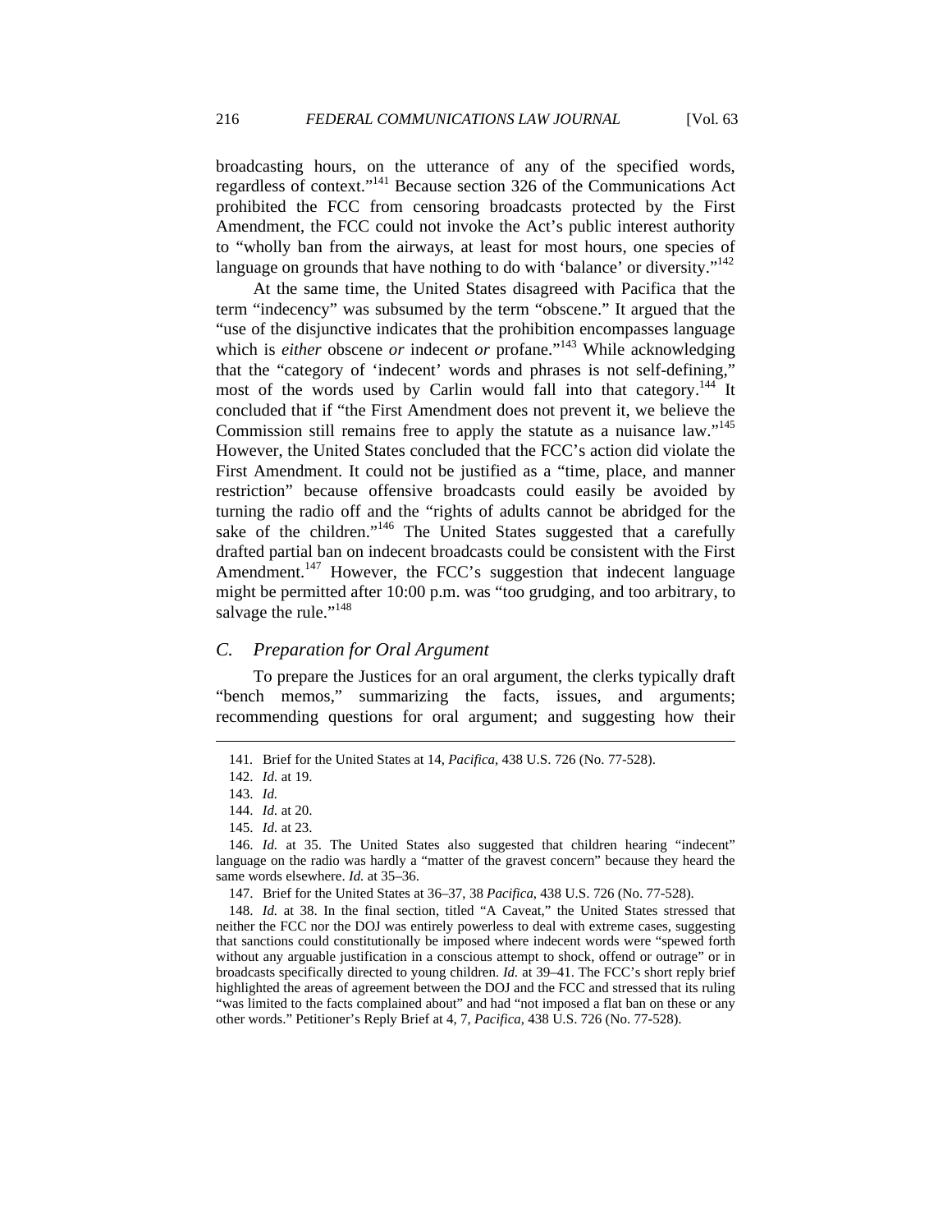broadcasting hours, on the utterance of any of the specified words, regardless of context."[141] Because section 326 of the Communications Act prohibited the FCC from censoring broadcasts protected by the First Amendment, the FCC could not invoke the Act's public interest authority to "wholly ban from the airways, at least for most hours, one species of language on grounds that have nothing to do with 'balance' or diversity."[142]

At the same time, the United States disagreed with Pacifica that the term "indecency" was subsumed by the term "obscene." It argued that the "use of the disjunctive indicates that the prohibition encompasses language which is *either* obscene *or* indecent *or* profane."[143] While acknowledging that the "category of 'indecent' words and phrases is not self-defining," most of the words used by Carlin would fall into that category.[144] It concluded that if "the First Amendment does not prevent it, we believe the Commission still remains free to apply the statute as a nuisance law."[145] However, the United States concluded that the FCC's action did violate the First Amendment. It could not be justified as a "time, place, and manner restriction" because offensive broadcasts could easily be avoided by turning the radio off and the "rights of adults cannot be abridged for the sake of the children."[146] The United States suggested that a carefully drafted partial ban on indecent broadcasts could be consistent with the First Amendment.[147] However, the FCC's suggestion that indecent language might be permitted after 10:00 p.m. was "too grudging, and too arbitrary, to salvage the rule."[148]

## C. *Preparation for Oral Argument*

To prepare the Justices for an oral argument, the clerks typically draft "bench memos," summarizing the facts, issues, and arguments; recommending questions for oral argument; and suggesting how their

---

141. Brief for the United States at 14, *Pacifica*, 438 U.S. 726 (No. 77-528).

142. *Id.* at 19.

143. *Id.*

144. *Id.* at 20.

145. *Id.* at 23.

146. *Id.* at 35. The United States also suggested that children hearing "indecent" language on the radio was hardly a "matter of the gravest concern" because they heard the same words elsewhere. *Id.* at 35–36.

147. Brief for the United States at 36–37, 38 *Pacifica*, 438 U.S. 726 (No. 77-528).

148. *Id.* at 38. In the final section, titled "A Caveat," the United States stressed that neither the FCC nor the DOJ was entirely powerless to deal with extreme cases, suggesting that sanctions could constitutionally be imposed where indecent words were "spewed forth without any arguable justification in a conscious attempt to shock, offend or outrage" or in broadcasts specifically directed to young children. *Id.* at 39–41. The FCC's short reply brief highlighted the areas of agreement between the DOJ and the FCC and stressed that its ruling "was limited to the facts complained about" and had "not imposed a flat ban on these or any other words." Petitioner's Reply Brief at 4, 7, *Pacifica*, 438 U.S. 726 (No. 77-528).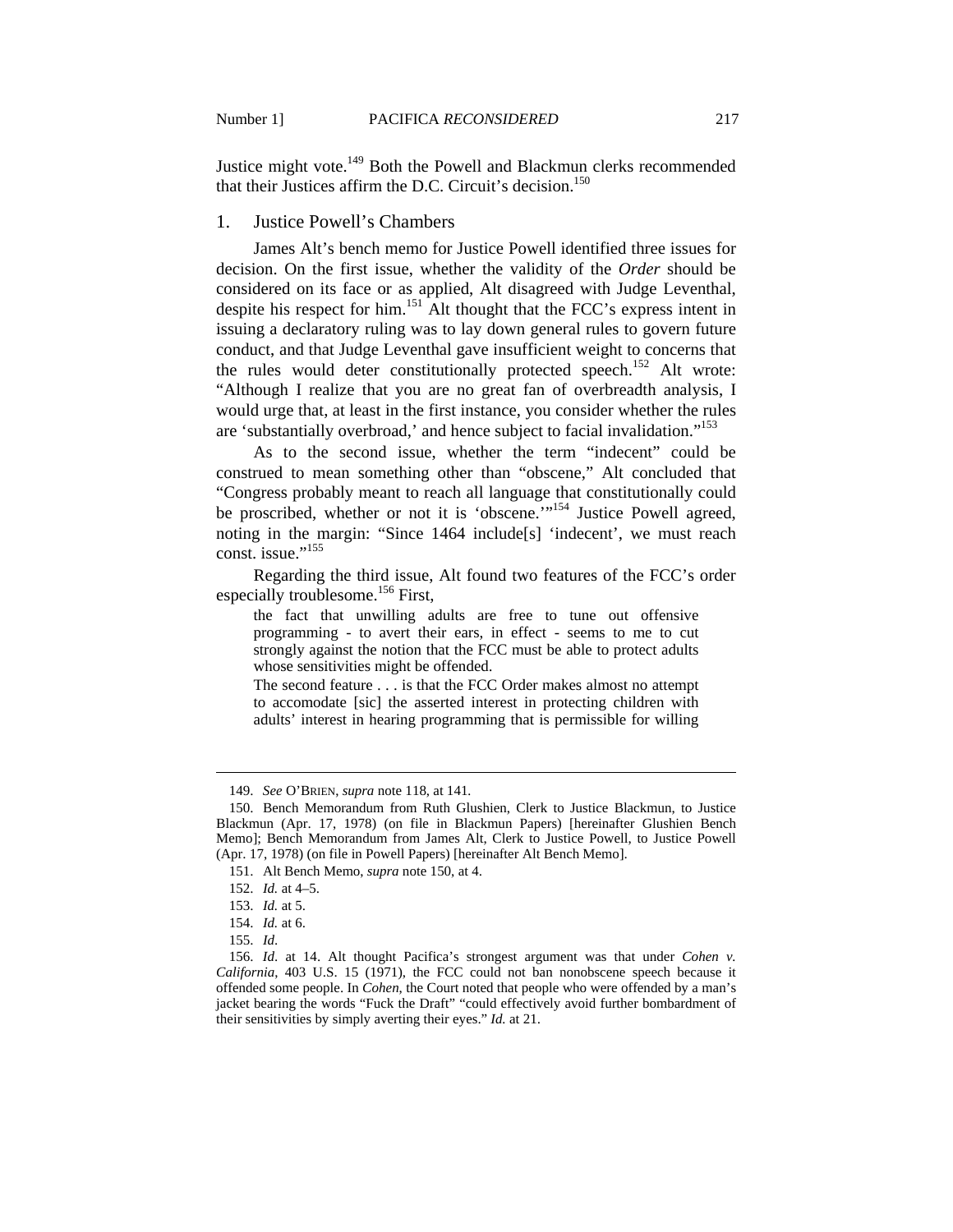Justice might vote.[149] Both the Powell and Blackmun clerks recommended that their Justices affirm the D.C. Circuit's decision.[150]

### 1. Justice Powell's Chambers

James Alt's bench memo for Justice Powell identified three issues for decision. On the first issue, whether the validity of the *Order* should be considered on its face or as applied, Alt disagreed with Judge Leventhal, despite his respect for him.[151] Alt thought that the FCC's express intent in issuing a declaratory ruling was to lay down general rules to govern future conduct, and that Judge Leventhal gave insufficient weight to concerns that the rules would deter constitutionally protected speech.[152] Alt wrote: "Although I realize that you are no great fan of overbreadth analysis, I would urge that, at least in the first instance, you consider whether the rules are 'substantially overbroad,' and hence subject to facial invalidation."[153]

As to the second issue, whether the term "indecent" could be construed to mean something other than "obscene," Alt concluded that "Congress probably meant to reach all language that constitutionally could be proscribed, whether or not it is 'obscene.'"[154] Justice Powell agreed, noting in the margin: "Since 1464 include[s] 'indecent', we must reach const. issue."[155]

Regarding the third issue, Alt found two features of the FCC's order especially troublesome.[156] First,

> the fact that unwilling adults are free to tune out offensive programming - to avert their ears, in effect - seems to me to cut strongly against the notion that the FCC must be able to protect adults whose sensitivities might be offended.
>
> The second feature . . . is that the FCC Order makes almost no attempt to accomodate [sic] the asserted interest in protecting children with adults' interest in hearing programming that is permissible for willing

---

149. *See* O'BRIEN, *supra* note 118, at 141.

150. Bench Memorandum from Ruth Glushien, Clerk to Justice Blackmun, to Justice Blackmun (Apr. 17, 1978) (on file in Blackmun Papers) [hereinafter Glushien Bench Memo]; Bench Memorandum from James Alt, Clerk to Justice Powell, to Justice Powell (Apr. 17, 1978) (on file in Powell Papers) [hereinafter Alt Bench Memo].

151. Alt Bench Memo, *supra* note 150, at 4.

152. *Id.* at 4–5.

153. *Id.* at 5.

154. *Id.* at 6.

155. *Id*.

156. *Id*. at 14. Alt thought Pacifica's strongest argument was that under *Cohen v. California*, 403 U.S. 15 (1971), the FCC could not ban nonobscene speech because it offended some people. In *Cohen*, the Court noted that people who were offended by a man's jacket bearing the words "Fuck the Draft" "could effectively avoid further bombardment of their sensitivities by simply averting their eyes." *Id.* at 21.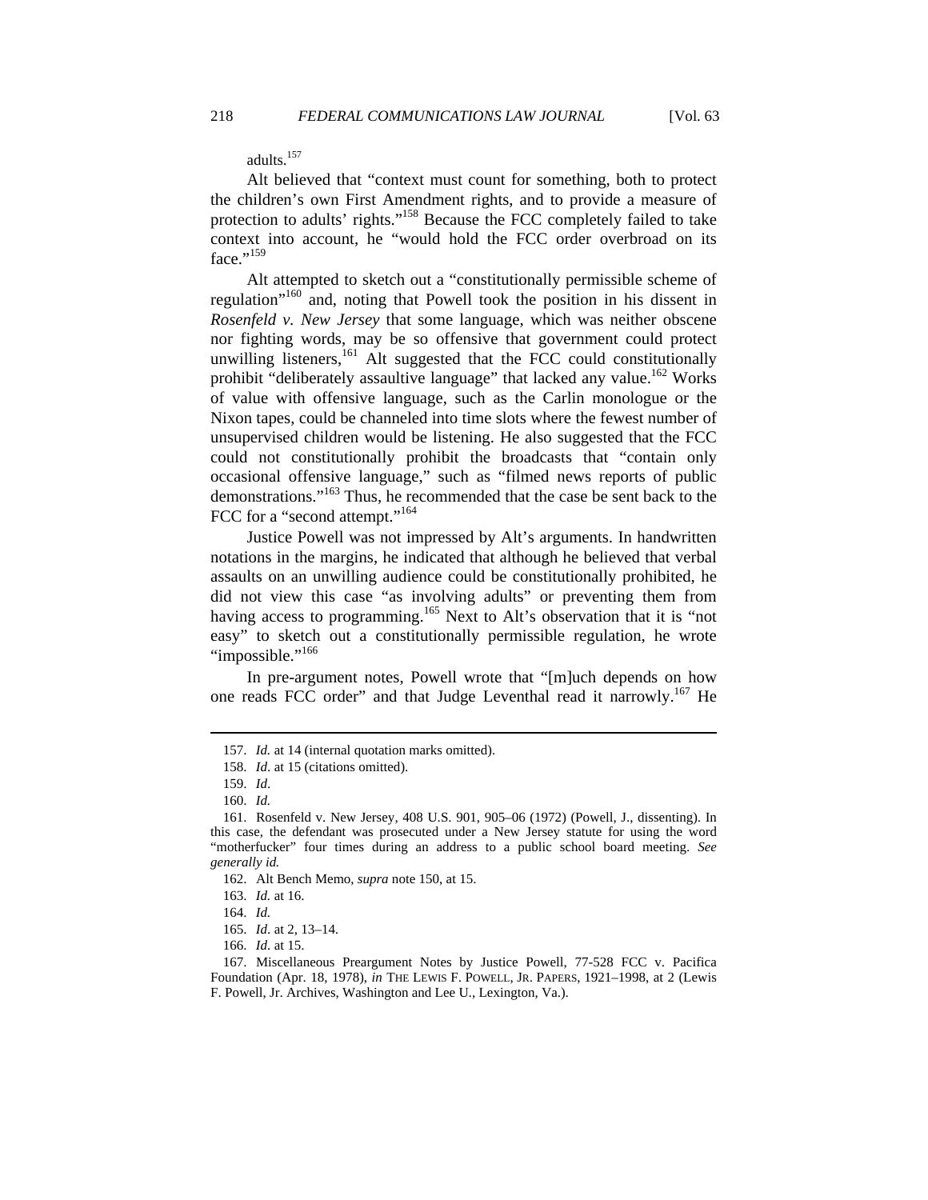adults.[157]

Alt believed that "context must count for something, both to protect the children's own First Amendment rights, and to provide a measure of protection to adults' rights."[158] Because the FCC completely failed to take context into account, he "would hold the FCC order overbroad on its face."[159]

Alt attempted to sketch out a "constitutionally permissible scheme of regulation"[160] and, noting that Powell took the position in his dissent in *Rosenfeld v. New Jersey* that some language, which was neither obscene nor fighting words, may be so offensive that government could protect unwilling listeners,[161] Alt suggested that the FCC could constitutionally prohibit "deliberately assaultive language" that lacked any value.[162] Works of value with offensive language, such as the Carlin monologue or the Nixon tapes, could be channeled into time slots where the fewest number of unsupervised children would be listening. He also suggested that the FCC could not constitutionally prohibit the broadcasts that "contain only occasional offensive language," such as "filmed news reports of public demonstrations."[163] Thus, he recommended that the case be sent back to the FCC for a "second attempt."[164]

Justice Powell was not impressed by Alt's arguments. In handwritten notations in the margins, he indicated that although he believed that verbal assaults on an unwilling audience could be constitutionally prohibited, he did not view this case "as involving adults" or preventing them from having access to programming.[165] Next to Alt's observation that it is "not easy" to sketch out a constitutionally permissible regulation, he wrote "impossible."[166]

In pre-argument notes, Powell wrote that "[m]uch depends on how one reads FCC order" and that Judge Leventhal read it narrowly.[167] He

---

157. *Id.* at 14 (internal quotation marks omitted).

158. *Id*. at 15 (citations omitted).

159. *Id*.

160. *Id.*

161. Rosenfeld v. New Jersey, 408 U.S. 901, 905–06 (1972) (Powell, J., dissenting). In this case, the defendant was prosecuted under a New Jersey statute for using the word "motherfucker" four times during an address to a public school board meeting. *See generally id.*

162. Alt Bench Memo, *supra* note 150, at 15.

163. *Id.* at 16.

164. *Id.*

165. *Id*. at 2, 13–14.

166. *Id*. at 15.

167. Miscellaneous Preargument Notes by Justice Powell, 77-528 FCC v. Pacifica Foundation (Apr. 18, 1978), *in* THE LEWIS F. POWELL, JR. PAPERS, 1921–1998, at 2 (Lewis F. Powell, Jr. Archives, Washington and Lee U., Lexington, Va.).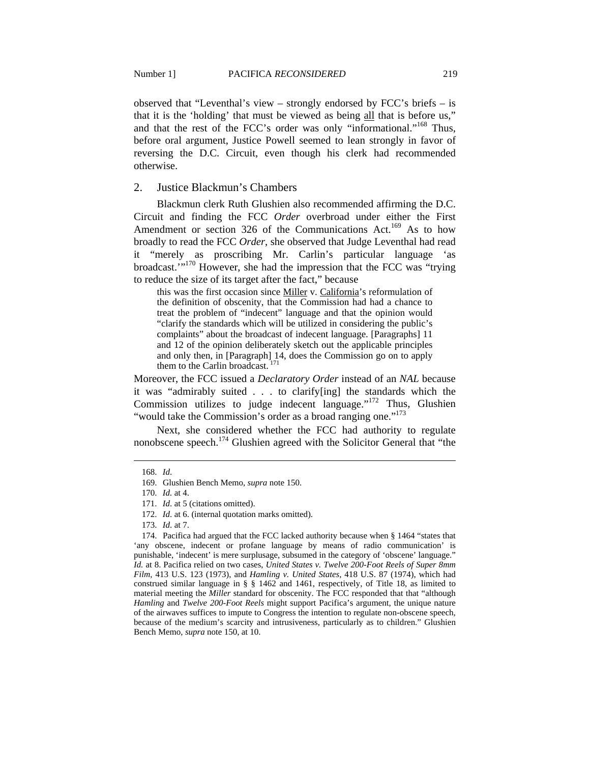observed that "Leventhal's view – strongly endorsed by FCC's briefs – is that it is the 'holding' that must be viewed as being all that is before us," and that the rest of the FCC's order was only "informational."[168] Thus, before oral argument, Justice Powell seemed to lean strongly in favor of reversing the D.C. Circuit, even though his clerk had recommended otherwise.

## 2. Justice Blackmun's Chambers

Blackmun clerk Ruth Glushien also recommended affirming the D.C. Circuit and finding the FCC *Order* overbroad under either the First Amendment or section 326 of the Communications Act.[169] As to how broadly to read the FCC *Order*, she observed that Judge Leventhal had read it "merely as proscribing Mr. Carlin's particular language 'as broadcast.'"[170] However, she had the impression that the FCC was "trying to reduce the size of its target after the fact," because

> this was the first occasion since Miller v. California's reformulation of the definition of obscenity, that the Commission had had a chance to treat the problem of "indecent" language and that the opinion would "clarify the standards which will be utilized in considering the public's complaints" about the broadcast of indecent language. [Paragraphs] 11 and 12 of the opinion deliberately sketch out the applicable principles and only then, in [Paragraph] 14, does the Commission go on to apply them to the Carlin broadcast.[171]

Moreover, the FCC issued a *Declaratory Order* instead of an *NAL* because it was "admirably suited . . . to clarify[ing] the standards which the Commission utilizes to judge indecent language."[172] Thus, Glushien "would take the Commission's order as a broad ranging one."[173]

Next, she considered whether the FCC had authority to regulate nonobscene speech.[174] Glushien agreed with the Solicitor General that "the

---

168. *Id*.

169. Glushien Bench Memo, *supra* note 150.

170. *Id.* at 4.

171. *Id*. at 5 (citations omitted).

172. *Id*. at 6. (internal quotation marks omitted).

173. *Id*. at 7.

174. Pacifica had argued that the FCC lacked authority because when § 1464 "states that 'any obscene, indecent or profane language by means of radio communication' is punishable, 'indecent' is mere surplusage, subsumed in the category of 'obscene' language." *Id.* at 8. Pacifica relied on two cases, *United States v. Twelve 200-Foot Reels of Super 8mm Film*, 413 U.S. 123 (1973), and *Hamling v. United States*, 418 U.S. 87 (1974), which had construed similar language in § § 1462 and 1461, respectively, of Title 18, as limited to material meeting the *Miller* standard for obscenity. The FCC responded that that "although *Hamling* and *Twelve 200-Foot Reels* might support Pacifica's argument, the unique nature of the airwaves suffices to impute to Congress the intention to regulate non-obscene speech, because of the medium's scarcity and intrusiveness, particularly as to children." Glushien Bench Memo, *supra* note 150, at 10.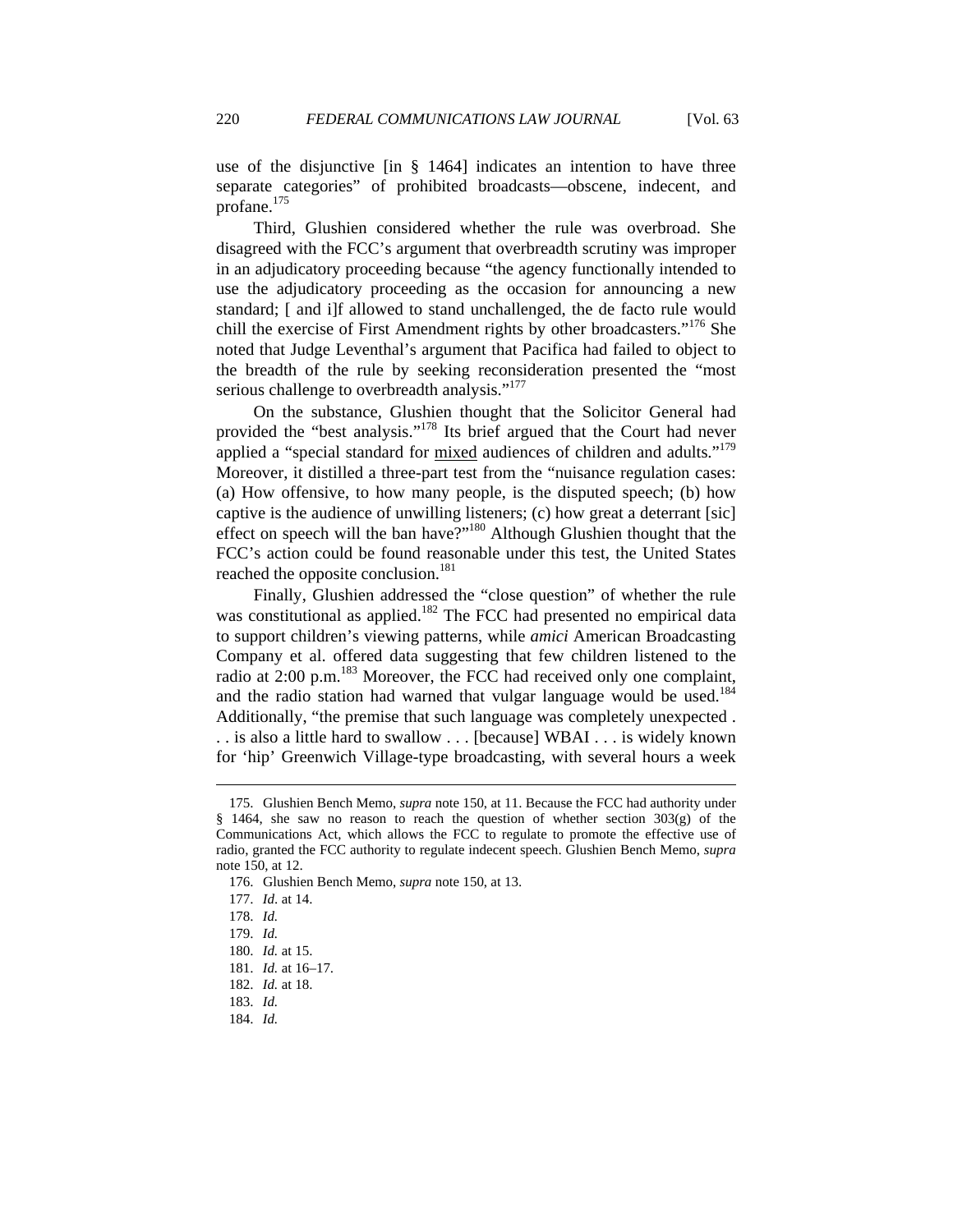use of the disjunctive [in § 1464] indicates an intention to have three separate categories" of prohibited broadcasts—obscene, indecent, and profane.[175]

Third, Glushien considered whether the rule was overbroad. She disagreed with the FCC's argument that overbreadth scrutiny was improper in an adjudicatory proceeding because "the agency functionally intended to use the adjudicatory proceeding as the occasion for announcing a new standard; [ and i]f allowed to stand unchallenged, the de facto rule would chill the exercise of First Amendment rights by other broadcasters."[176] She noted that Judge Leventhal's argument that Pacifica had failed to object to the breadth of the rule by seeking reconsideration presented the "most serious challenge to overbreadth analysis."[177]

On the substance, Glushien thought that the Solicitor General had provided the "best analysis."[178] Its brief argued that the Court had never applied a "special standard for <u>mixed</u> audiences of children and adults."[179] Moreover, it distilled a three-part test from the "nuisance regulation cases: (a) How offensive, to how many people, is the disputed speech; (b) how captive is the audience of unwilling listeners; (c) how great a deterrant [sic] effect on speech will the ban have?"[180] Although Glushien thought that the FCC's action could be found reasonable under this test, the United States reached the opposite conclusion.[181]

Finally, Glushien addressed the "close question" of whether the rule was constitutional as applied.[182] The FCC had presented no empirical data to support children's viewing patterns, while *amici* American Broadcasting Company et al. offered data suggesting that few children listened to the radio at 2:00 p.m.[183] Moreover, the FCC had received only one complaint, and the radio station had warned that vulgar language would be used.[184] Additionally, "the premise that such language was completely unexpected . . . is also a little hard to swallow . . . [because] WBAI . . . is widely known for 'hip' Greenwich Village-type broadcasting, with several hours a week

---

175. Glushien Bench Memo, *supra* note 150, at 11. Because the FCC had authority under § 1464, she saw no reason to reach the question of whether section 303(g) of the Communications Act, which allows the FCC to regulate to promote the effective use of radio, granted the FCC authority to regulate indecent speech. Glushien Bench Memo, *supra* note 150, at 12.

176. Glushien Bench Memo, *supra* note 150, at 13.

177. *Id*. at 14.

178. *Id.*

179. *Id.*

180. *Id.* at 15.

181. *Id.* at 16–17.

182. *Id.* at 18.

183. *Id.*

184. *Id.*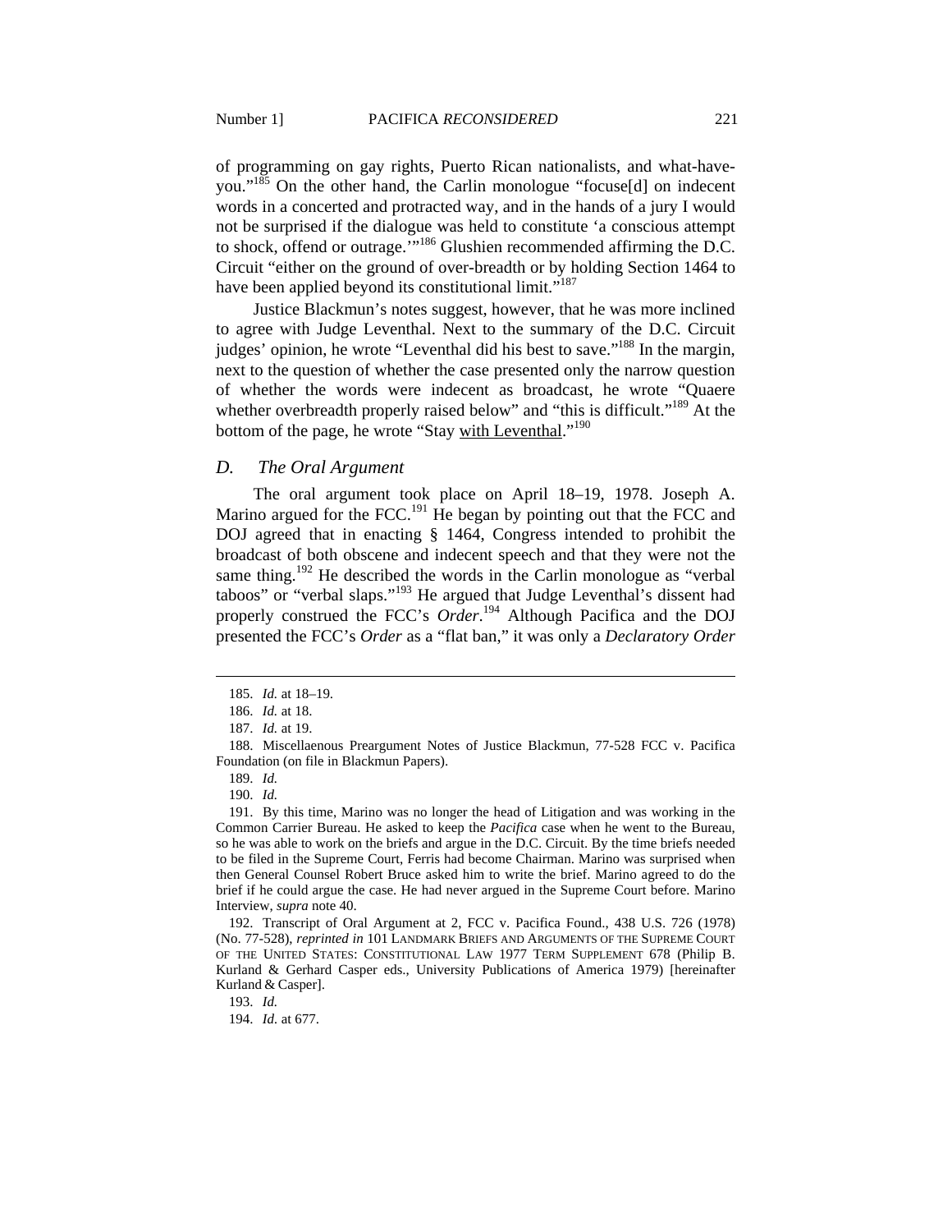of programming on gay rights, Puerto Rican nationalists, and what-have-you."[185] On the other hand, the Carlin monologue "focuse[d] on indecent words in a concerted and protracted way, and in the hands of a jury I would not be surprised if the dialogue was held to constitute 'a conscious attempt to shock, offend or outrage.'"[186] Glushien recommended affirming the D.C. Circuit "either on the ground of over-breadth or by holding Section 1464 to have been applied beyond its constitutional limit."[187]

Justice Blackmun's notes suggest, however, that he was more inclined to agree with Judge Leventhal. Next to the summary of the D.C. Circuit judges' opinion, he wrote "Leventhal did his best to save."[188] In the margin, next to the question of whether the case presented only the narrow question of whether the words were indecent as broadcast, he wrote "Quaere whether overbreadth properly raised below" and "this is difficult."[189] At the bottom of the page, he wrote "Stay with Leventhal."[190]

### *D. The Oral Argument*

The oral argument took place on April 18–19, 1978. Joseph A. Marino argued for the FCC.[191] He began by pointing out that the FCC and DOJ agreed that in enacting § 1464, Congress intended to prohibit the broadcast of both obscene and indecent speech and that they were not the same thing.[192] He described the words in the Carlin monologue as "verbal taboos" or "verbal slaps."[193] He argued that Judge Leventhal's dissent had properly construed the FCC's *Order*.[194] Although Pacifica and the DOJ presented the FCC's *Order* as a "flat ban," it was only a *Declaratory Order*

---

185. *Id.* at 18–19.

186. *Id.* at 18.

187. *Id.* at 19.

188. Miscellaenous Preargument Notes of Justice Blackmun, 77-528 FCC v. Pacifica Foundation (on file in Blackmun Papers).

189. *Id.*

190. *Id.*

191. By this time, Marino was no longer the head of Litigation and was working in the Common Carrier Bureau. He asked to keep the *Pacifica* case when he went to the Bureau, so he was able to work on the briefs and argue in the D.C. Circuit. By the time briefs needed to be filed in the Supreme Court, Ferris had become Chairman. Marino was surprised when then General Counsel Robert Bruce asked him to write the brief. Marino agreed to do the brief if he could argue the case. He had never argued in the Supreme Court before. Marino Interview, *supra* note 40.

192. Transcript of Oral Argument at 2, FCC v. Pacifica Found., 438 U.S. 726 (1978) (No. 77-528), *reprinted in* 101 LANDMARK BRIEFS AND ARGUMENTS OF THE SUPREME COURT OF THE UNITED STATES: CONSTITUTIONAL LAW 1977 TERM SUPPLEMENT 678 (Philip B. Kurland & Gerhard Casper eds., University Publications of America 1979) [hereinafter Kurland & Casper].

193. *Id.*

194. *Id.* at 677.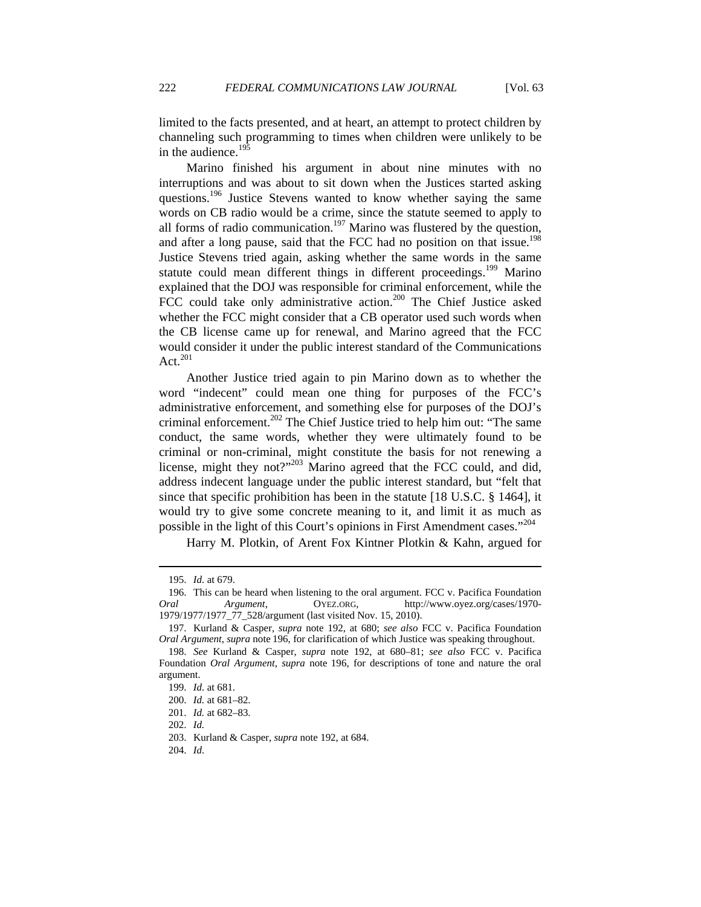limited to the facts presented, and at heart, an attempt to protect children by channeling such programming to times when children were unlikely to be in the audience.[195]

Marino finished his argument in about nine minutes with no interruptions and was about to sit down when the Justices started asking questions.[196] Justice Stevens wanted to know whether saying the same words on CB radio would be a crime, since the statute seemed to apply to all forms of radio communication.[197] Marino was flustered by the question, and after a long pause, said that the FCC had no position on that issue.[198] Justice Stevens tried again, asking whether the same words in the same statute could mean different things in different proceedings.[199] Marino explained that the DOJ was responsible for criminal enforcement, while the FCC could take only administrative action.[200] The Chief Justice asked whether the FCC might consider that a CB operator used such words when the CB license came up for renewal, and Marino agreed that the FCC would consider it under the public interest standard of the Communications Act.[201]

Another Justice tried again to pin Marino down as to whether the word "indecent" could mean one thing for purposes of the FCC's administrative enforcement, and something else for purposes of the DOJ's criminal enforcement.[202] The Chief Justice tried to help him out: "The same conduct, the same words, whether they were ultimately found to be criminal or non-criminal, might constitute the basis for not renewing a license, might they not?"[203] Marino agreed that the FCC could, and did, address indecent language under the public interest standard, but "felt that since that specific prohibition has been in the statute [18 U.S.C. § 1464], it would try to give some concrete meaning to it, and limit it as much as possible in the light of this Court's opinions in First Amendment cases."[204]

Harry M. Plotkin, of Arent Fox Kintner Plotkin & Kahn, argued for

---

195. *Id.* at 679.

196. This can be heard when listening to the oral argument. FCC v. Pacifica Foundation *Oral Argument*, OYEZ.ORG, http://www.oyez.org/cases/1970-1979/1977/1977_77_528/argument (last visited Nov. 15, 2010).

197. Kurland & Casper, *supra* note 192, at 680; *see also* FCC v. Pacifica Foundation *Oral Argument*, *supra* note 196, for clarification of which Justice was speaking throughout.

198. *See* Kurland & Casper, *supra* note 192, at 680–81; *see also* FCC v. Pacifica Foundation *Oral Argument*, *supra* note 196, for descriptions of tone and nature the oral argument.

199. *Id.* at 681.

200. *Id.* at 681–82.

201. *Id.* at 682–83.

202. *Id.*

203. Kurland & Casper, *supra* note 192, at 684.

204. *Id.*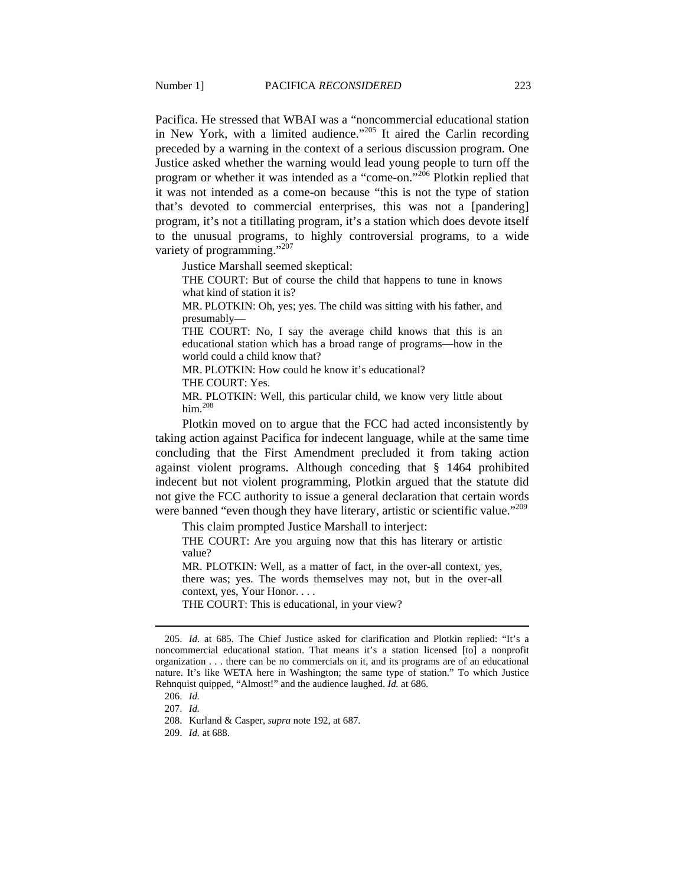Pacifica. He stressed that WBAI was a "noncommercial educational station in New York, with a limited audience."[205] It aired the Carlin recording preceded by a warning in the context of a serious discussion program. One Justice asked whether the warning would lead young people to turn off the program or whether it was intended as a "come-on."[206] Plotkin replied that it was not intended as a come-on because "this is not the type of station that's devoted to commercial enterprises, this was not a [pandering] program, it's not a titillating program, it's a station which does devote itself to the unusual programs, to highly controversial programs, to a wide variety of programming."[207]

Justice Marshall seemed skeptical:

> THE COURT: But of course the child that happens to tune in knows what kind of station it is?
>
> MR. PLOTKIN: Oh, yes; yes. The child was sitting with his father, and presumably—
>
> THE COURT: No, I say the average child knows that this is an educational station which has a broad range of programs—how in the world could a child know that?
>
> MR. PLOTKIN: How could he know it's educational?
>
> THE COURT: Yes.
>
> MR. PLOTKIN: Well, this particular child, we know very little about him.[208]

Plotkin moved on to argue that the FCC had acted inconsistently by taking action against Pacifica for indecent language, while at the same time concluding that the First Amendment precluded it from taking action against violent programs. Although conceding that § 1464 prohibited indecent but not violent programming, Plotkin argued that the statute did not give the FCC authority to issue a general declaration that certain words were banned "even though they have literary, artistic or scientific value."[209]

This claim prompted Justice Marshall to interject:

> THE COURT: Are you arguing now that this has literary or artistic value?
>
> MR. PLOTKIN: Well, as a matter of fact, in the over-all context, yes, there was; yes. The words themselves may not, but in the over-all context, yes, Your Honor. . . .
>
> THE COURT: This is educational, in your view?

---

205. *Id.* at 685. The Chief Justice asked for clarification and Plotkin replied: "It's a noncommercial educational station. That means it's a station licensed [to] a nonprofit organization . . . there can be no commercials on it, and its programs are of an educational nature. It's like WETA here in Washington; the same type of station." To which Justice Rehnquist quipped, "Almost!" and the audience laughed. *Id.* at 686.

206. *Id.*

207. *Id.*

208. Kurland & Casper, *supra* note 192, at 687.

209. *Id.* at 688.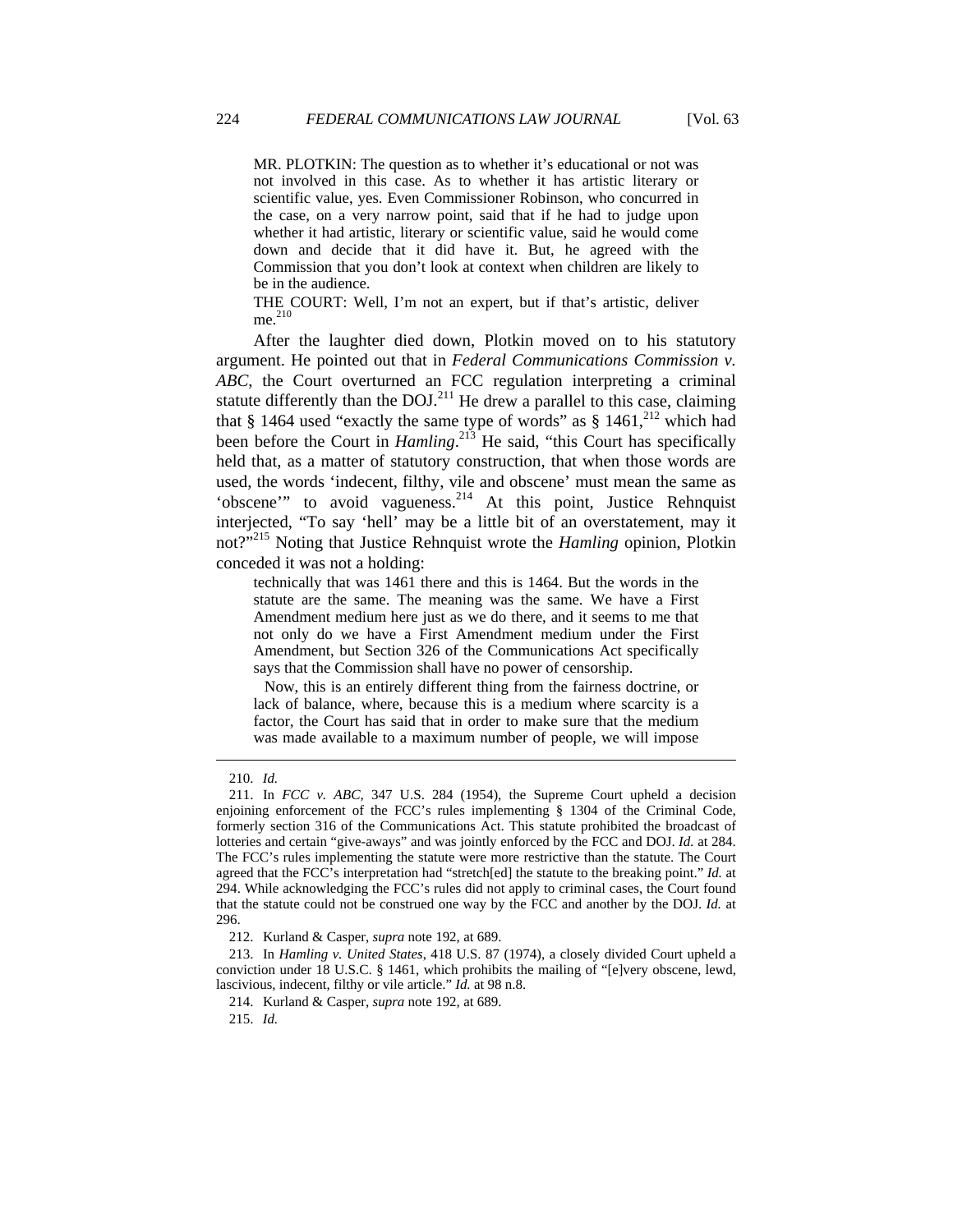> MR. PLOTKIN: The question as to whether it's educational or not was not involved in this case. As to whether it has artistic literary or scientific value, yes. Even Commissioner Robinson, who concurred in the case, on a very narrow point, said that if he had to judge upon whether it had artistic, literary or scientific value, said he would come down and decide that it did have it. But, he agreed with the Commission that you don't look at context when children are likely to be in the audience.
>
> THE COURT: Well, I'm not an expert, but if that's artistic, deliver me.[210]

After the laughter died down, Plotkin moved on to his statutory argument. He pointed out that in *Federal Communications Commission v. ABC*, the Court overturned an FCC regulation interpreting a criminal statute differently than the DOJ.[211] He drew a parallel to this case, claiming that § 1464 used "exactly the same type of words" as § 1461,[212] which had been before the Court in *Hamling*.[213] He said, "this Court has specifically held that, as a matter of statutory construction, that when those words are used, the words 'indecent, filthy, vile and obscene' must mean the same as 'obscene'" to avoid vagueness.[214] At this point, Justice Rehnquist interjected, "To say 'hell' may be a little bit of an overstatement, may it not?"[215] Noting that Justice Rehnquist wrote the *Hamling* opinion, Plotkin conceded it was not a holding:

> technically that was 1461 there and this is 1464. But the words in the statute are the same. The meaning was the same. We have a First Amendment medium here just as we do there, and it seems to me that not only do we have a First Amendment medium under the First Amendment, but Section 326 of the Communications Act specifically says that the Commission shall have no power of censorship.
>
> Now, this is an entirely different thing from the fairness doctrine, or lack of balance, where, because this is a medium where scarcity is a factor, the Court has said that in order to make sure that the medium was made available to a maximum number of people, we will impose

---

210. *Id.*

211. In *FCC v. ABC*, 347 U.S. 284 (1954), the Supreme Court upheld a decision enjoining enforcement of the FCC's rules implementing § 1304 of the Criminal Code, formerly section 316 of the Communications Act. This statute prohibited the broadcast of lotteries and certain "give-aways" and was jointly enforced by the FCC and DOJ. *Id.* at 284. The FCC's rules implementing the statute were more restrictive than the statute. The Court agreed that the FCC's interpretation had "stretch[ed] the statute to the breaking point." *Id.* at 294. While acknowledging the FCC's rules did not apply to criminal cases, the Court found that the statute could not be construed one way by the FCC and another by the DOJ. *Id.* at 296.

212. Kurland & Casper, *supra* note 192, at 689.

213. In *Hamling v. United States*, 418 U.S. 87 (1974), a closely divided Court upheld a conviction under 18 U.S.C. § 1461, which prohibits the mailing of "[e]very obscene, lewd, lascivious, indecent, filthy or vile article." *Id.* at 98 n.8.

214. Kurland & Casper, *supra* note 192, at 689.

215. *Id.*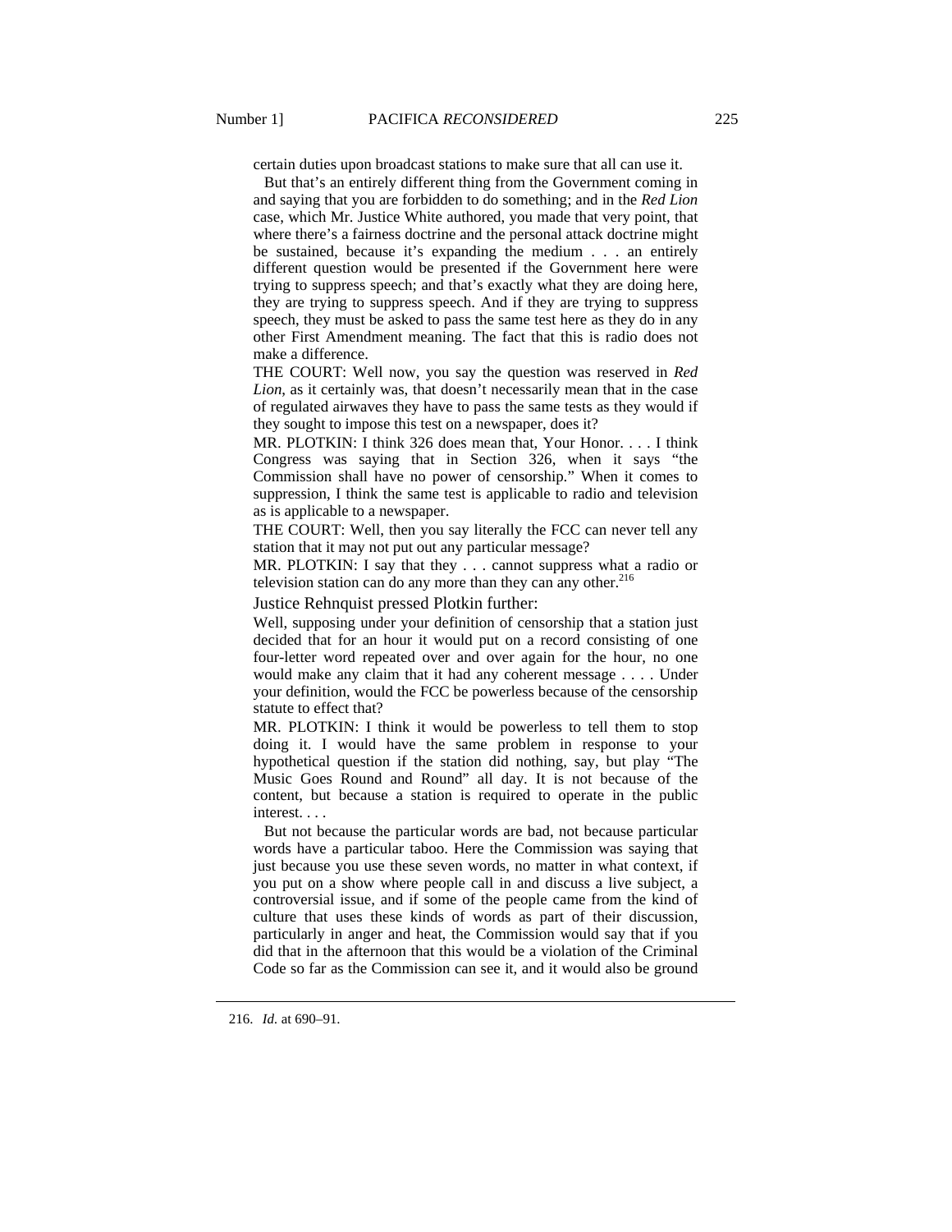certain duties upon broadcast stations to make sure that all can use it.

But that's an entirely different thing from the Government coming in and saying that you are forbidden to do something; and in the *Red Lion* case, which Mr. Justice White authored, you made that very point, that where there's a fairness doctrine and the personal attack doctrine might be sustained, because it's expanding the medium . . . an entirely different question would be presented if the Government here were trying to suppress speech; and that's exactly what they are doing here, they are trying to suppress speech. And if they are trying to suppress speech, they must be asked to pass the same test here as they do in any other First Amendment meaning. The fact that this is radio does not make a difference.

THE COURT: Well now, you say the question was reserved in *Red Lion*, as it certainly was, that doesn't necessarily mean that in the case of regulated airwaves they have to pass the same tests as they would if they sought to impose this test on a newspaper, does it?

MR. PLOTKIN: I think 326 does mean that, Your Honor. . . . I think Congress was saying that in Section 326, when it says "the Commission shall have no power of censorship." When it comes to suppression, I think the same test is applicable to radio and television as is applicable to a newspaper.

THE COURT: Well, then you say literally the FCC can never tell any station that it may not put out any particular message?

MR. PLOTKIN: I say that they . . . cannot suppress what a radio or television station can do any more than they can any other.[216]

Justice Rehnquist pressed Plotkin further:

Well, supposing under your definition of censorship that a station just decided that for an hour it would put on a record consisting of one four-letter word repeated over and over again for the hour, no one would make any claim that it had any coherent message . . . . Under your definition, would the FCC be powerless because of the censorship statute to effect that?

MR. PLOTKIN: I think it would be powerless to tell them to stop doing it. I would have the same problem in response to your hypothetical question if the station did nothing, say, but play "The Music Goes Round and Round" all day. It is not because of the content, but because a station is required to operate in the public interest. . . .

But not because the particular words are bad, not because particular words have a particular taboo. Here the Commission was saying that just because you use these seven words, no matter in what context, if you put on a show where people call in and discuss a live subject, a controversial issue, and if some of the people came from the kind of culture that uses these kinds of words as part of their discussion, particularly in anger and heat, the Commission would say that if you did that in the afternoon that this would be a violation of the Criminal Code so far as the Commission can see it, and it would also be ground

216. *Id.* at 690–91.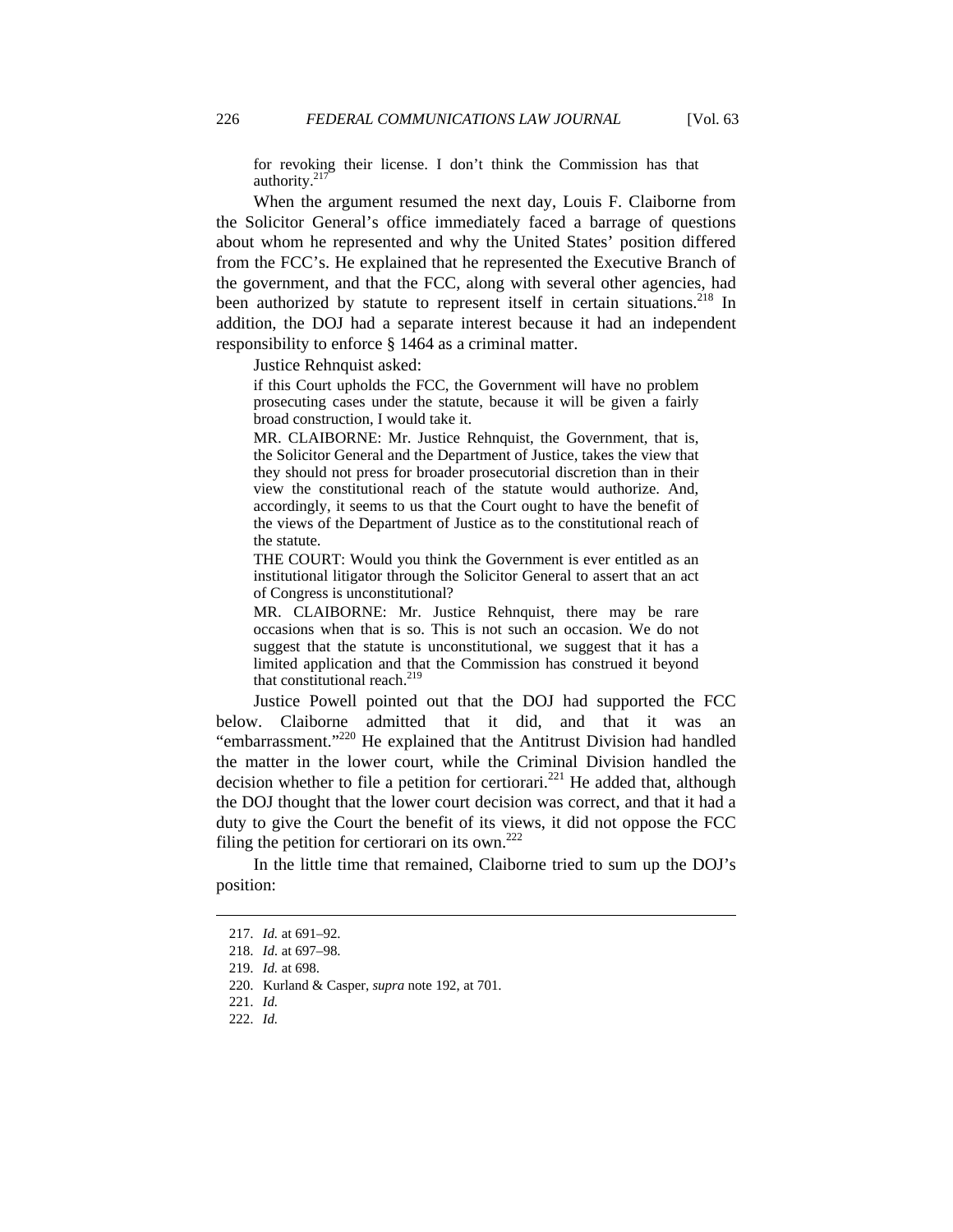for revoking their license. I don't think the Commission has that authority.[217]

When the argument resumed the next day, Louis F. Claiborne from the Solicitor General's office immediately faced a barrage of questions about whom he represented and why the United States' position differed from the FCC's. He explained that he represented the Executive Branch of the government, and that the FCC, along with several other agencies, had been authorized by statute to represent itself in certain situations.[218] In addition, the DOJ had a separate interest because it had an independent responsibility to enforce § 1464 as a criminal matter.

Justice Rehnquist asked:

> if this Court upholds the FCC, the Government will have no problem prosecuting cases under the statute, because it will be given a fairly broad construction, I would take it.
>
> MR. CLAIBORNE: Mr. Justice Rehnquist, the Government, that is, the Solicitor General and the Department of Justice, takes the view that they should not press for broader prosecutorial discretion than in their view the constitutional reach of the statute would authorize. And, accordingly, it seems to us that the Court ought to have the benefit of the views of the Department of Justice as to the constitutional reach of the statute.
>
> THE COURT: Would you think the Government is ever entitled as an institutional litigator through the Solicitor General to assert that an act of Congress is unconstitutional?
>
> MR. CLAIBORNE: Mr. Justice Rehnquist, there may be rare occasions when that is so. This is not such an occasion. We do not suggest that the statute is unconstitutional, we suggest that it has a limited application and that the Commission has construed it beyond that constitutional reach.[219]

Justice Powell pointed out that the DOJ had supported the FCC below. Claiborne admitted that it did, and that it was an "embarrassment."[220] He explained that the Antitrust Division had handled the matter in the lower court, while the Criminal Division handled the decision whether to file a petition for certiorari.[221] He added that, although the DOJ thought that the lower court decision was correct, and that it had a duty to give the Court the benefit of its views, it did not oppose the FCC filing the petition for certiorari on its own.[222]

In the little time that remained, Claiborne tried to sum up the DOJ's position:

---

217. *Id.* at 691–92.

218. *Id.* at 697–98.

219. *Id.* at 698.

220. Kurland & Casper, *supra* note 192, at 701.

221. *Id.*

222. *Id.*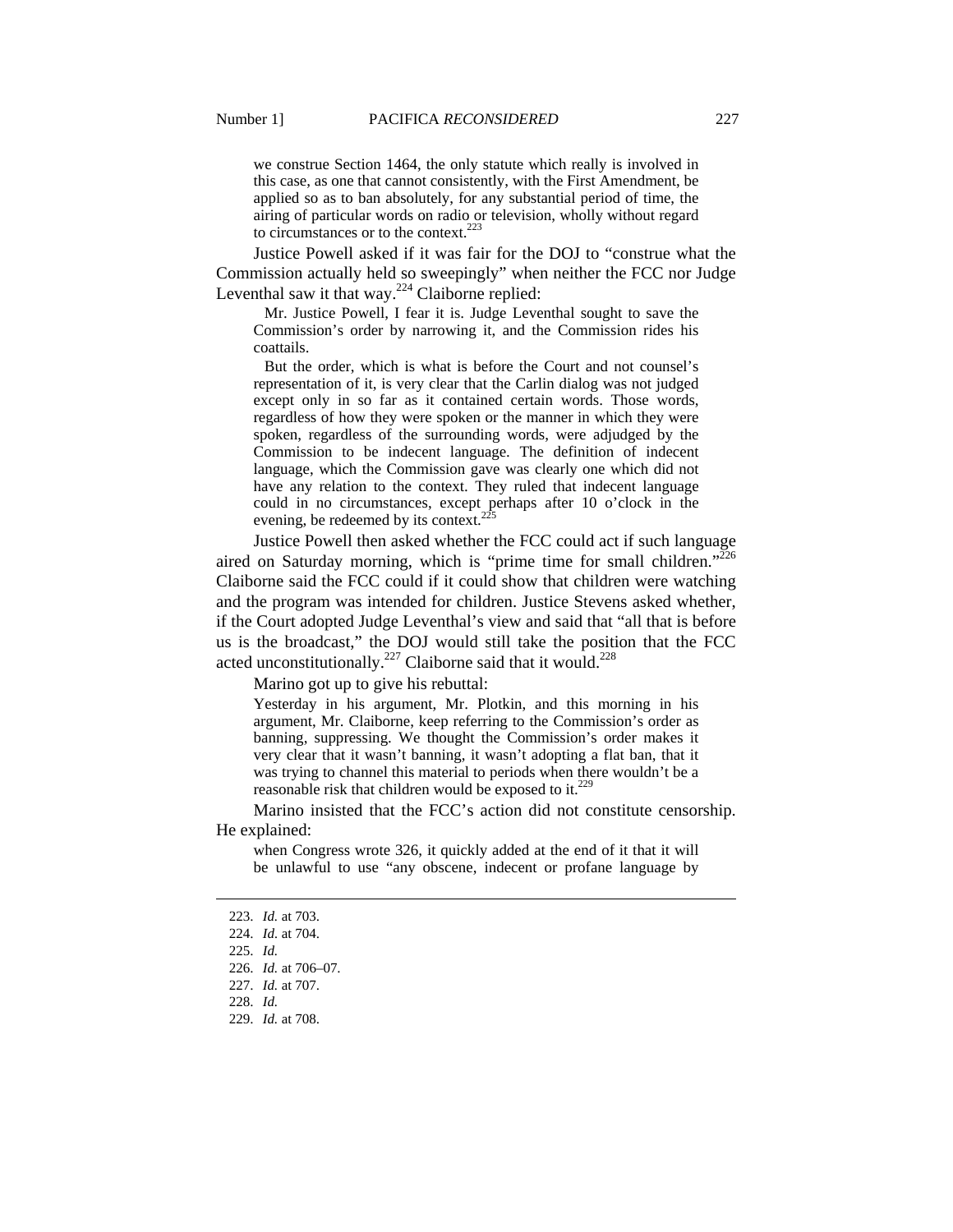> we construe Section 1464, the only statute which really is involved in this case, as one that cannot consistently, with the First Amendment, be applied so as to ban absolutely, for any substantial period of time, the airing of particular words on radio or television, wholly without regard to circumstances or to the context.[223]

Justice Powell asked if it was fair for the DOJ to "construe what the Commission actually held so sweepingly" when neither the FCC nor Judge Leventhal saw it that way.[224] Claiborne replied:

> Mr. Justice Powell, I fear it is. Judge Leventhal sought to save the Commission's order by narrowing it, and the Commission rides his coattails.
>
> But the order, which is what is before the Court and not counsel's representation of it, is very clear that the Carlin dialog was not judged except only in so far as it contained certain words. Those words, regardless of how they were spoken or the manner in which they were spoken, regardless of the surrounding words, were adjudged by the Commission to be indecent language. The definition of indecent language, which the Commission gave was clearly one which did not have any relation to the context. They ruled that indecent language could in no circumstances, except perhaps after 10 o'clock in the evening, be redeemed by its context.[225]

Justice Powell then asked whether the FCC could act if such language aired on Saturday morning, which is "prime time for small children."[226] Claiborne said the FCC could if it could show that children were watching and the program was intended for children. Justice Stevens asked whether, if the Court adopted Judge Leventhal's view and said that "all that is before us is the broadcast," the DOJ would still take the position that the FCC acted unconstitutionally.[227] Claiborne said that it would.[228]

Marino got up to give his rebuttal:

> Yesterday in his argument, Mr. Plotkin, and this morning in his argument, Mr. Claiborne, keep referring to the Commission's order as banning, suppressing. We thought the Commission's order makes it very clear that it wasn't banning, it wasn't adopting a flat ban, that it was trying to channel this material to periods when there wouldn't be a reasonable risk that children would be exposed to it.[229]

Marino insisted that the FCC's action did not constitute censorship. He explained:

> when Congress wrote 326, it quickly added at the end of it that it will be unlawful to use "any obscene, indecent or profane language by

---

223. *Id.* at 703.

224. *Id.* at 704.

225. *Id.*

226. *Id.* at 706–07.

227. *Id.* at 707.

228. *Id.*

229. *Id.* at 708.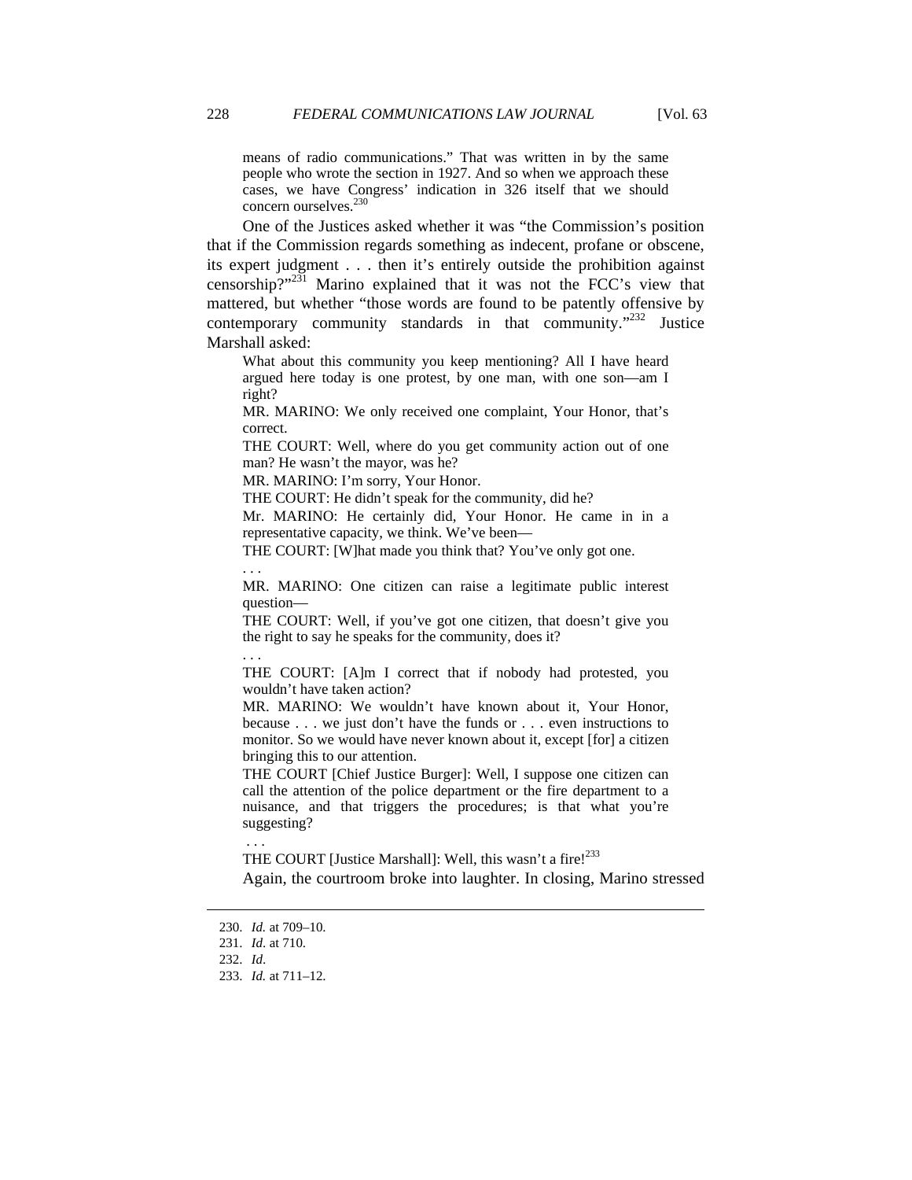means of radio communications." That was written in by the same people who wrote the section in 1927. And so when we approach these cases, we have Congress' indication in 326 itself that we should concern ourselves.[230]

One of the Justices asked whether it was "the Commission's position that if the Commission regards something as indecent, profane or obscene, its expert judgment . . . then it's entirely outside the prohibition against censorship?"[231] Marino explained that it was not the FCC's view that mattered, but whether "those words are found to be patently offensive by contemporary community standards in that community."[232] Justice Marshall asked:

> What about this community you keep mentioning? All I have heard argued here today is one protest, by one man, with one son—am I right?
>
> MR. MARINO: We only received one complaint, Your Honor, that's correct.
>
> THE COURT: Well, where do you get community action out of one man? He wasn't the mayor, was he?
>
> MR. MARINO: I'm sorry, Your Honor.
>
> THE COURT: He didn't speak for the community, did he?
>
> Mr. MARINO: He certainly did, Your Honor. He came in in a representative capacity, we think. We've been—
>
> THE COURT: [W]hat made you think that? You've only got one.
>
> . . .
>
> MR. MARINO: One citizen can raise a legitimate public interest question—
>
> THE COURT: Well, if you've got one citizen, that doesn't give you the right to say he speaks for the community, does it?
>
> . . .
>
> THE COURT: [A]m I correct that if nobody had protested, you wouldn't have taken action?
>
> MR. MARINO: We wouldn't have known about it, Your Honor, because . . . we just don't have the funds or . . . even instructions to monitor. So we would have never known about it, except [for] a citizen bringing this to our attention.
>
> THE COURT [Chief Justice Burger]: Well, I suppose one citizen can call the attention of the police department or the fire department to a nuisance, and that triggers the procedures; is that what you're suggesting?
>
> . . .
>
> THE COURT [Justice Marshall]: Well, this wasn't a fire![233]

Again, the courtroom broke into laughter. In closing, Marino stressed

230. *Id.* at 709–10.

231. *Id.* at 710.

232. *Id*.

233. *Id.* at 711–12.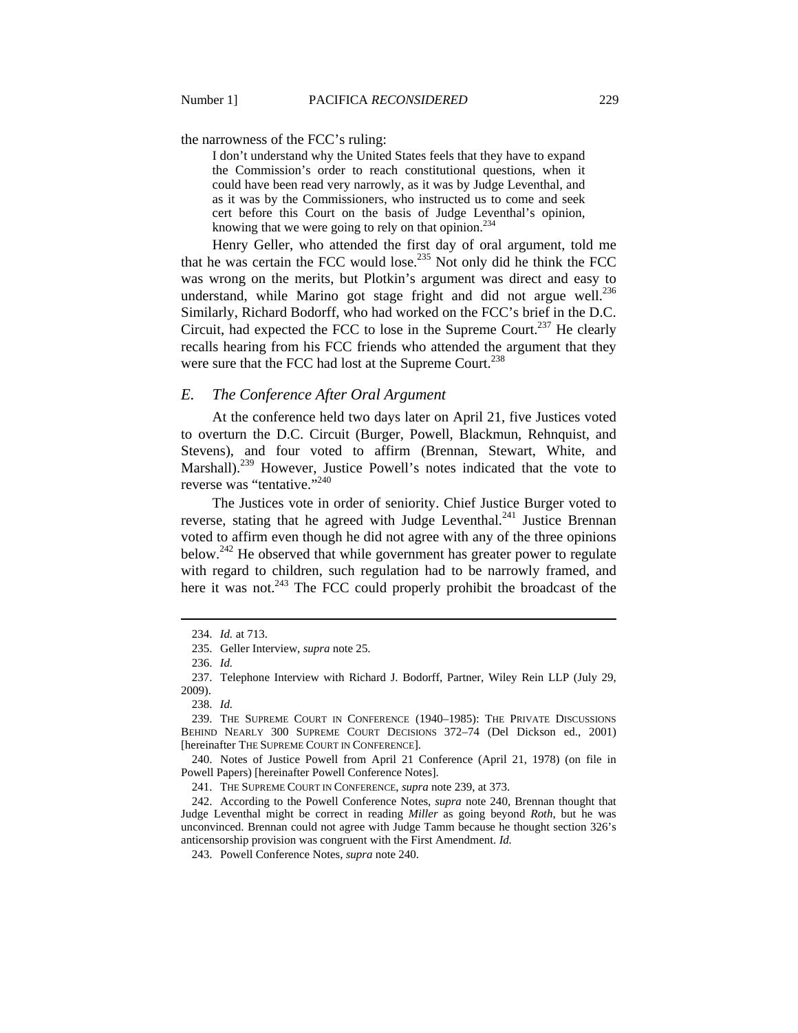the narrowness of the FCC's ruling:

> I don't understand why the United States feels that they have to expand the Commission's order to reach constitutional questions, when it could have been read very narrowly, as it was by Judge Leventhal, and as it was by the Commissioners, who instructed us to come and seek cert before this Court on the basis of Judge Leventhal's opinion, knowing that we were going to rely on that opinion.[234]

Henry Geller, who attended the first day of oral argument, told me that he was certain the FCC would lose.[235] Not only did he think the FCC was wrong on the merits, but Plotkin's argument was direct and easy to understand, while Marino got stage fright and did not argue well.[236] Similarly, Richard Bodorff, who had worked on the FCC's brief in the D.C. Circuit, had expected the FCC to lose in the Supreme Court.[237] He clearly recalls hearing from his FCC friends who attended the argument that they were sure that the FCC had lost at the Supreme Court.[238]

### *E. The Conference After Oral Argument*

At the conference held two days later on April 21, five Justices voted to overturn the D.C. Circuit (Burger, Powell, Blackmun, Rehnquist, and Stevens), and four voted to affirm (Brennan, Stewart, White, and Marshall).[239] However, Justice Powell's notes indicated that the vote to reverse was "tentative."[240]

The Justices vote in order of seniority. Chief Justice Burger voted to reverse, stating that he agreed with Judge Leventhal.[241] Justice Brennan voted to affirm even though he did not agree with any of the three opinions below.[242] He observed that while government has greater power to regulate with regard to children, such regulation had to be narrowly framed, and here it was not.[243] The FCC could properly prohibit the broadcast of the

---

234. *Id.* at 713.

235. Geller Interview, *supra* note 25.

236. *Id.*

237. Telephone Interview with Richard J. Bodorff, Partner, Wiley Rein LLP (July 29, 2009).

238. *Id.*

239. THE SUPREME COURT IN CONFERENCE (1940–1985): THE PRIVATE DISCUSSIONS BEHIND NEARLY 300 SUPREME COURT DECISIONS 372–74 (Del Dickson ed., 2001) [hereinafter THE SUPREME COURT IN CONFERENCE].

240. Notes of Justice Powell from April 21 Conference (April 21, 1978) (on file in Powell Papers) [hereinafter Powell Conference Notes].

241. THE SUPREME COURT IN CONFERENCE, *supra* note 239, at 373.

242. According to the Powell Conference Notes, *supra* note 240, Brennan thought that Judge Leventhal might be correct in reading *Miller* as going beyond *Roth*, but he was unconvinced. Brennan could not agree with Judge Tamm because he thought section 326's anticensorship provision was congruent with the First Amendment. *Id.*

243. Powell Conference Notes, *supra* note 240.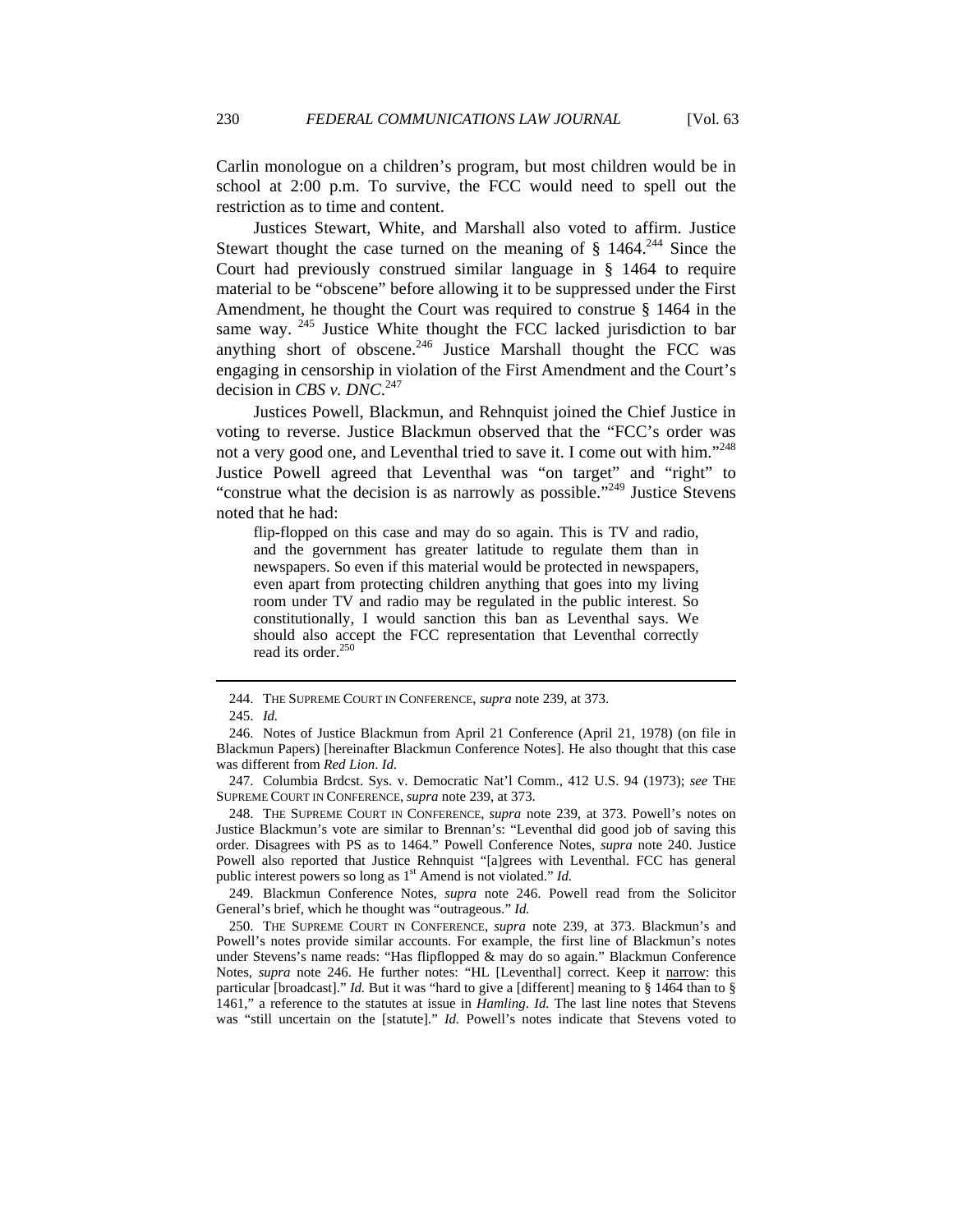Carlin monologue on a children's program, but most children would be in school at 2:00 p.m. To survive, the FCC would need to spell out the restriction as to time and content.

Justices Stewart, White, and Marshall also voted to affirm. Justice Stewart thought the case turned on the meaning of § 1464.[244] Since the Court had previously construed similar language in § 1464 to require material to be "obscene" before allowing it to be suppressed under the First Amendment, he thought the Court was required to construe § 1464 in the same way.[245] Justice White thought the FCC lacked jurisdiction to bar anything short of obscene.[246] Justice Marshall thought the FCC was engaging in censorship in violation of the First Amendment and the Court's decision in *CBS v. DNC*.[247]

Justices Powell, Blackmun, and Rehnquist joined the Chief Justice in voting to reverse. Justice Blackmun observed that the "FCC's order was not a very good one, and Leventhal tried to save it. I come out with him."[248] Justice Powell agreed that Leventhal was "on target" and "right" to "construe what the decision is as narrowly as possible."[249] Justice Stevens noted that he had:

> flip-flopped on this case and may do so again. This is TV and radio, and the government has greater latitude to regulate them than in newspapers. So even if this material would be protected in newspapers, even apart from protecting children anything that goes into my living room under TV and radio may be regulated in the public interest. So constitutionally, I would sanction this ban as Leventhal says. We should also accept the FCC representation that Leventhal correctly read its order.[250]

---

244. THE SUPREME COURT IN CONFERENCE, *supra* note 239, at 373.

245. *Id.*

246. Notes of Justice Blackmun from April 21 Conference (April 21, 1978) (on file in Blackmun Papers) [hereinafter Blackmun Conference Notes]. He also thought that this case was different from *Red Lion*. *Id.*

247. Columbia Brdcst. Sys. v. Democratic Nat'l Comm., 412 U.S. 94 (1973); *see* THE SUPREME COURT IN CONFERENCE, *supra* note 239, at 373.

248. THE SUPREME COURT IN CONFERENCE, *supra* note 239, at 373. Powell's notes on Justice Blackmun's vote are similar to Brennan's: "Leventhal did good job of saving this order. Disagrees with PS as to 1464." Powell Conference Notes, *supra* note 240. Justice Powell also reported that Justice Rehnquist "[a]grees with Leventhal. FCC has general public interest powers so long as 1st Amend is not violated." *Id.*

249. Blackmun Conference Notes, *supra* note 246. Powell read from the Solicitor General's brief, which he thought was "outrageous." *Id.*

250. THE SUPREME COURT IN CONFERENCE, *supra* note 239, at 373. Blackmun's and Powell's notes provide similar accounts. For example, the first line of Blackmun's notes under Stevens's name reads: "Has flipflopped & may do so again." Blackmun Conference Notes, *supra* note 246. He further notes: "HL [Leventhal] correct. Keep it narrow: this particular [broadcast]." *Id.* But it was "hard to give a [different] meaning to § 1464 than to § 1461," a reference to the statutes at issue in *Hamling*. *Id.* The last line notes that Stevens was "still uncertain on the [statute]." *Id.* Powell's notes indicate that Stevens voted to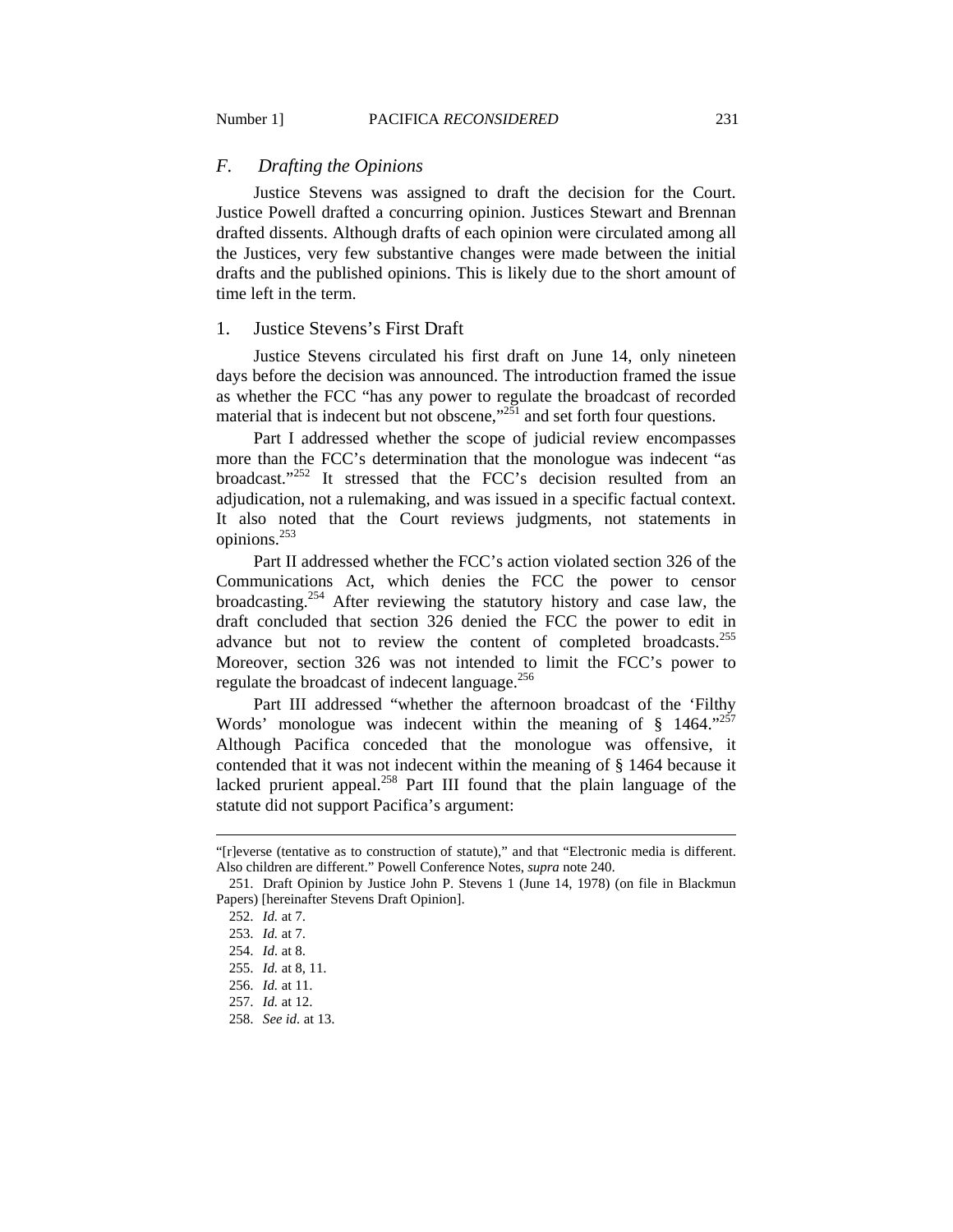### *F. Drafting the Opinions*

Justice Stevens was assigned to draft the decision for the Court. Justice Powell drafted a concurring opinion. Justices Stewart and Brennan drafted dissents. Although drafts of each opinion were circulated among all the Justices, very few substantive changes were made between the initial drafts and the published opinions. This is likely due to the short amount of time left in the term.

#### 1. Justice Stevens's First Draft

Justice Stevens circulated his first draft on June 14, only nineteen days before the decision was announced. The introduction framed the issue as whether the FCC "has any power to regulate the broadcast of recorded material that is indecent but not obscene,"[251] and set forth four questions.

Part I addressed whether the scope of judicial review encompasses more than the FCC's determination that the monologue was indecent "as broadcast."[252] It stressed that the FCC's decision resulted from an adjudication, not a rulemaking, and was issued in a specific factual context. It also noted that the Court reviews judgments, not statements in opinions.[253]

Part II addressed whether the FCC's action violated section 326 of the Communications Act, which denies the FCC the power to censor broadcasting.[254] After reviewing the statutory history and case law, the draft concluded that section 326 denied the FCC the power to edit in advance but not to review the content of completed broadcasts.[255] Moreover, section 326 was not intended to limit the FCC's power to regulate the broadcast of indecent language.[256]

Part III addressed "whether the afternoon broadcast of the 'Filthy Words' monologue was indecent within the meaning of § 1464."[257] Although Pacifica conceded that the monologue was offensive, it contended that it was not indecent within the meaning of § 1464 because it lacked prurient appeal.[258] Part III found that the plain language of the statute did not support Pacifica's argument:

---

"[r]everse (tentative as to construction of statute)," and that "Electronic media is different. Also children are different." Powell Conference Notes, *supra* note 240.

251. Draft Opinion by Justice John P. Stevens 1 (June 14, 1978) (on file in Blackmun Papers) [hereinafter Stevens Draft Opinion].

252. *Id.* at 7.

253. *Id.* at 7.

254. *Id.* at 8.

255. *Id.* at 8, 11.

256. *Id.* at 11.

257. *Id.* at 12.

258. *See id.* at 13.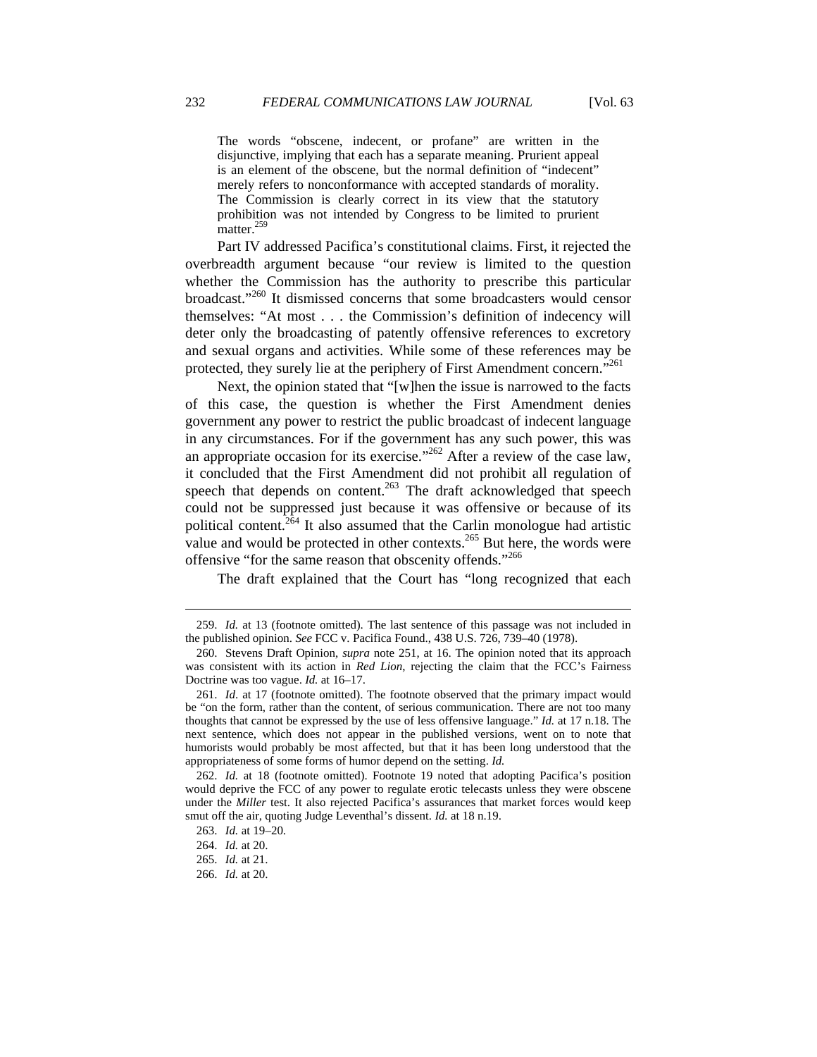> The words "obscene, indecent, or profane" are written in the disjunctive, implying that each has a separate meaning. Prurient appeal is an element of the obscene, but the normal definition of "indecent" merely refers to nonconformance with accepted standards of morality. The Commission is clearly correct in its view that the statutory prohibition was not intended by Congress to be limited to prurient matter.[259]

Part IV addressed Pacifica's constitutional claims. First, it rejected the overbreadth argument because "our review is limited to the question whether the Commission has the authority to prescribe this particular broadcast."[260] It dismissed concerns that some broadcasters would censor themselves: "At most . . . the Commission's definition of indecency will deter only the broadcasting of patently offensive references to excretory and sexual organs and activities. While some of these references may be protected, they surely lie at the periphery of First Amendment concern."[261]

Next, the opinion stated that "[w]hen the issue is narrowed to the facts of this case, the question is whether the First Amendment denies government any power to restrict the public broadcast of indecent language in any circumstances. For if the government has any such power, this was an appropriate occasion for its exercise."[262] After a review of the case law, it concluded that the First Amendment did not prohibit all regulation of speech that depends on content.[263] The draft acknowledged that speech could not be suppressed just because it was offensive or because of its political content.[264] It also assumed that the Carlin monologue had artistic value and would be protected in other contexts.[265] But here, the words were offensive "for the same reason that obscenity offends."[266]

The draft explained that the Court has "long recognized that each

---

259. *Id.* at 13 (footnote omitted). The last sentence of this passage was not included in the published opinion. *See* FCC v. Pacifica Found., 438 U.S. 726, 739–40 (1978).

260. Stevens Draft Opinion, *supra* note 251, at 16. The opinion noted that its approach was consistent with its action in *Red Lion*, rejecting the claim that the FCC's Fairness Doctrine was too vague. *Id.* at 16–17.

261. *Id.* at 17 (footnote omitted). The footnote observed that the primary impact would be "on the form, rather than the content, of serious communication. There are not too many thoughts that cannot be expressed by the use of less offensive language." *Id.* at 17 n.18. The next sentence, which does not appear in the published versions, went on to note that humorists would probably be most affected, but that it has been long understood that the appropriateness of some forms of humor depend on the setting. *Id.*

262. *Id.* at 18 (footnote omitted). Footnote 19 noted that adopting Pacifica's position would deprive the FCC of any power to regulate erotic telecasts unless they were obscene under the *Miller* test. It also rejected Pacifica's assurances that market forces would keep smut off the air, quoting Judge Leventhal's dissent. *Id.* at 18 n.19.

263. *Id.* at 19–20.

264. *Id.* at 20.

265. *Id.* at 21.

266. *Id.* at 20.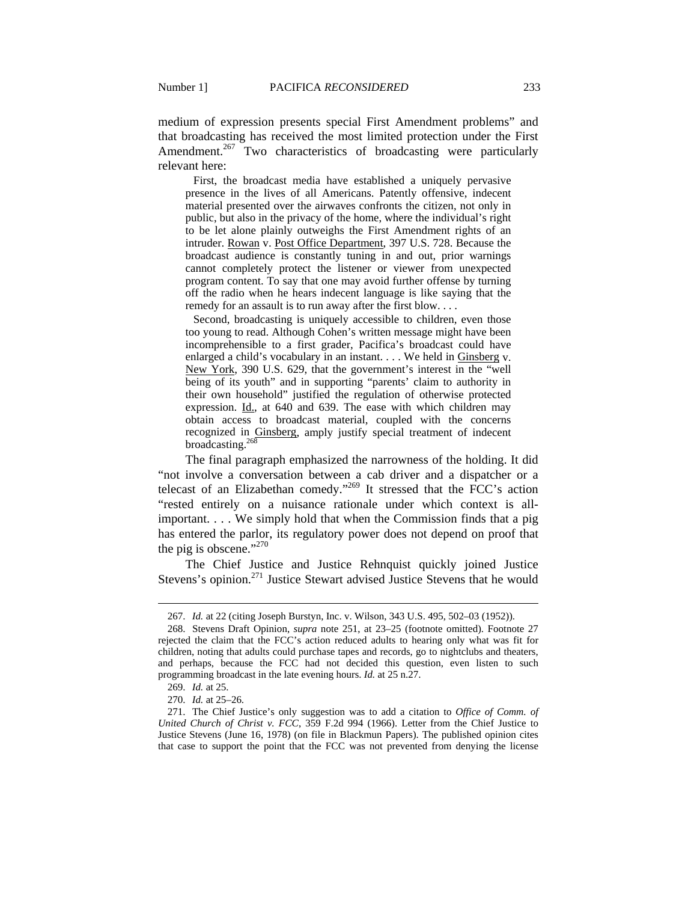medium of expression presents special First Amendment problems" and that broadcasting has received the most limited protection under the First Amendment.[267] Two characteristics of broadcasting were particularly relevant here:

> First, the broadcast media have established a uniquely pervasive presence in the lives of all Americans. Patently offensive, indecent material presented over the airwaves confronts the citizen, not only in public, but also in the privacy of the home, where the individual's right to be let alone plainly outweighs the First Amendment rights of an intruder. Rowan v. Post Office Department, 397 U.S. 728. Because the broadcast audience is constantly tuning in and out, prior warnings cannot completely protect the listener or viewer from unexpected program content. To say that one may avoid further offense by turning off the radio when he hears indecent language is like saying that the remedy for an assault is to run away after the first blow. . . .
>
> Second, broadcasting is uniquely accessible to children, even those too young to read. Although Cohen's written message might have been incomprehensible to a first grader, Pacifica's broadcast could have enlarged a child's vocabulary in an instant. . . . We held in Ginsberg v. New York, 390 U.S. 629, that the government's interest in the "well being of its youth" and in supporting "parents' claim to authority in their own household" justified the regulation of otherwise protected expression. Id., at 640 and 639. The ease with which children may obtain access to broadcast material, coupled with the concerns recognized in Ginsberg, amply justify special treatment of indecent broadcasting.[268]

The final paragraph emphasized the narrowness of the holding. It did "not involve a conversation between a cab driver and a dispatcher or a telecast of an Elizabethan comedy."[269] It stressed that the FCC's action "rested entirely on a nuisance rationale under which context is all-important. . . . We simply hold that when the Commission finds that a pig has entered the parlor, its regulatory power does not depend on proof that the pig is obscene."[270]

The Chief Justice and Justice Rehnquist quickly joined Justice Stevens's opinion.[271] Justice Stewart advised Justice Stevens that he would

---

267. *Id.* at 22 (citing Joseph Burstyn, Inc. v. Wilson, 343 U.S. 495, 502–03 (1952)).

268. Stevens Draft Opinion, *supra* note 251, at 23–25 (footnote omitted). Footnote 27 rejected the claim that the FCC's action reduced adults to hearing only what was fit for children, noting that adults could purchase tapes and records, go to nightclubs and theaters, and perhaps, because the FCC had not decided this question, even listen to such programming broadcast in the late evening hours. *Id.* at 25 n.27.

269. *Id.* at 25.

270. *Id.* at 25–26.

271. The Chief Justice's only suggestion was to add a citation to *Office of Comm. of United Church of Christ v. FCC*, 359 F.2d 994 (1966). Letter from the Chief Justice to Justice Stevens (June 16, 1978) (on file in Blackmun Papers). The published opinion cites that case to support the point that the FCC was not prevented from denying the license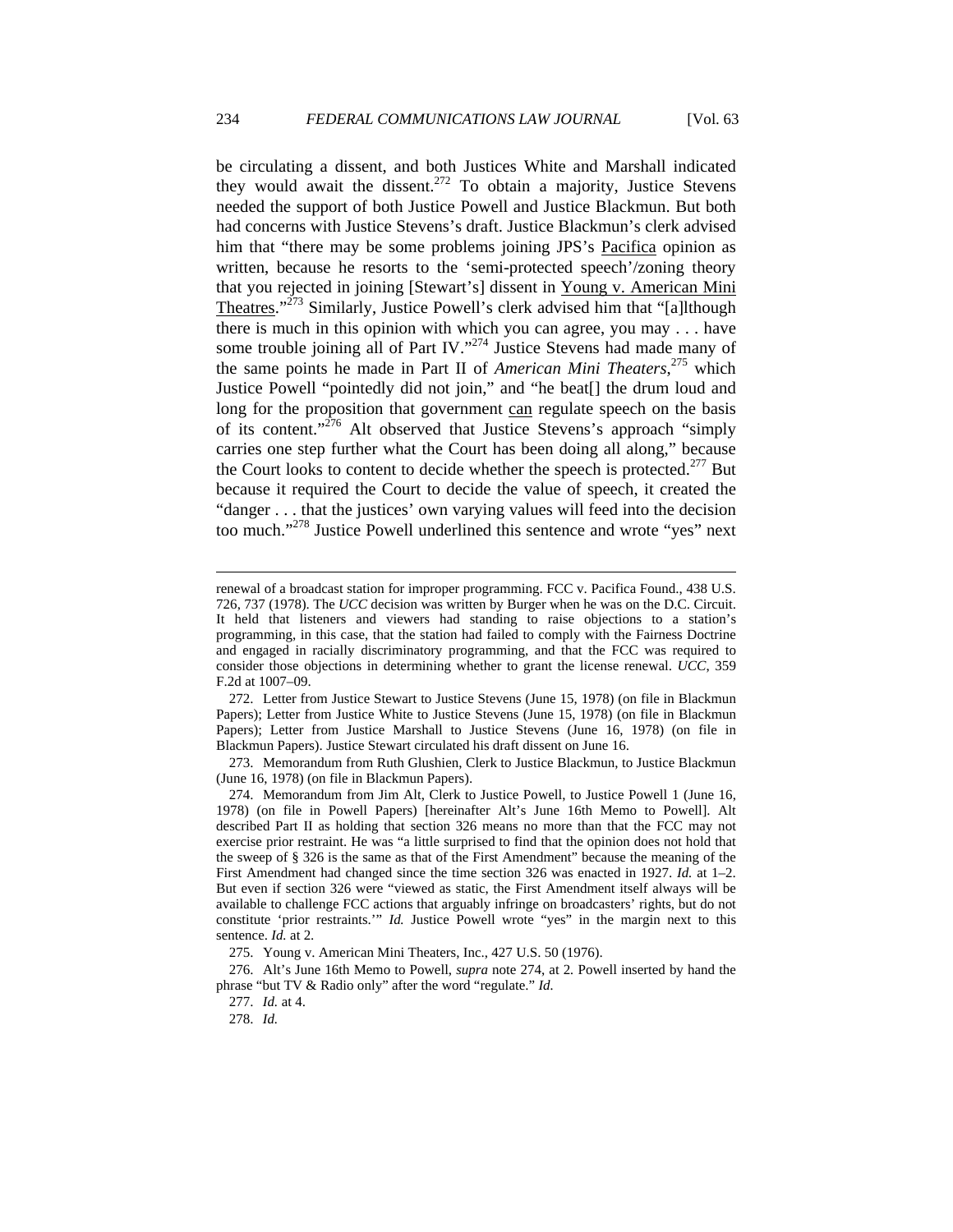be circulating a dissent, and both Justices White and Marshall indicated they would await the dissent.[272] To obtain a majority, Justice Stevens needed the support of both Justice Powell and Justice Blackmun. But both had concerns with Justice Stevens's draft. Justice Blackmun's clerk advised him that "there may be some problems joining JPS's Pacifica opinion as written, because he resorts to the 'semi-protected speech'/zoning theory that you rejected in joining [Stewart's] dissent in Young v. American Mini Theatres."[273] Similarly, Justice Powell's clerk advised him that "[a]lthough there is much in this opinion with which you can agree, you may . . . have some trouble joining all of Part IV."[274] Justice Stevens had made many of the same points he made in Part II of *American Mini Theaters*,[275] which Justice Powell "pointedly did not join," and "he beat[] the drum loud and long for the proposition that government can regulate speech on the basis of its content."[276] Alt observed that Justice Stevens's approach "simply carries one step further what the Court has been doing all along," because the Court looks to content to decide whether the speech is protected.[277] But because it required the Court to decide the value of speech, it created the "danger . . . that the justices' own varying values will feed into the decision too much."[278] Justice Powell underlined this sentence and wrote "yes" next

---

renewal of a broadcast station for improper programming. FCC v. Pacifica Found., 438 U.S. 726, 737 (1978). The *UCC* decision was written by Burger when he was on the D.C. Circuit. It held that listeners and viewers had standing to raise objections to a station's programming, in this case, that the station had failed to comply with the Fairness Doctrine and engaged in racially discriminatory programming, and that the FCC was required to consider those objections in determining whether to grant the license renewal. *UCC*, 359 F.2d at 1007–09.

272. Letter from Justice Stewart to Justice Stevens (June 15, 1978) (on file in Blackmun Papers); Letter from Justice White to Justice Stevens (June 15, 1978) (on file in Blackmun Papers); Letter from Justice Marshall to Justice Stevens (June 16, 1978) (on file in Blackmun Papers). Justice Stewart circulated his draft dissent on June 16.

273. Memorandum from Ruth Glushien, Clerk to Justice Blackmun, to Justice Blackmun (June 16, 1978) (on file in Blackmun Papers).

274. Memorandum from Jim Alt, Clerk to Justice Powell, to Justice Powell 1 (June 16, 1978) (on file in Powell Papers) [hereinafter Alt's June 16th Memo to Powell]. Alt described Part II as holding that section 326 means no more than that the FCC may not exercise prior restraint. He was "a little surprised to find that the opinion does not hold that the sweep of § 326 is the same as that of the First Amendment" because the meaning of the First Amendment had changed since the time section 326 was enacted in 1927. *Id.* at 1–2. But even if section 326 were "viewed as static, the First Amendment itself always will be available to challenge FCC actions that arguably infringe on broadcasters' rights, but do not constitute 'prior restraints.'" *Id.* Justice Powell wrote "yes" in the margin next to this sentence. *Id.* at 2.

275. Young v. American Mini Theaters, Inc., 427 U.S. 50 (1976).

276. Alt's June 16th Memo to Powell, *supra* note 274, at 2. Powell inserted by hand the phrase "but TV & Radio only" after the word "regulate." *Id.*

277. *Id.* at 4.

278. *Id.*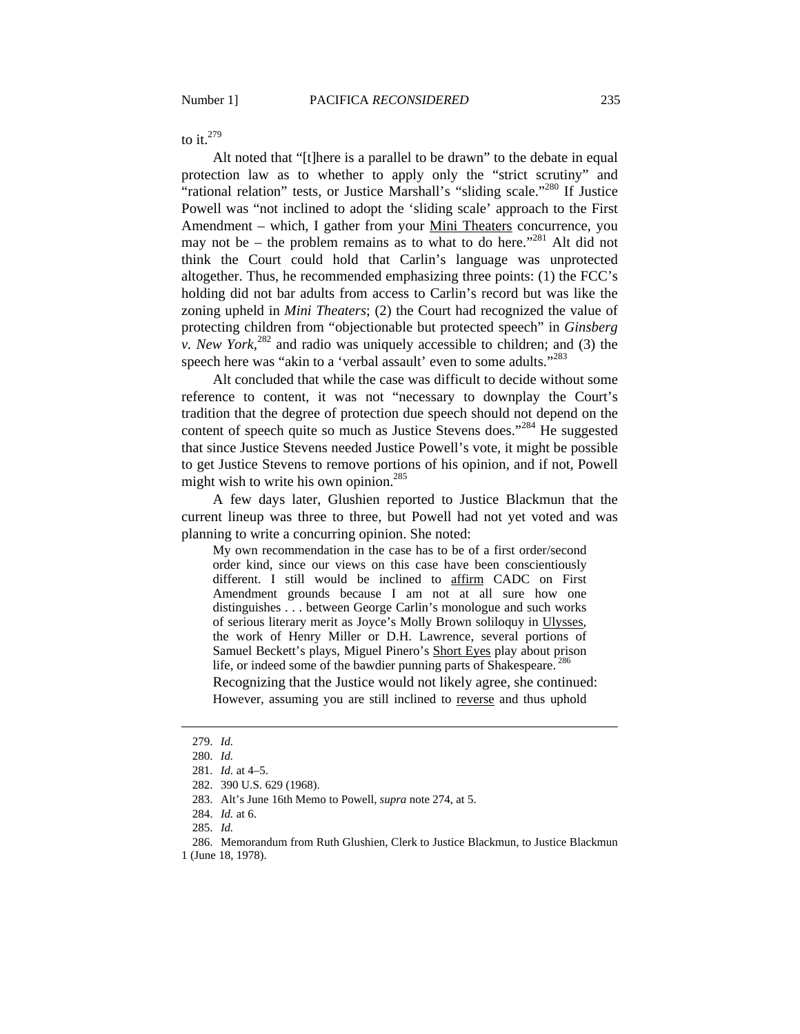to it.[279]

Alt noted that "[t]here is a parallel to be drawn" to the debate in equal protection law as to whether to apply only the "strict scrutiny" and "rational relation" tests, or Justice Marshall's "sliding scale."[280] If Justice Powell was "not inclined to adopt the 'sliding scale' approach to the First Amendment – which, I gather from your Mini Theaters concurrence, you may not be – the problem remains as to what to do here."[281] Alt did not think the Court could hold that Carlin's language was unprotected altogether. Thus, he recommended emphasizing three points: (1) the FCC's holding did not bar adults from access to Carlin's record but was like the zoning upheld in *Mini Theaters*; (2) the Court had recognized the value of protecting children from "objectionable but protected speech" in *Ginsberg v. New York*,[282] and radio was uniquely accessible to children; and (3) the speech here was "akin to a 'verbal assault' even to some adults."[283]

Alt concluded that while the case was difficult to decide without some reference to content, it was not "necessary to downplay the Court's tradition that the degree of protection due speech should not depend on the content of speech quite so much as Justice Stevens does."[284] He suggested that since Justice Stevens needed Justice Powell's vote, it might be possible to get Justice Stevens to remove portions of his opinion, and if not, Powell might wish to write his own opinion.[285]

A few days later, Glushien reported to Justice Blackmun that the current lineup was three to three, but Powell had not yet voted and was planning to write a concurring opinion. She noted:

> My own recommendation in the case has to be of a first order/second order kind, since our views on this case have been conscientiously different. I still would be inclined to affirm CADC on First Amendment grounds because I am not at all sure how one distinguishes . . . between George Carlin's monologue and such works of serious literary merit as Joyce's Molly Brown soliloquy in Ulysses, the work of Henry Miller or D.H. Lawrence, several portions of Samuel Beckett's plays, Miguel Pinero's Short Eyes play about prison life, or indeed some of the bawdier punning parts of Shakespeare.[286]

Recognizing that the Justice would not likely agree, she continued:

> However, assuming you are still inclined to reverse and thus uphold

---

279. *Id.*

280. *Id.*

281. *Id.* at 4–5.

282. 390 U.S. 629 (1968).

283. Alt's June 16th Memo to Powell, *supra* note 274, at 5.

284. *Id.* at 6.

285. *Id.*

286. Memorandum from Ruth Glushien, Clerk to Justice Blackmun, to Justice Blackmun 1 (June 18, 1978).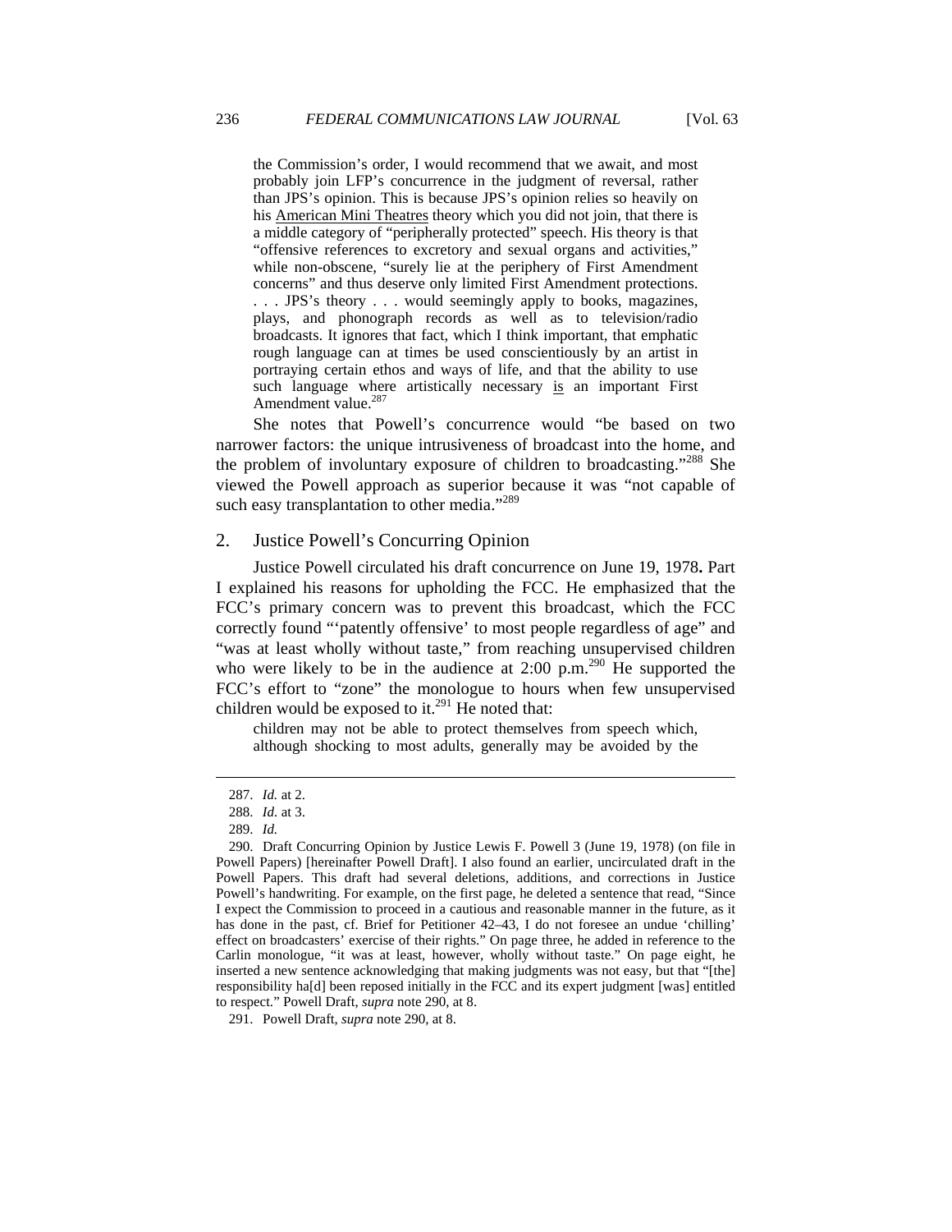> the Commission's order, I would recommend that we await, and most probably join LFP's concurrence in the judgment of reversal, rather than JPS's opinion. This is because JPS's opinion relies so heavily on his American Mini Theatres theory which you did not join, that there is a middle category of "peripherally protected" speech. His theory is that "offensive references to excretory and sexual organs and activities," while non-obscene, "surely lie at the periphery of First Amendment concerns" and thus deserve only limited First Amendment protections. . . . JPS's theory . . . would seemingly apply to books, magazines, plays, and phonograph records as well as to television/radio broadcasts. It ignores that fact, which I think important, that emphatic rough language can at times be used conscientiously by an artist in portraying certain ethos and ways of life, and that the ability to use such language where artistically necessary is an important First Amendment value.[287]

She notes that Powell's concurrence would "be based on two narrower factors: the unique intrusiveness of broadcast into the home, and the problem of involuntary exposure of children to broadcasting."[288] She viewed the Powell approach as superior because it was "not capable of such easy transplantation to other media."[289]

## 2. Justice Powell's Concurring Opinion

Justice Powell circulated his draft concurrence on June 19, 1978**.** Part I explained his reasons for upholding the FCC. He emphasized that the FCC's primary concern was to prevent this broadcast, which the FCC correctly found "'patently offensive' to most people regardless of age" and "was at least wholly without taste," from reaching unsupervised children who were likely to be in the audience at 2:00 p.m.[290] He supported the FCC's effort to "zone" the monologue to hours when few unsupervised children would be exposed to it.[291] He noted that:

> children may not be able to protect themselves from speech which, although shocking to most adults, generally may be avoided by the

---

287. *Id.* at 2.

288. *Id.* at 3.

289. *Id.*

290. Draft Concurring Opinion by Justice Lewis F. Powell 3 (June 19, 1978) (on file in Powell Papers) [hereinafter Powell Draft]. I also found an earlier, uncirculated draft in the Powell Papers. This draft had several deletions, additions, and corrections in Justice Powell's handwriting. For example, on the first page, he deleted a sentence that read, "Since I expect the Commission to proceed in a cautious and reasonable manner in the future, as it has done in the past, cf. Brief for Petitioner 42–43, I do not foresee an undue 'chilling' effect on broadcasters' exercise of their rights." On page three, he added in reference to the Carlin monologue, "it was at least, however, wholly without taste." On page eight, he inserted a new sentence acknowledging that making judgments was not easy, but that "[the] responsibility ha[d] been reposed initially in the FCC and its expert judgment [was] entitled to respect." Powell Draft, *supra* note 290, at 8.

291. Powell Draft, *supra* note 290, at 8.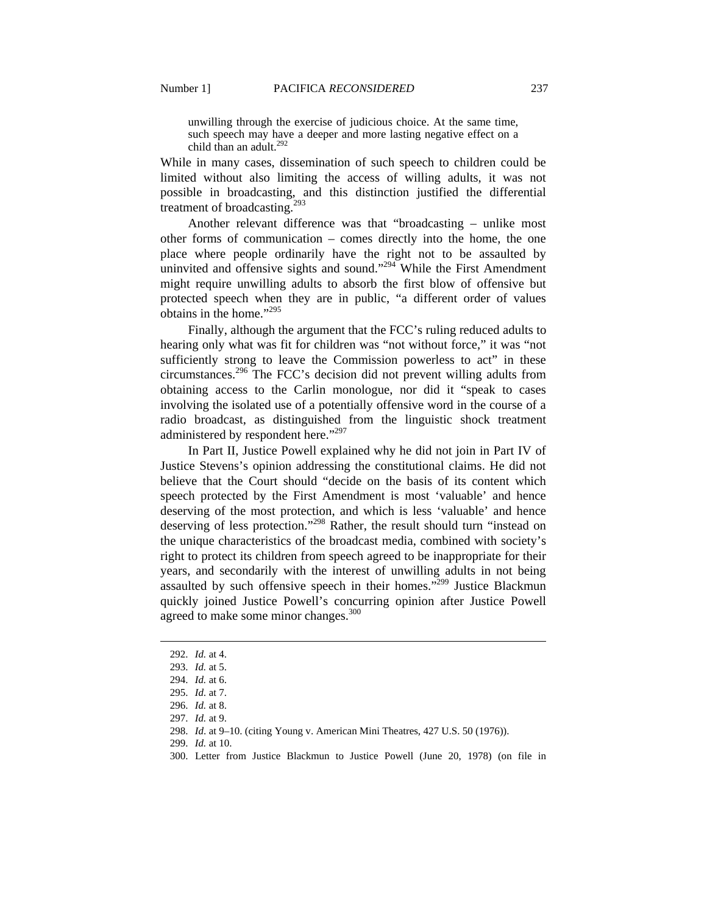> unwilling through the exercise of judicious choice. At the same time, such speech may have a deeper and more lasting negative effect on a child than an adult.[292]

While in many cases, dissemination of such speech to children could be limited without also limiting the access of willing adults, it was not possible in broadcasting, and this distinction justified the differential treatment of broadcasting.[293]

Another relevant difference was that "broadcasting – unlike most other forms of communication – comes directly into the home, the one place where people ordinarily have the right not to be assaulted by uninvited and offensive sights and sound."[294] While the First Amendment might require unwilling adults to absorb the first blow of offensive but protected speech when they are in public, "a different order of values obtains in the home."[295]

Finally, although the argument that the FCC's ruling reduced adults to hearing only what was fit for children was "not without force," it was "not sufficiently strong to leave the Commission powerless to act" in these circumstances.[296] The FCC's decision did not prevent willing adults from obtaining access to the Carlin monologue, nor did it "speak to cases involving the isolated use of a potentially offensive word in the course of a radio broadcast, as distinguished from the linguistic shock treatment administered by respondent here."[297]

In Part II, Justice Powell explained why he did not join in Part IV of Justice Stevens's opinion addressing the constitutional claims. He did not believe that the Court should "decide on the basis of its content which speech protected by the First Amendment is most 'valuable' and hence deserving of the most protection, and which is less 'valuable' and hence deserving of less protection."[298] Rather, the result should turn "instead on the unique characteristics of the broadcast media, combined with society's right to protect its children from speech agreed to be inappropriate for their years, and secondarily with the interest of unwilling adults in not being assaulted by such offensive speech in their homes."[299] Justice Blackmun quickly joined Justice Powell's concurring opinion after Justice Powell agreed to make some minor changes.[300]

---

292. *Id.* at 4.
293. *Id.* at 5.
294. *Id.* at 6.
295. *Id.* at 7.
296. *Id.* at 8.
297. *Id.* at 9.
298. *Id.* at 9–10. (citing Young v. American Mini Theatres, 427 U.S. 50 (1976)).
299. *Id.* at 10.
300. Letter from Justice Blackmun to Justice Powell (June 20, 1978) (on file in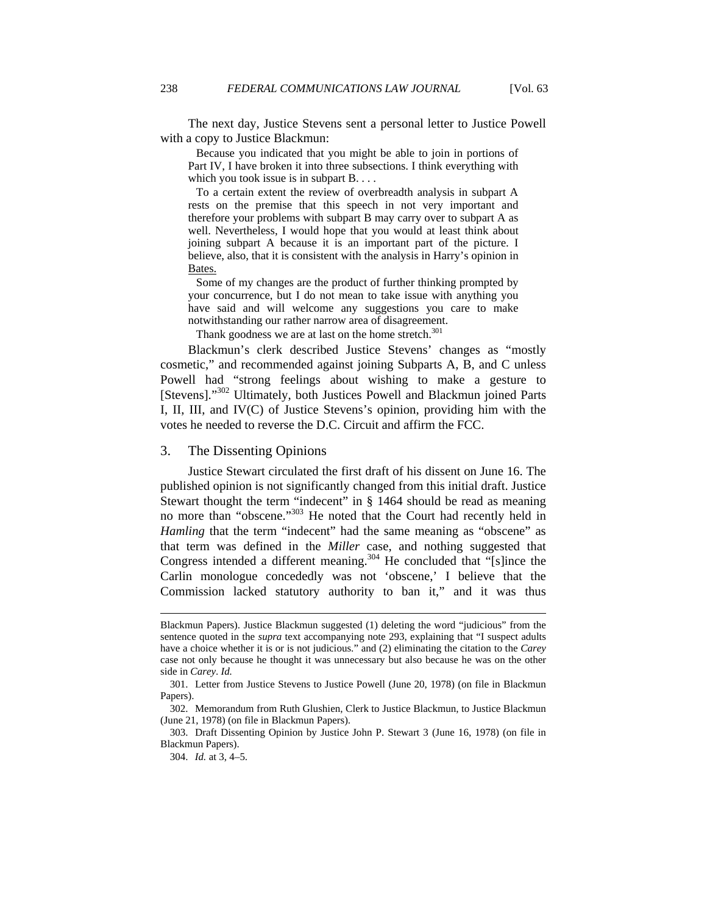The next day, Justice Stevens sent a personal letter to Justice Powell with a copy to Justice Blackmun:

> Because you indicated that you might be able to join in portions of Part IV, I have broken it into three subsections. I think everything with which you took issue is in subpart B. . . .
>
> To a certain extent the review of overbreadth analysis in subpart A rests on the premise that this speech in not very important and therefore your problems with subpart B may carry over to subpart A as well. Nevertheless, I would hope that you would at least think about joining subpart A because it is an important part of the picture. I believe, also, that it is consistent with the analysis in Harry's opinion in Bates.
>
> Some of my changes are the product of further thinking prompted by your concurrence, but I do not mean to take issue with anything you have said and will welcome any suggestions you care to make notwithstanding our rather narrow area of disagreement.
>
> Thank goodness we are at last on the home stretch.[301]

Blackmun's clerk described Justice Stevens' changes as "mostly cosmetic," and recommended against joining Subparts A, B, and C unless Powell had "strong feelings about wishing to make a gesture to [Stevens]."[302] Ultimately, both Justices Powell and Blackmun joined Parts I, II, III, and IV(C) of Justice Stevens's opinion, providing him with the votes he needed to reverse the D.C. Circuit and affirm the FCC.

### 3. The Dissenting Opinions

Justice Stewart circulated the first draft of his dissent on June 16. The published opinion is not significantly changed from this initial draft. Justice Stewart thought the term "indecent" in § 1464 should be read as meaning no more than "obscene."[303] He noted that the Court had recently held in *Hamling* that the term "indecent" had the same meaning as "obscene" as that term was defined in the *Miller* case, and nothing suggested that Congress intended a different meaning.[304] He concluded that "[s]ince the Carlin monologue concededly was not 'obscene,' I believe that the Commission lacked statutory authority to ban it," and it was thus

---

Blackmun Papers). Justice Blackmun suggested (1) deleting the word "judicious" from the sentence quoted in the *supra* text accompanying note 293, explaining that "I suspect adults have a choice whether it is or is not judicious." and (2) eliminating the citation to the *Carey* case not only because he thought it was unnecessary but also because he was on the other side in *Carey*. *Id.*

301. Letter from Justice Stevens to Justice Powell (June 20, 1978) (on file in Blackmun Papers).

302. Memorandum from Ruth Glushien, Clerk to Justice Blackmun, to Justice Blackmun (June 21, 1978) (on file in Blackmun Papers).

303. Draft Dissenting Opinion by Justice John P. Stewart 3 (June 16, 1978) (on file in Blackmun Papers).

304. *Id.* at 3, 4–5.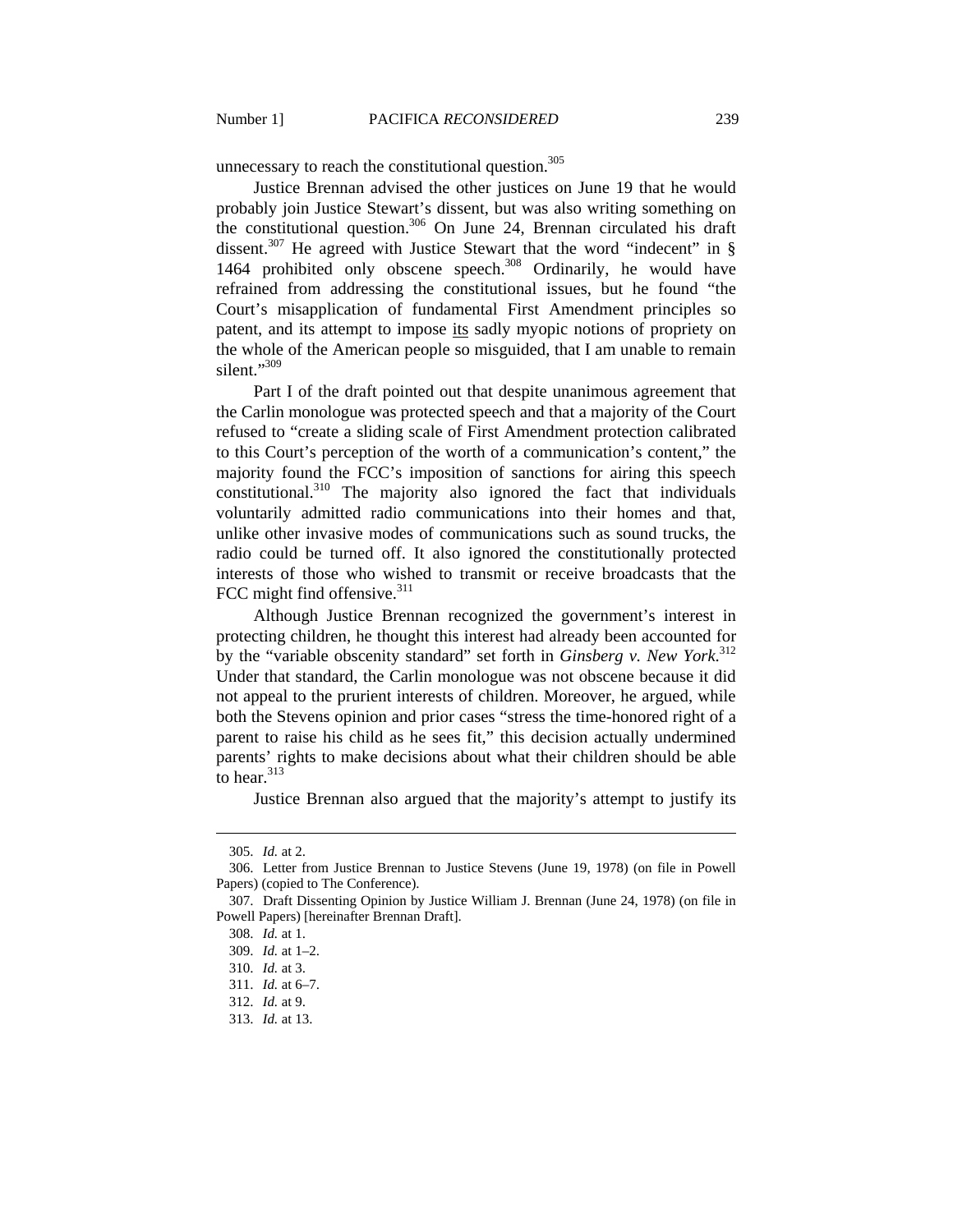unnecessary to reach the constitutional question.[305]

Justice Brennan advised the other justices on June 19 that he would probably join Justice Stewart's dissent, but was also writing something on the constitutional question.[306] On June 24, Brennan circulated his draft dissent.[307] He agreed with Justice Stewart that the word "indecent" in § 1464 prohibited only obscene speech.[308] Ordinarily, he would have refrained from addressing the constitutional issues, but he found "the Court's misapplication of fundamental First Amendment principles so patent, and its attempt to impose <u>its</u> sadly myopic notions of propriety on the whole of the American people so misguided, that I am unable to remain silent."[309]

Part I of the draft pointed out that despite unanimous agreement that the Carlin monologue was protected speech and that a majority of the Court refused to "create a sliding scale of First Amendment protection calibrated to this Court's perception of the worth of a communication's content," the majority found the FCC's imposition of sanctions for airing this speech constitutional.[310] The majority also ignored the fact that individuals voluntarily admitted radio communications into their homes and that, unlike other invasive modes of communications such as sound trucks, the radio could be turned off. It also ignored the constitutionally protected interests of those who wished to transmit or receive broadcasts that the FCC might find offensive.[311]

Although Justice Brennan recognized the government's interest in protecting children, he thought this interest had already been accounted for by the "variable obscenity standard" set forth in *Ginsberg v. New York*.[312] Under that standard, the Carlin monologue was not obscene because it did not appeal to the prurient interests of children. Moreover, he argued, while both the Stevens opinion and prior cases "stress the time-honored right of a parent to raise his child as he sees fit," this decision actually undermined parents' rights to make decisions about what their children should be able to hear.[313]

Justice Brennan also argued that the majority's attempt to justify its

---

305. *Id.* at 2.

306. Letter from Justice Brennan to Justice Stevens (June 19, 1978) (on file in Powell Papers) (copied to The Conference).

307. Draft Dissenting Opinion by Justice William J. Brennan (June 24, 1978) (on file in Powell Papers) [hereinafter Brennan Draft].

308. *Id.* at 1.

309. *Id.* at 1–2.

310. *Id.* at 3.

311. *Id.* at 6–7.

312. *Id.* at 9.

313. *Id.* at 13.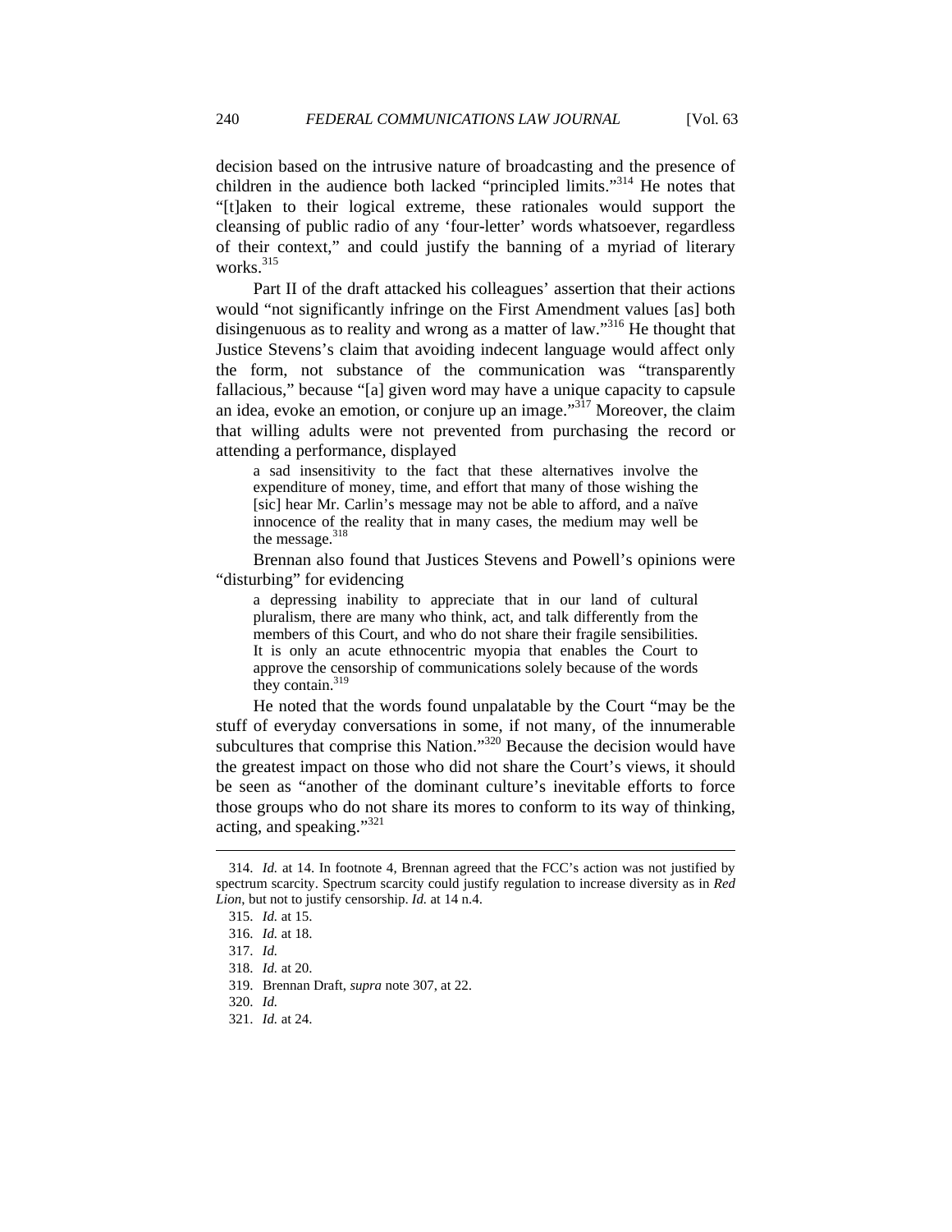decision based on the intrusive nature of broadcasting and the presence of children in the audience both lacked "principled limits."[314] He notes that "[t]aken to their logical extreme, these rationales would support the cleansing of public radio of any 'four-letter' words whatsoever, regardless of their context," and could justify the banning of a myriad of literary works.[315]

Part II of the draft attacked his colleagues' assertion that their actions would "not significantly infringe on the First Amendment values [as] both disingenuous as to reality and wrong as a matter of law."[316] He thought that Justice Stevens's claim that avoiding indecent language would affect only the form, not substance of the communication was "transparently fallacious," because "[a] given word may have a unique capacity to capsule an idea, evoke an emotion, or conjure up an image."[317] Moreover, the claim that willing adults were not prevented from purchasing the record or attending a performance, displayed

> a sad insensitivity to the fact that these alternatives involve the expenditure of money, time, and effort that many of those wishing the [sic] hear Mr. Carlin's message may not be able to afford, and a naïve innocence of the reality that in many cases, the medium may well be the message.[318]

Brennan also found that Justices Stevens and Powell's opinions were "disturbing" for evidencing

> a depressing inability to appreciate that in our land of cultural pluralism, there are many who think, act, and talk differently from the members of this Court, and who do not share their fragile sensibilities. It is only an acute ethnocentric myopia that enables the Court to approve the censorship of communications solely because of the words they contain.[319]

He noted that the words found unpalatable by the Court "may be the stuff of everyday conversations in some, if not many, of the innumerable subcultures that comprise this Nation."[320] Because the decision would have the greatest impact on those who did not share the Court's views, it should be seen as "another of the dominant culture's inevitable efforts to force those groups who do not share its mores to conform to its way of thinking, acting, and speaking."[321]

---

314. *Id.* at 14. In footnote 4, Brennan agreed that the FCC's action was not justified by spectrum scarcity. Spectrum scarcity could justify regulation to increase diversity as in *Red Lion*, but not to justify censorship. *Id.* at 14 n.4.

315. *Id.* at 15.

316. *Id.* at 18.

317. *Id.*

318. *Id.* at 20.

319. Brennan Draft, *supra* note 307, at 22.

320. *Id.*

321. *Id.* at 24.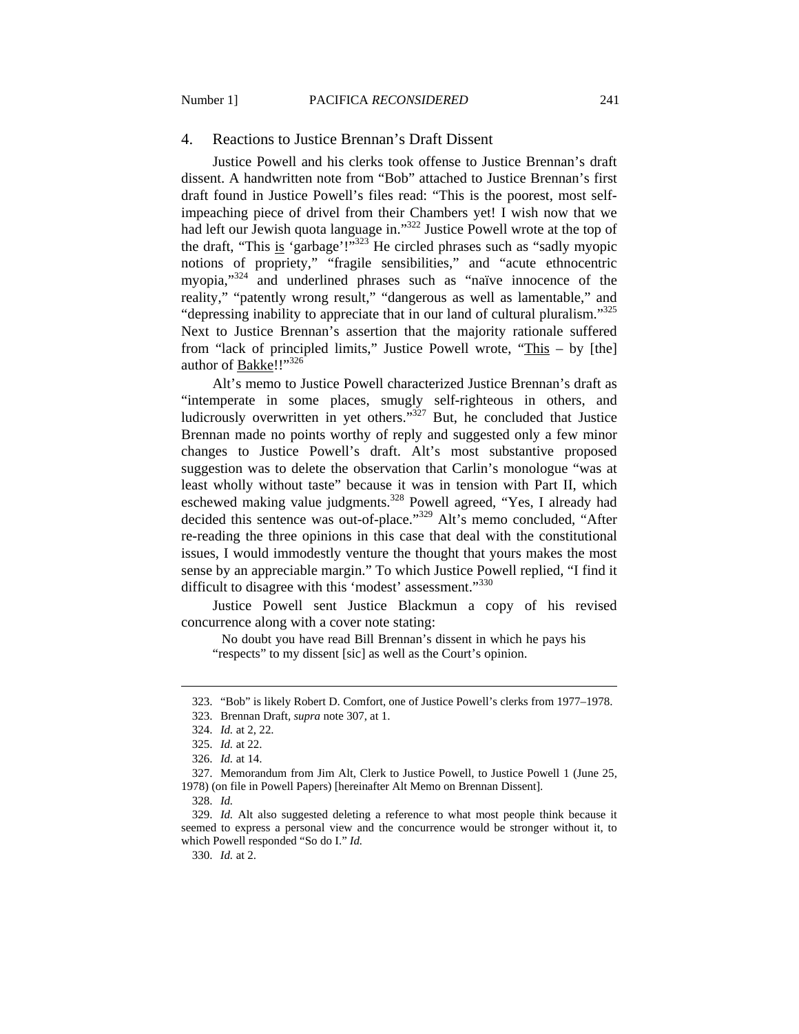### 4. Reactions to Justice Brennan's Draft Dissent

Justice Powell and his clerks took offense to Justice Brennan's draft dissent. A handwritten note from "Bob" attached to Justice Brennan's first draft found in Justice Powell's files read: "This is the poorest, most self-impeaching piece of drivel from their Chambers yet! I wish now that we had left our Jewish quota language in."[322] Justice Powell wrote at the top of the draft, "This is 'garbage'!"[323] He circled phrases such as "sadly myopic notions of propriety," "fragile sensibilities," and "acute ethnocentric myopia,"[324] and underlined phrases such as "naïve innocence of the reality," "patently wrong result," "dangerous as well as lamentable," and "depressing inability to appreciate that in our land of cultural pluralism."[325] Next to Justice Brennan's assertion that the majority rationale suffered from "lack of principled limits," Justice Powell wrote, "This – by [the] author of Bakke!!"[326]

Alt's memo to Justice Powell characterized Justice Brennan's draft as "intemperate in some places, smugly self-righteous in others, and ludicrously overwritten in yet others."[327] But, he concluded that Justice Brennan made no points worthy of reply and suggested only a few minor changes to Justice Powell's draft. Alt's most substantive proposed suggestion was to delete the observation that Carlin's monologue "was at least wholly without taste" because it was in tension with Part II, which eschewed making value judgments.[328] Powell agreed, "Yes, I already had decided this sentence was out-of-place."[329] Alt's memo concluded, "After re-reading the three opinions in this case that deal with the constitutional issues, I would immodestly venture the thought that yours makes the most sense by an appreciable margin." To which Justice Powell replied, "I find it difficult to disagree with this 'modest' assessment."[330]

Justice Powell sent Justice Blackmun a copy of his revised concurrence along with a cover note stating:

> No doubt you have read Bill Brennan's dissent in which he pays his "respects" to my dissent [sic] as well as the Court's opinion.

---

323. "Bob" is likely Robert D. Comfort, one of Justice Powell's clerks from 1977–1978.

323. Brennan Draft, *supra* note 307, at 1.

324. *Id.* at 2, 22.

325. *Id.* at 22.

326. *Id.* at 14.

327. Memorandum from Jim Alt, Clerk to Justice Powell, to Justice Powell 1 (June 25, 1978) (on file in Powell Papers) [hereinafter Alt Memo on Brennan Dissent].

328. *Id.*

329. *Id.* Alt also suggested deleting a reference to what most people think because it seemed to express a personal view and the concurrence would be stronger without it, to which Powell responded "So do I." *Id.*

330. *Id.* at 2.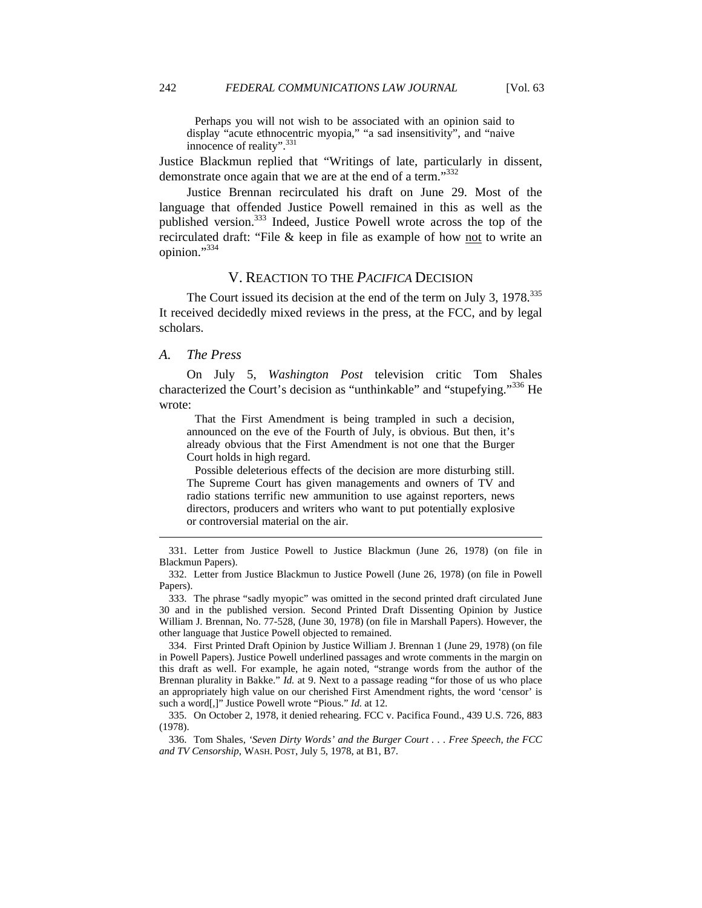> Perhaps you will not wish to be associated with an opinion said to display "acute ethnocentric myopia," "a sad insensitivity", and "naive innocence of reality".[331]

Justice Blackmun replied that "Writings of late, particularly in dissent, demonstrate once again that we are at the end of a term."[332]

Justice Brennan recirculated his draft on June 29. Most of the language that offended Justice Powell remained in this as well as the published version.[333] Indeed, Justice Powell wrote across the top of the recirculated draft: "File & keep in file as example of how not to write an opinion."[334]

## V. REACTION TO THE *PACIFICA* DECISION

The Court issued its decision at the end of the term on July 3, 1978.[335] It received decidedly mixed reviews in the press, at the FCC, and by legal scholars.

### *A. The Press*

On July 5, *Washington Post* television critic Tom Shales characterized the Court's decision as "unthinkable" and "stupefying."[336] He wrote:

> That the First Amendment is being trampled in such a decision, announced on the eve of the Fourth of July, is obvious. But then, it's already obvious that the First Amendment is not one that the Burger Court holds in high regard.
>
> Possible deleterious effects of the decision are more disturbing still. The Supreme Court has given managements and owners of TV and radio stations terrific new ammunition to use against reporters, news directors, producers and writers who want to put potentially explosive or controversial material on the air.

---

331. Letter from Justice Powell to Justice Blackmun (June 26, 1978) (on file in Blackmun Papers).

332. Letter from Justice Blackmun to Justice Powell (June 26, 1978) (on file in Powell Papers).

333. The phrase "sadly myopic" was omitted in the second printed draft circulated June 30 and in the published version. Second Printed Draft Dissenting Opinion by Justice William J. Brennan, No. 77-528, (June 30, 1978) (on file in Marshall Papers). However, the other language that Justice Powell objected to remained.

334. First Printed Draft Opinion by Justice William J. Brennan 1 (June 29, 1978) (on file in Powell Papers). Justice Powell underlined passages and wrote comments in the margin on this draft as well. For example, he again noted, "strange words from the author of the Brennan plurality in Bakke." *Id.* at 9. Next to a passage reading "for those of us who place an appropriately high value on our cherished First Amendment rights, the word 'censor' is such a word[,]" Justice Powell wrote "Pious." *Id.* at 12.

335. On October 2, 1978, it denied rehearing. FCC v. Pacifica Found., 439 U.S. 726, 883 (1978).

336. Tom Shales, *'Seven Dirty Words' and the Burger Court . . . Free Speech, the FCC and TV Censorship*, WASH. POST, July 5, 1978, at B1, B7.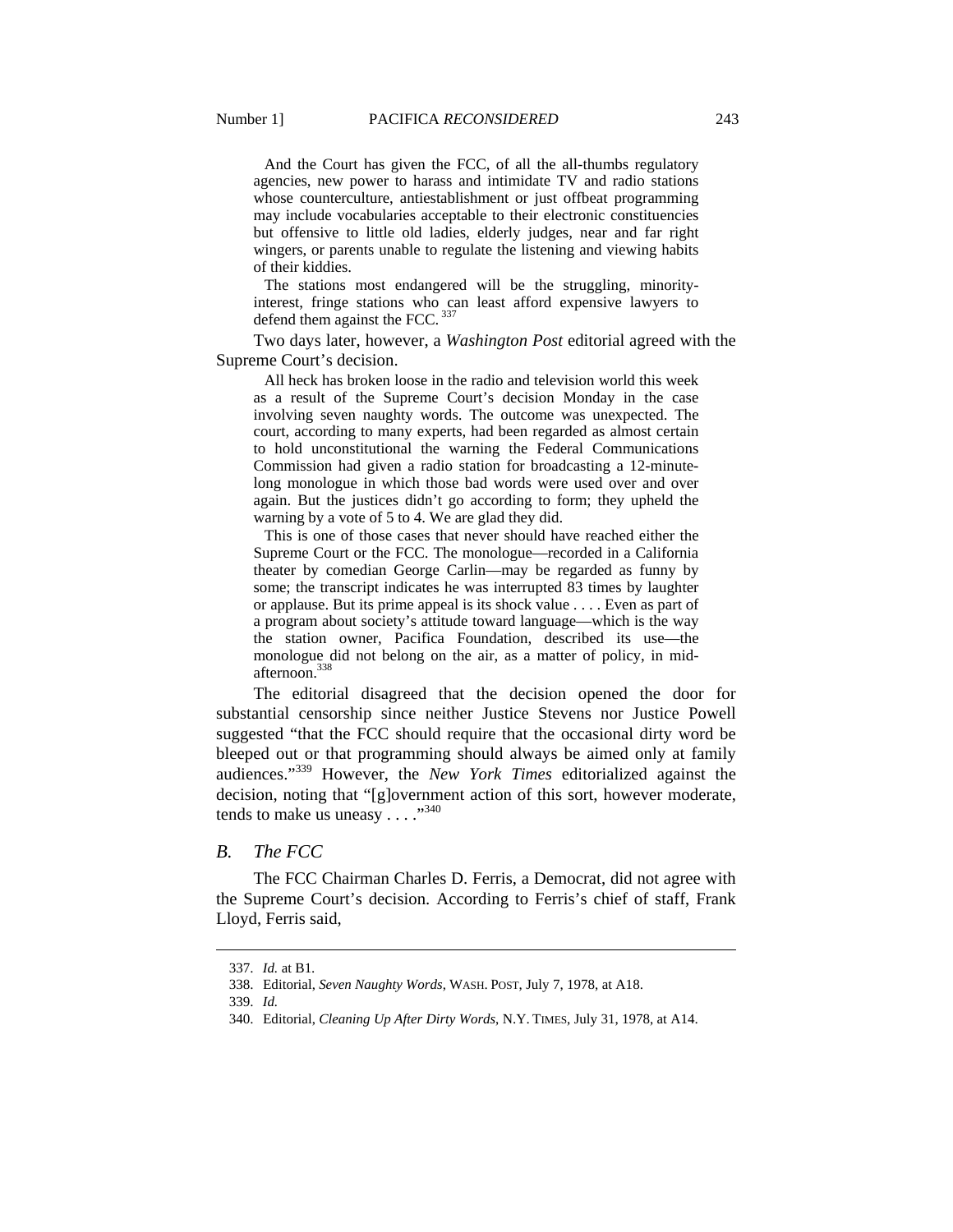> And the Court has given the FCC, of all the all-thumbs regulatory agencies, new power to harass and intimidate TV and radio stations whose counterculture, antiestablishment or just offbeat programming may include vocabularies acceptable to their electronic constituencies but offensive to little old ladies, elderly judges, near and far right wingers, or parents unable to regulate the listening and viewing habits of their kiddies.
>
> The stations most endangered will be the struggling, minority-interest, fringe stations who can least afford expensive lawyers to defend them against the FCC.[337]

Two days later, however, a *Washington Post* editorial agreed with the Supreme Court's decision.

> All heck has broken loose in the radio and television world this week as a result of the Supreme Court's decision Monday in the case involving seven naughty words. The outcome was unexpected. The court, according to many experts, had been regarded as almost certain to hold unconstitutional the warning the Federal Communications Commission had given a radio station for broadcasting a 12-minute-long monologue in which those bad words were used over and over again. But the justices didn't go according to form; they upheld the warning by a vote of 5 to 4. We are glad they did.
>
> This is one of those cases that never should have reached either the Supreme Court or the FCC. The monologue—recorded in a California theater by comedian George Carlin—may be regarded as funny by some; the transcript indicates he was interrupted 83 times by laughter or applause. But its prime appeal is its shock value . . . . Even as part of a program about society's attitude toward language—which is the way the station owner, Pacifica Foundation, described its use—the monologue did not belong on the air, as a matter of policy, in mid-afternoon.[338]

The editorial disagreed that the decision opened the door for substantial censorship since neither Justice Stevens nor Justice Powell suggested "that the FCC should require that the occasional dirty word be bleeped out or that programming should always be aimed only at family audiences."[339] However, the *New York Times* editorialized against the decision, noting that "[g]overnment action of this sort, however moderate, tends to make us uneasy . . . ."[340]

## *B. The FCC*

The FCC Chairman Charles D. Ferris, a Democrat, did not agree with the Supreme Court's decision. According to Ferris's chief of staff, Frank Lloyd, Ferris said,

---

337. *Id.* at B1.

338. Editorial, *Seven Naughty Words*, WASH. POST, July 7, 1978, at A18.

339. *Id.*

340. Editorial, *Cleaning Up After Dirty Words*, N.Y. TIMES, July 31, 1978, at A14.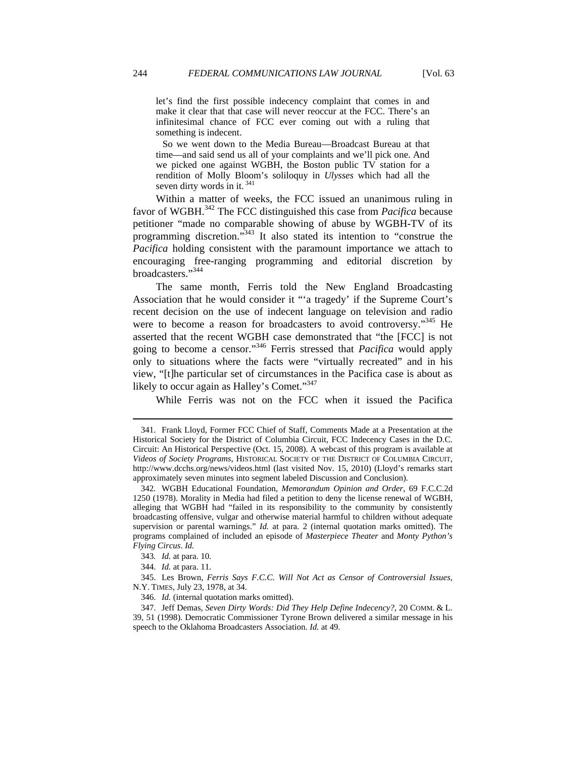> let's find the first possible indecency complaint that comes in and make it clear that that case will never reoccur at the FCC. There's an infinitesimal chance of FCC ever coming out with a ruling that something is indecent.
>
> So we went down to the Media Bureau—Broadcast Bureau at that time—and said send us all of your complaints and we'll pick one. And we picked one against WGBH, the Boston public TV station for a rendition of Molly Bloom's soliloquy in *Ulysses* which had all the seven dirty words in it.[341]

Within a matter of weeks, the FCC issued an unanimous ruling in favor of WGBH.[342] The FCC distinguished this case from *Pacifica* because petitioner "made no comparable showing of abuse by WGBH-TV of its programming discretion."[343] It also stated its intention to "construe the *Pacifica* holding consistent with the paramount importance we attach to encouraging free-ranging programming and editorial discretion by broadcasters."[344]

The same month, Ferris told the New England Broadcasting Association that he would consider it "'a tragedy' if the Supreme Court's recent decision on the use of indecent language on television and radio were to become a reason for broadcasters to avoid controversy."[345] He asserted that the recent WGBH case demonstrated that "the [FCC] is not going to become a censor."[346] Ferris stressed that *Pacifica* would apply only to situations where the facts were "virtually recreated" and in his view, "[t]he particular set of circumstances in the Pacifica case is about as likely to occur again as Halley's Comet."[347]

While Ferris was not on the FCC when it issued the Pacifica

---

341. Frank Lloyd, Former FCC Chief of Staff, Comments Made at a Presentation at the Historical Society for the District of Columbia Circuit, FCC Indecency Cases in the D.C. Circuit: An Historical Perspective (Oct. 15, 2008). A webcast of this program is available at *Videos of Society Programs*, HISTORICAL SOCIETY OF THE DISTRICT OF COLUMBIA CIRCUIT, http://www.dcchs.org/news/videos.html (last visited Nov. 15, 2010) (Lloyd's remarks start approximately seven minutes into segment labeled Discussion and Conclusion).

342. WGBH Educational Foundation, *Memorandum Opinion and Order*, 69 F.C.C.2d 1250 (1978). Morality in Media had filed a petition to deny the license renewal of WGBH, alleging that WGBH had "failed in its responsibility to the community by consistently broadcasting offensive, vulgar and otherwise material harmful to children without adequate supervision or parental warnings." *Id.* at para. 2 (internal quotation marks omitted). The programs complained of included an episode of *Masterpiece Theater* and *Monty Python's Flying Circus*. *Id.*

343. *Id.* at para. 10.

344. *Id.* at para. 11.

345. Les Brown, *Ferris Says F.C.C. Will Not Act as Censor of Controversial Issues*, N.Y. TIMES, July 23, 1978, at 34.

346. *Id.* (internal quotation marks omitted).

347. Jeff Demas, *Seven Dirty Words: Did They Help Define Indecency?*, 20 COMM. & L. 39, 51 (1998). Democratic Commissioner Tyrone Brown delivered a similar message in his speech to the Oklahoma Broadcasters Association. *Id.* at 49.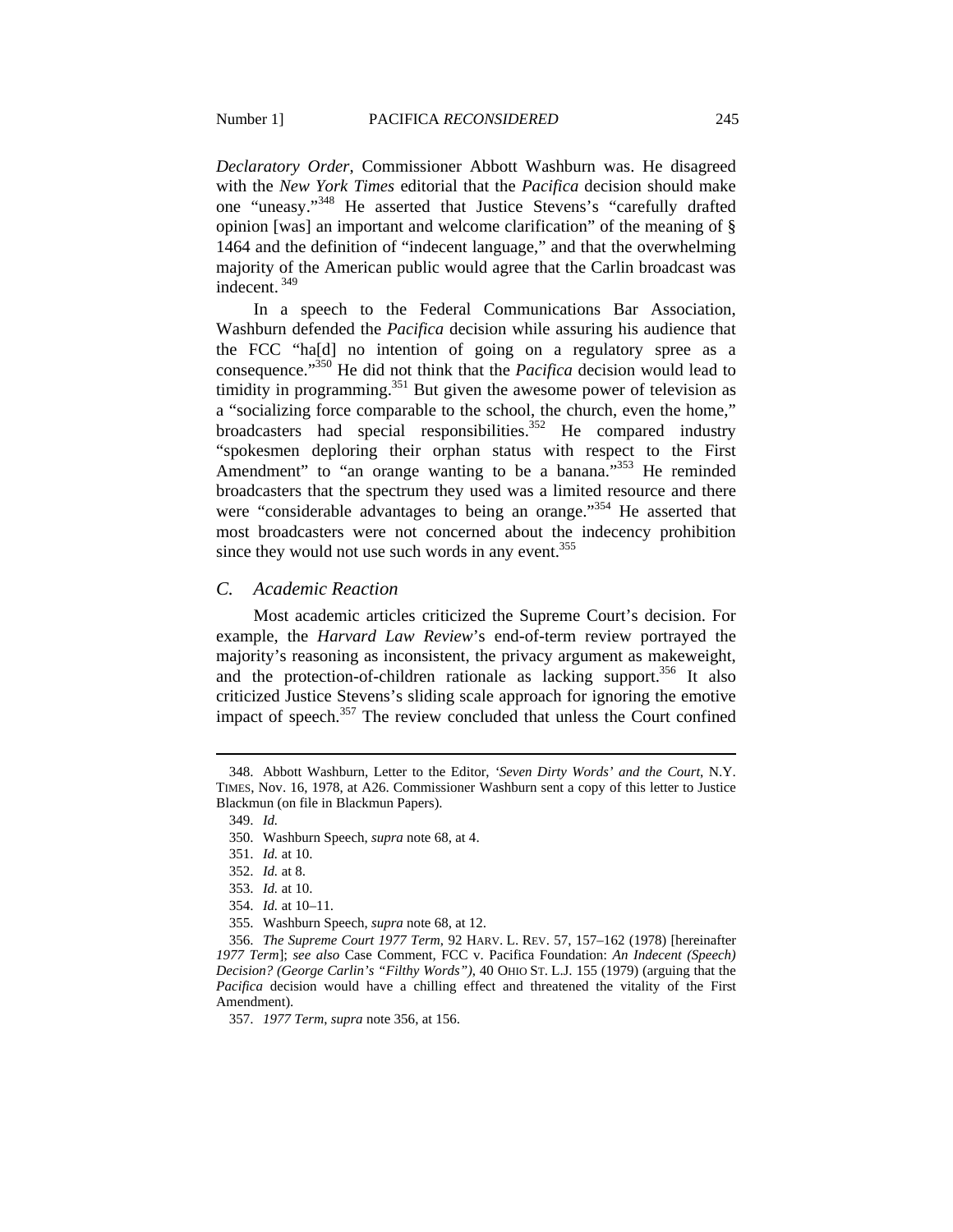*Declaratory Order*, Commissioner Abbott Washburn was. He disagreed with the *New York Times* editorial that the *Pacifica* decision should make one "uneasy."[348] He asserted that Justice Stevens's "carefully drafted opinion [was] an important and welcome clarification" of the meaning of § 1464 and the definition of "indecent language," and that the overwhelming majority of the American public would agree that the Carlin broadcast was indecent.[349]

In a speech to the Federal Communications Bar Association, Washburn defended the *Pacifica* decision while assuring his audience that the FCC "ha[d] no intention of going on a regulatory spree as a consequence."[350] He did not think that the *Pacifica* decision would lead to timidity in programming.[351] But given the awesome power of television as a "socializing force comparable to the school, the church, even the home," broadcasters had special responsibilities.[352] He compared industry "spokesmen deploring their orphan status with respect to the First Amendment" to "an orange wanting to be a banana."[353] He reminded broadcasters that the spectrum they used was a limited resource and there were "considerable advantages to being an orange."[354] He asserted that most broadcasters were not concerned about the indecency prohibition since they would not use such words in any event.[355]

### *C. Academic Reaction*

Most academic articles criticized the Supreme Court's decision. For example, the *Harvard Law Review*'s end-of-term review portrayed the majority's reasoning as inconsistent, the privacy argument as makeweight, and the protection-of-children rationale as lacking support.[356] It also criticized Justice Stevens's sliding scale approach for ignoring the emotive impact of speech.[357] The review concluded that unless the Court confined

---

348. Abbott Washburn, Letter to the Editor, *'Seven Dirty Words' and the Court*, N.Y. TIMES, Nov. 16, 1978, at A26. Commissioner Washburn sent a copy of this letter to Justice Blackmun (on file in Blackmun Papers).

349. *Id.*

350. Washburn Speech, *supra* note 68, at 4.

351. *Id.* at 10.

352. *Id.* at 8.

353. *Id.* at 10.

354. *Id.* at 10–11.

355. Washburn Speech, *supra* note 68, at 12.

356. *The Supreme Court 1977 Term*, 92 HARV. L. REV. 57, 157–162 (1978) [hereinafter *1977 Term*]; *see also* Case Comment, FCC v. Pacifica Foundation: *An Indecent (Speech) Decision? (George Carlin's "Filthy Words")*, 40 OHIO ST. L.J. 155 (1979) (arguing that the *Pacifica* decision would have a chilling effect and threatened the vitality of the First Amendment).

357. *1977 Term*, *supra* note 356, at 156.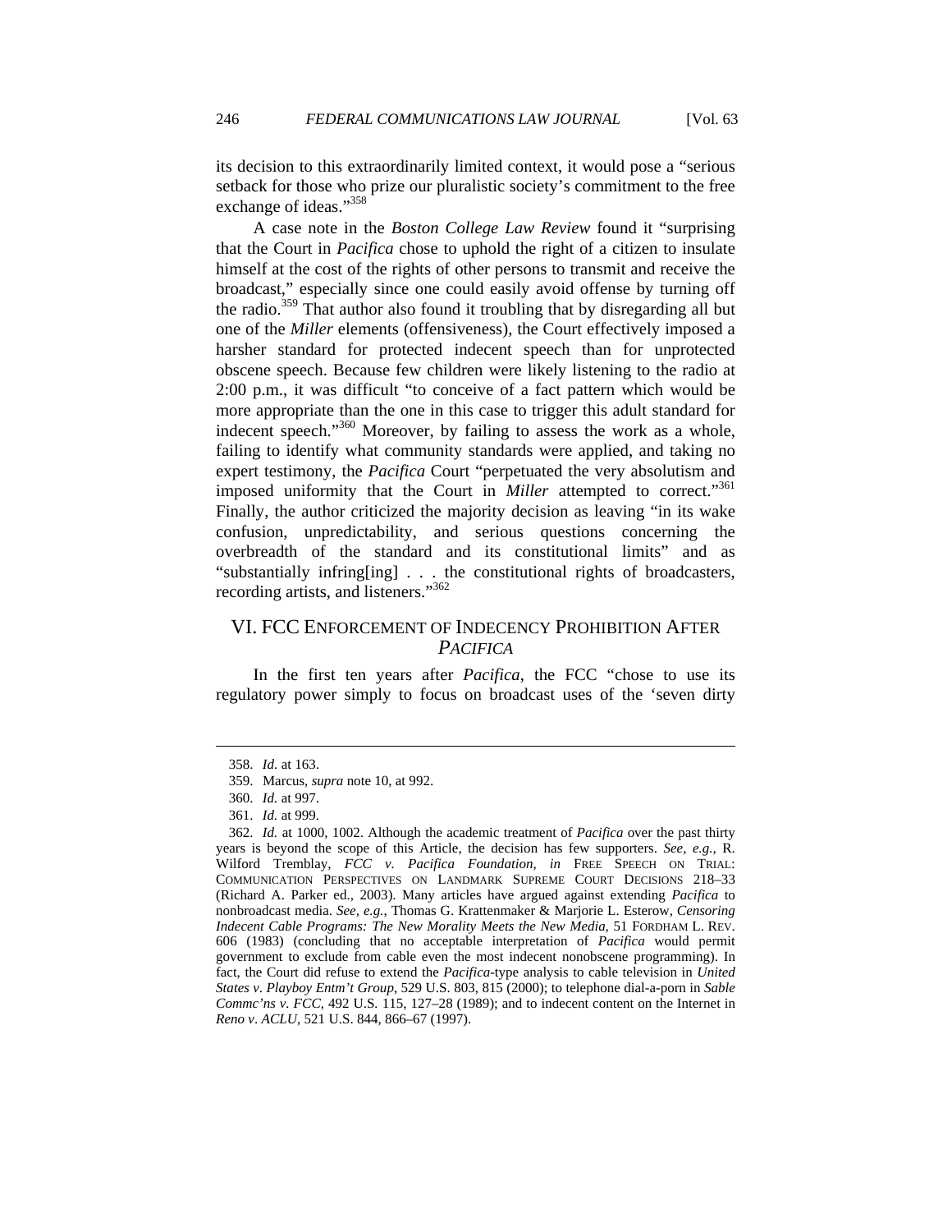its decision to this extraordinarily limited context, it would pose a "serious setback for those who prize our pluralistic society's commitment to the free exchange of ideas."[358]

A case note in the *Boston College Law Review* found it "surprising that the Court in *Pacifica* chose to uphold the right of a citizen to insulate himself at the cost of the rights of other persons to transmit and receive the broadcast," especially since one could easily avoid offense by turning off the radio.[359] That author also found it troubling that by disregarding all but one of the *Miller* elements (offensiveness), the Court effectively imposed a harsher standard for protected indecent speech than for unprotected obscene speech. Because few children were likely listening to the radio at 2:00 p.m., it was difficult "to conceive of a fact pattern which would be more appropriate than the one in this case to trigger this adult standard for indecent speech."[360] Moreover, by failing to assess the work as a whole, failing to identify what community standards were applied, and taking no expert testimony, the *Pacifica* Court "perpetuated the very absolutism and imposed uniformity that the Court in *Miller* attempted to correct."[361] Finally, the author criticized the majority decision as leaving "in its wake confusion, unpredictability, and serious questions concerning the overbreadth of the standard and its constitutional limits" and as "substantially infring[ing] . . . the constitutional rights of broadcasters, recording artists, and listeners."[362]

## VI. FCC ENFORCEMENT OF INDECENCY PROHIBITION AFTER *PACIFICA*

In the first ten years after *Pacifica*, the FCC "chose to use its regulatory power simply to focus on broadcast uses of the 'seven dirty

---

358. *Id.* at 163.

359. Marcus, *supra* note 10, at 992.

360. *Id.* at 997.

361. *Id.* at 999.

362. *Id.* at 1000, 1002. Although the academic treatment of *Pacifica* over the past thirty years is beyond the scope of this Article, the decision has few supporters. *See, e.g.*, R. Wilford Tremblay, *FCC v. Pacifica Foundation*, *in* FREE SPEECH ON TRIAL: COMMUNICATION PERSPECTIVES ON LANDMARK SUPREME COURT DECISIONS 218–33 (Richard A. Parker ed., 2003). Many articles have argued against extending *Pacifica* to nonbroadcast media. *See, e.g.*, Thomas G. Krattenmaker & Marjorie L. Esterow, *Censoring Indecent Cable Programs: The New Morality Meets the New Media*, 51 FORDHAM L. REV. 606 (1983) (concluding that no acceptable interpretation of *Pacifica* would permit government to exclude from cable even the most indecent nonobscene programming). In fact, the Court did refuse to extend the *Pacifica*-type analysis to cable television in *United States v. Playboy Entm't Group*, 529 U.S. 803, 815 (2000); to telephone dial-a-porn in *Sable Commc'ns v. FCC*, 492 U.S. 115, 127–28 (1989); and to indecent content on the Internet in *Reno v. ACLU*, 521 U.S. 844, 866–67 (1997).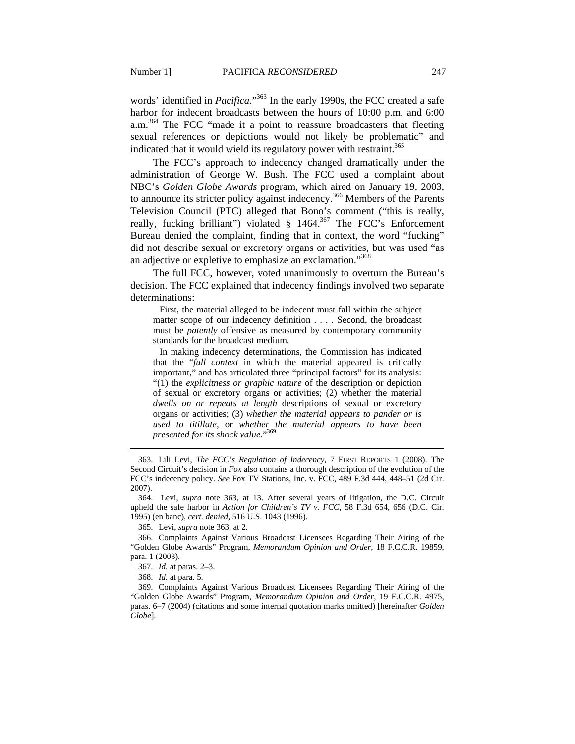words' identified in *Pacifica*."[363] In the early 1990s, the FCC created a safe harbor for indecent broadcasts between the hours of 10:00 p.m. and 6:00 a.m.[364] The FCC "made it a point to reassure broadcasters that fleeting sexual references or depictions would not likely be problematic" and indicated that it would wield its regulatory power with restraint.[365]

The FCC's approach to indecency changed dramatically under the administration of George W. Bush. The FCC used a complaint about NBC's *Golden Globe Awards* program, which aired on January 19, 2003, to announce its stricter policy against indecency.[366] Members of the Parents Television Council (PTC) alleged that Bono's comment ("this is really, really, fucking brilliant") violated § 1464.[367] The FCC's Enforcement Bureau denied the complaint, finding that in context, the word "fucking" did not describe sexual or excretory organs or activities, but was used "as an adjective or expletive to emphasize an exclamation."[368]

The full FCC, however, voted unanimously to overturn the Bureau's decision. The FCC explained that indecency findings involved two separate determinations:

> First, the material alleged to be indecent must fall within the subject matter scope of our indecency definition . . . . Second, the broadcast must be *patently* offensive as measured by contemporary community standards for the broadcast medium.
>
> In making indecency determinations, the Commission has indicated that the "*full context* in which the material appeared is critically important," and has articulated three "principal factors" for its analysis: "(1) the *explicitness or graphic nature* of the description or depiction of sexual or excretory organs or activities; (2) whether the material *dwells on or repeats at length* descriptions of sexual or excretory organs or activities; (3) *whether the material appears to pander or is used to titillate,* or *whether the material appears to have been presented for its shock value.*"[369]

---

363. Lili Levi, *The FCC's Regulation of Indecency*, 7 FIRST REPORTS 1 (2008). The Second Circuit's decision in *Fox* also contains a thorough description of the evolution of the FCC's indecency policy. *See* Fox TV Stations, Inc. v. FCC, 489 F.3d 444, 448–51 (2d Cir. 2007).

364. Levi, *supra* note 363, at 13. After several years of litigation, the D.C. Circuit upheld the safe harbor in *Action for Children's TV v. FCC*, 58 F.3d 654, 656 (D.C. Cir. 1995) (en banc), *cert. denied*, 516 U.S. 1043 (1996).

365. Levi, *supra* note 363, at 2.

366. Complaints Against Various Broadcast Licensees Regarding Their Airing of the "Golden Globe Awards" Program, *Memorandum Opinion and Order*, 18 F.C.C.R. 19859, para. 1 (2003).

367. *Id.* at paras. 2–3.

368. *Id.* at para. 5.

369. Complaints Against Various Broadcast Licensees Regarding Their Airing of the "Golden Globe Awards" Program, *Memorandum Opinion and Order*, 19 F.C.C.R. 4975, paras. 6–7 (2004) (citations and some internal quotation marks omitted) [hereinafter *Golden Globe*].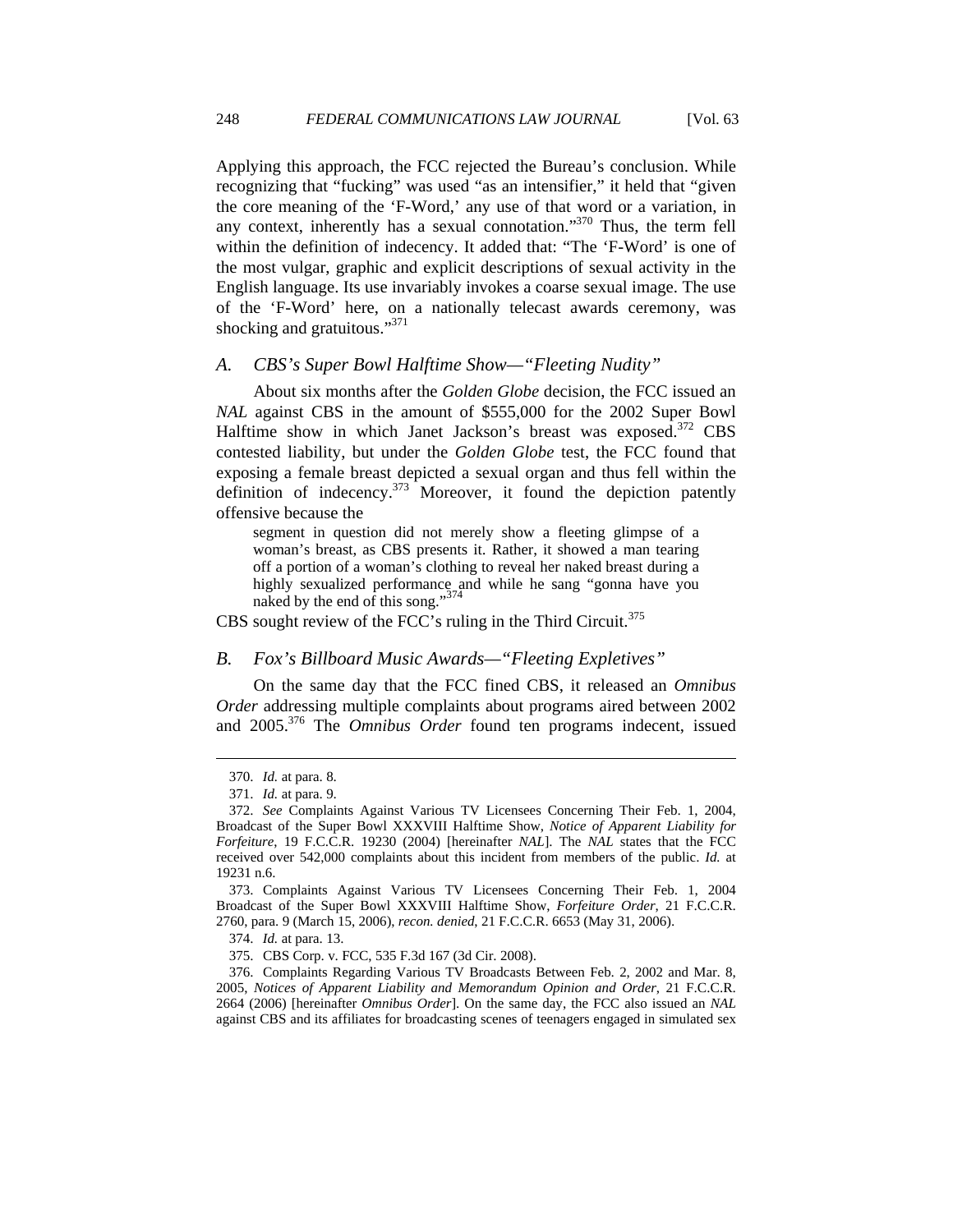Applying this approach, the FCC rejected the Bureau's conclusion. While recognizing that "fucking" was used "as an intensifier," it held that "given the core meaning of the 'F-Word,' any use of that word or a variation, in any context, inherently has a sexual connotation."[370] Thus, the term fell within the definition of indecency. It added that: "The 'F-Word' is one of the most vulgar, graphic and explicit descriptions of sexual activity in the English language. Its use invariably invokes a coarse sexual image. The use of the 'F-Word' here, on a nationally telecast awards ceremony, was shocking and gratuitous."[371]

### *A. CBS's Super Bowl Halftime Show—"Fleeting Nudity"*

About six months after the *Golden Globe* decision, the FCC issued an *NAL* against CBS in the amount of $555,000 for the 2002 Super Bowl Halftime show in which Janet Jackson's breast was exposed.[372] CBS contested liability, but under the *Golden Globe* test, the FCC found that exposing a female breast depicted a sexual organ and thus fell within the definition of indecency.[373] Moreover, it found the depiction patently offensive because the

> segment in question did not merely show a fleeting glimpse of a woman's breast, as CBS presents it. Rather, it showed a man tearing off a portion of a woman's clothing to reveal her naked breast during a highly sexualized performance and while he sang "gonna have you naked by the end of this song."[374]

CBS sought review of the FCC's ruling in the Third Circuit.[375]

### *B. Fox's Billboard Music Awards—"Fleeting Expletives"*

On the same day that the FCC fined CBS, it released an *Omnibus Order* addressing multiple complaints about programs aired between 2002 and 2005.[376] The *Omnibus Order* found ten programs indecent, issued

---

370. *Id.* at para. 8.

371. *Id.* at para. 9.

372. *See* Complaints Against Various TV Licensees Concerning Their Feb. 1, 2004, Broadcast of the Super Bowl XXXVIII Halftime Show, *Notice of Apparent Liability for Forfeiture*, 19 F.C.C.R. 19230 (2004) [hereinafter *NAL*]. The *NAL* states that the FCC received over 542,000 complaints about this incident from members of the public. *Id.* at 19231 n.6.

373. Complaints Against Various TV Licensees Concerning Their Feb. 1, 2004 Broadcast of the Super Bowl XXXVIII Halftime Show, *Forfeiture Order*, 21 F.C.C.R. 2760, para. 9 (March 15, 2006), *recon. denied*, 21 F.C.C.R. 6653 (May 31, 2006).

374. *Id.* at para. 13.

375. CBS Corp. v. FCC, 535 F.3d 167 (3d Cir. 2008).

376. Complaints Regarding Various TV Broadcasts Between Feb. 2, 2002 and Mar. 8, 2005, *Notices of Apparent Liability and Memorandum Opinion and Order*, 21 F.C.C.R. 2664 (2006) [hereinafter *Omnibus Order*]. On the same day, the FCC also issued an *NAL* against CBS and its affiliates for broadcasting scenes of teenagers engaged in simulated sex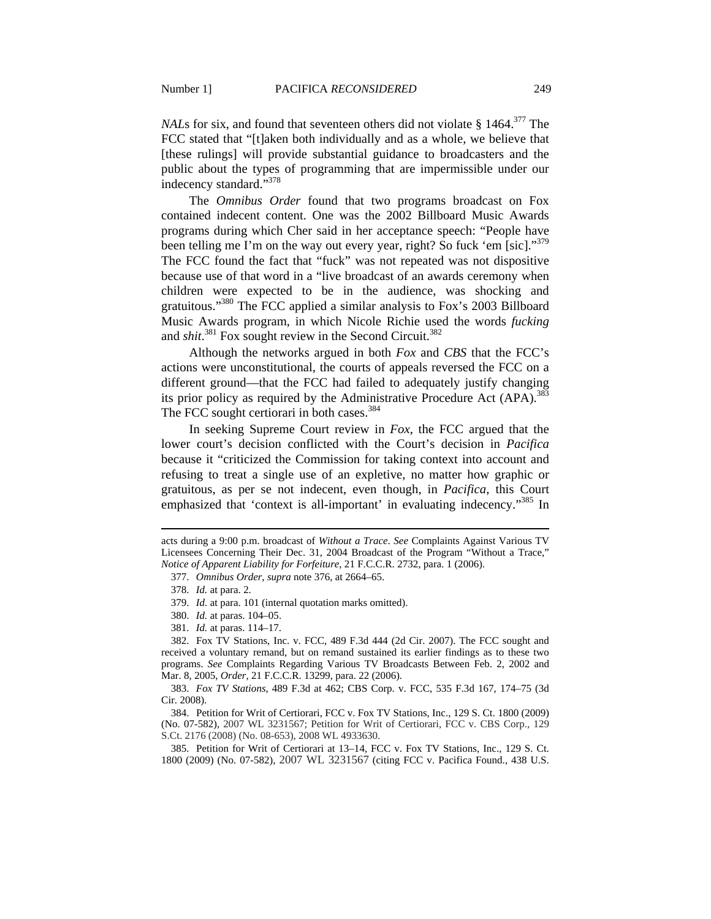*NAL*s for six, and found that seventeen others did not violate § 1464.[377] The FCC stated that "[t]aken both individually and as a whole, we believe that [these rulings] will provide substantial guidance to broadcasters and the public about the types of programming that are impermissible under our indecency standard."[378]

The *Omnibus Order* found that two programs broadcast on Fox contained indecent content. One was the 2002 Billboard Music Awards programs during which Cher said in her acceptance speech: "People have been telling me I'm on the way out every year, right? So fuck 'em [sic]."[379] The FCC found the fact that "fuck" was not repeated was not dispositive because use of that word in a "live broadcast of an awards ceremony when children were expected to be in the audience, was shocking and gratuitous."[380] The FCC applied a similar analysis to Fox's 2003 Billboard Music Awards program, in which Nicole Richie used the words *fucking* and *shit*.[381] Fox sought review in the Second Circuit.[382]

Although the networks argued in both *Fox* and *CBS* that the FCC's actions were unconstitutional, the courts of appeals reversed the FCC on a different ground—that the FCC had failed to adequately justify changing its prior policy as required by the Administrative Procedure Act (APA).[383] The FCC sought certiorari in both cases.[384]

In seeking Supreme Court review in *Fox*, the FCC argued that the lower court's decision conflicted with the Court's decision in *Pacifica* because it "criticized the Commission for taking context into account and refusing to treat a single use of an expletive, no matter how graphic or gratuitous, as per se not indecent, even though, in *Pacifica*, this Court emphasized that 'context is all-important' in evaluating indecency."[385] In

---

acts during a 9:00 p.m. broadcast of *Without a Trace*. *See* Complaints Against Various TV Licensees Concerning Their Dec. 31, 2004 Broadcast of the Program "Without a Trace," *Notice of Apparent Liability for Forfeiture*, 21 F.C.C.R. 2732, para. 1 (2006).

377. *Omnibus Order*, *supra* note 376, at 2664–65.

378. *Id.* at para. 2.

379. *Id.* at para. 101 (internal quotation marks omitted).

380. *Id.* at paras. 104–05.

381. *Id.* at paras. 114–17.

382. Fox TV Stations, Inc. v. FCC, 489 F.3d 444 (2d Cir. 2007). The FCC sought and received a voluntary remand, but on remand sustained its earlier findings as to these two programs. *See* Complaints Regarding Various TV Broadcasts Between Feb. 2, 2002 and Mar. 8, 2005, *Order*, 21 F.C.C.R. 13299, para. 22 (2006).

383. *Fox TV Stations*, 489 F.3d at 462; CBS Corp. v. FCC, 535 F.3d 167, 174–75 (3d Cir. 2008).

384. Petition for Writ of Certiorari, FCC v. Fox TV Stations, Inc., 129 S. Ct. 1800 (2009) (No. 07-582), 2007 WL 3231567; Petition for Writ of Certiorari, FCC v. CBS Corp., 129 S.Ct. 2176 (2008) (No. 08-653), 2008 WL 4933630.

385. Petition for Writ of Certiorari at 13–14, FCC v. Fox TV Stations, Inc., 129 S. Ct. 1800 (2009) (No. 07-582), 2007 WL 3231567 (citing FCC v. Pacifica Found., 438 U.S.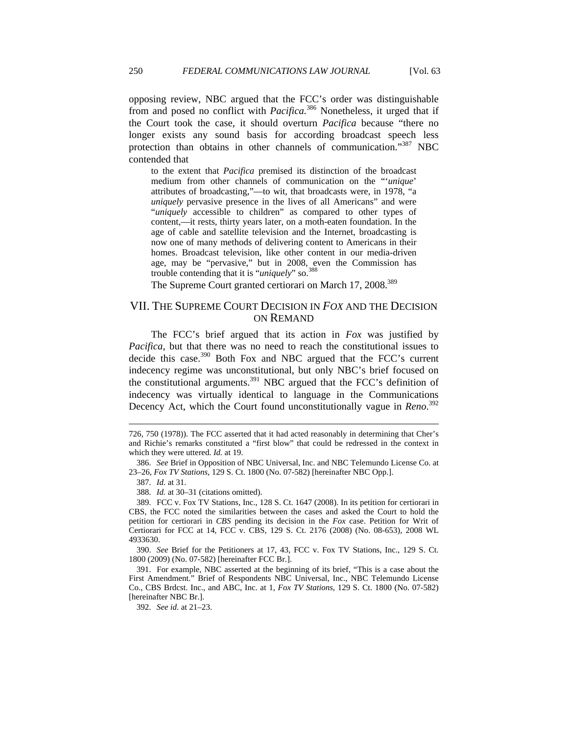opposing review, NBC argued that the FCC's order was distinguishable from and posed no conflict with *Pacifica*.[386] Nonetheless, it urged that if the Court took the case, it should overturn *Pacifica* because "there no longer exists any sound basis for according broadcast speech less protection than obtains in other channels of communication."[387] NBC contended that

> to the extent that *Pacifica* premised its distinction of the broadcast medium from other channels of communication on the "'*unique*' attributes of broadcasting,"—to wit, that broadcasts were, in 1978, "a *uniquely* pervasive presence in the lives of all Americans" and were "*uniquely* accessible to children" as compared to other types of content,—it rests, thirty years later, on a moth-eaten foundation. In the age of cable and satellite television and the Internet, broadcasting is now one of many methods of delivering content to Americans in their homes. Broadcast television, like other content in our media-driven age, may be "pervasive," but in 2008, even the Commission has trouble contending that it is "*uniquely*" so.[388]

The Supreme Court granted certiorari on March 17, 2008.[389]

## VII. THE SUPREME COURT DECISION IN *FOX* AND THE DECISION ON REMAND

The FCC's brief argued that its action in *Fox* was justified by *Pacifica*, but that there was no need to reach the constitutional issues to decide this case.[390] Both Fox and NBC argued that the FCC's current indecency regime was unconstitutional, but only NBC's brief focused on the constitutional arguments.[391] NBC argued that the FCC's definition of indecency was virtually identical to language in the Communications Decency Act, which the Court found unconstitutionally vague in *Reno*.[392]

---

726, 750 (1978)). The FCC asserted that it had acted reasonably in determining that Cher's and Richie's remarks constituted a "first blow" that could be redressed in the context in which they were uttered. *Id.* at 19.

386. *See* Brief in Opposition of NBC Universal, Inc. and NBC Telemundo License Co. at 23–26, *Fox TV Stations*, 129 S. Ct. 1800 (No. 07-582) [hereinafter NBC Opp.].

387. *Id.* at 31.

388. *Id.* at 30–31 (citations omitted).

389. FCC v. Fox TV Stations, Inc., 128 S. Ct. 1647 (2008). In its petition for certiorari in CBS, the FCC noted the similarities between the cases and asked the Court to hold the petition for certiorari in *CBS* pending its decision in the *Fox* case. Petition for Writ of Certiorari for FCC at 14, FCC v. CBS, 129 S. Ct. 2176 (2008) (No. 08-653), 2008 WL 4933630.

390. *See* Brief for the Petitioners at 17, 43, FCC v. Fox TV Stations, Inc., 129 S. Ct. 1800 (2009) (No. 07-582) [hereinafter FCC Br.].

391. For example, NBC asserted at the beginning of its brief, "This is a case about the First Amendment." Brief of Respondents NBC Universal, Inc., NBC Telemundo License Co., CBS Brdcst. Inc., and ABC, Inc. at 1, *Fox TV Stations*, 129 S. Ct. 1800 (No. 07-582) [hereinafter NBC Br.].

392. *See id.* at 21–23.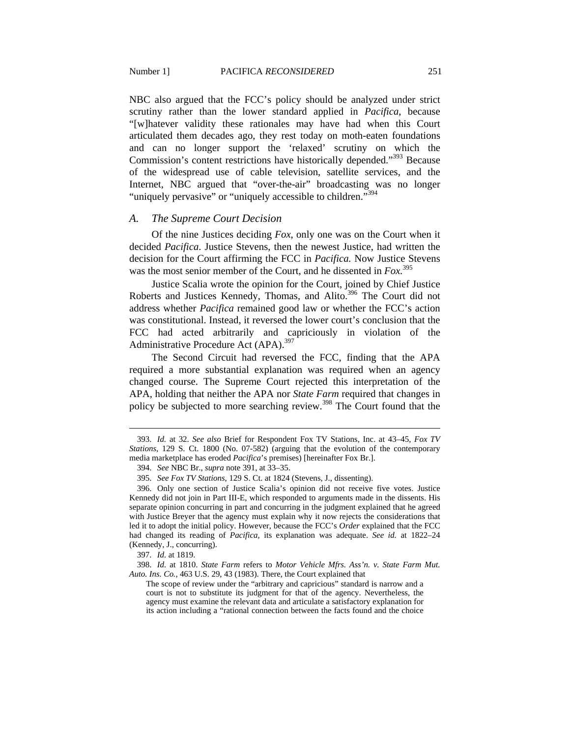NBC also argued that the FCC's policy should be analyzed under strict scrutiny rather than the lower standard applied in *Pacifica*, because "[w]hatever validity these rationales may have had when this Court articulated them decades ago, they rest today on moth-eaten foundations and can no longer support the 'relaxed' scrutiny on which the Commission's content restrictions have historically depended."[393] Because of the widespread use of cable television, satellite services, and the Internet, NBC argued that "over-the-air" broadcasting was no longer "uniquely pervasive" or "uniquely accessible to children."[394]

### *A. The Supreme Court Decision*

Of the nine Justices deciding *Fox*, only one was on the Court when it decided *Pacifica*. Justice Stevens, then the newest Justice, had written the decision for the Court affirming the FCC in *Pacifica.* Now Justice Stevens was the most senior member of the Court, and he dissented in *Fox.*[395]

Justice Scalia wrote the opinion for the Court, joined by Chief Justice Roberts and Justices Kennedy, Thomas, and Alito.[396] The Court did not address whether *Pacifica* remained good law or whether the FCC's action was constitutional. Instead, it reversed the lower court's conclusion that the FCC had acted arbitrarily and capriciously in violation of the Administrative Procedure Act (APA).[397]

The Second Circuit had reversed the FCC, finding that the APA required a more substantial explanation was required when an agency changed course. The Supreme Court rejected this interpretation of the APA, holding that neither the APA nor *State Farm* required that changes in policy be subjected to more searching review.[398] The Court found that the

---

393. *Id.* at 32. *See also* Brief for Respondent Fox TV Stations, Inc. at 43–45, *Fox TV Stations*, 129 S. Ct. 1800 (No. 07-582) (arguing that the evolution of the contemporary media marketplace has eroded *Pacifica*'s premises) [hereinafter Fox Br.].

394. *See* NBC Br., *supra* note 391, at 33–35.

395. *See Fox TV Stations*, 129 S. Ct. at 1824 (Stevens, J., dissenting).

396. Only one section of Justice Scalia's opinion did not receive five votes. Justice Kennedy did not join in Part III-E, which responded to arguments made in the dissents. His separate opinion concurring in part and concurring in the judgment explained that he agreed with Justice Breyer that the agency must explain why it now rejects the considerations that led it to adopt the initial policy. However, because the FCC's *Order* explained that the FCC had changed its reading of *Pacifica*, its explanation was adequate. *See id.* at 1822–24 (Kennedy, J., concurring).

397. *Id.* at 1819.

398. *Id.* at 1810. *State Farm* refers to *Motor Vehicle Mfrs. Ass'n. v. State Farm Mut. Auto. Ins. Co.*, 463 U.S. 29, 43 (1983). There, the Court explained that

> The scope of review under the "arbitrary and capricious" standard is narrow and a court is not to substitute its judgment for that of the agency. Nevertheless, the agency must examine the relevant data and articulate a satisfactory explanation for its action including a "rational connection between the facts found and the choice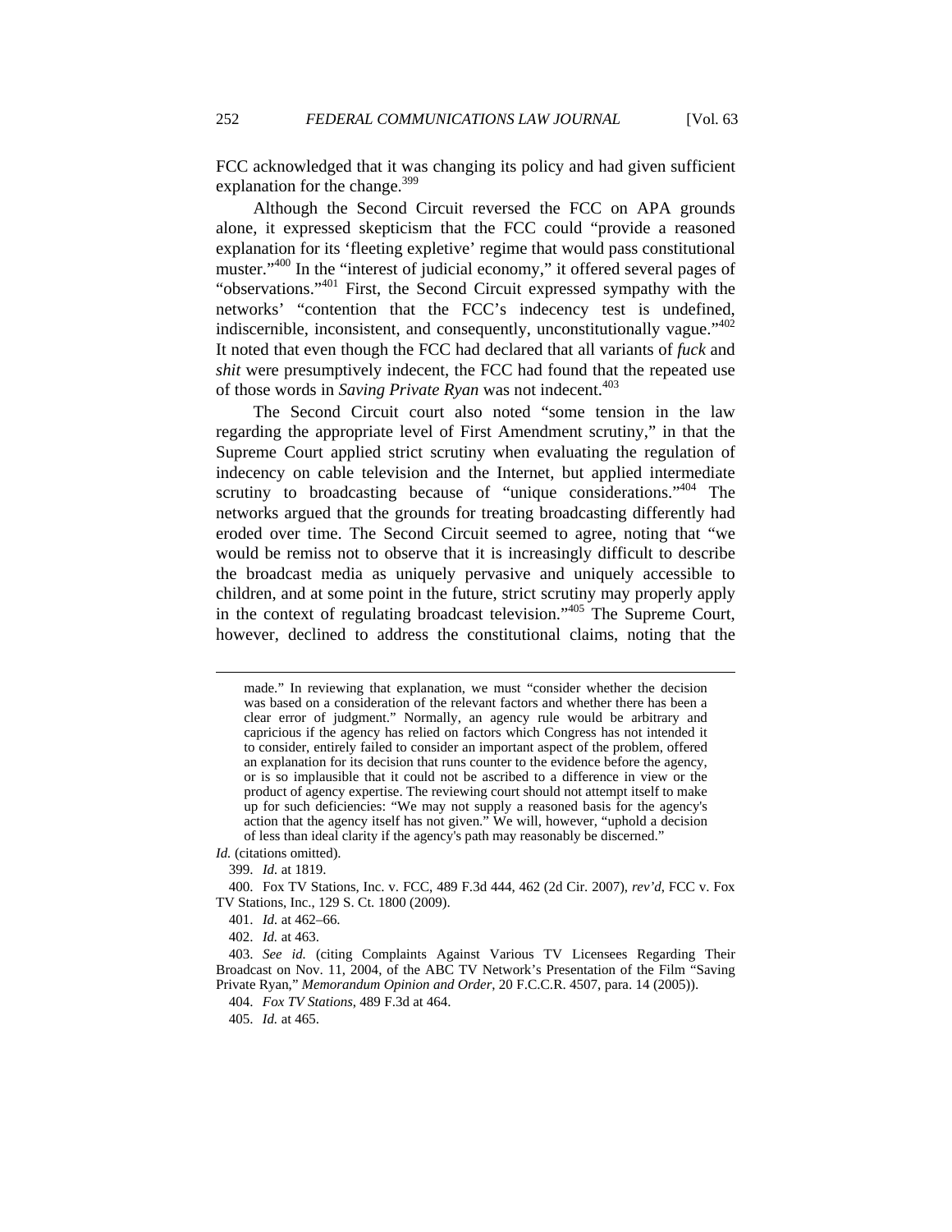FCC acknowledged that it was changing its policy and had given sufficient explanation for the change.[399]

Although the Second Circuit reversed the FCC on APA grounds alone, it expressed skepticism that the FCC could "provide a reasoned explanation for its 'fleeting expletive' regime that would pass constitutional muster."[400] In the "interest of judicial economy," it offered several pages of "observations."[401] First, the Second Circuit expressed sympathy with the networks' "contention that the FCC's indecency test is undefined, indiscernible, inconsistent, and consequently, unconstitutionally vague."[402] It noted that even though the FCC had declared that all variants of *fuck* and *shit* were presumptively indecent, the FCC had found that the repeated use of those words in *Saving Private Ryan* was not indecent.[403]

The Second Circuit court also noted "some tension in the law regarding the appropriate level of First Amendment scrutiny," in that the Supreme Court applied strict scrutiny when evaluating the regulation of indecency on cable television and the Internet, but applied intermediate scrutiny to broadcasting because of "unique considerations."[404] The networks argued that the grounds for treating broadcasting differently had eroded over time. The Second Circuit seemed to agree, noting that "we would be remiss not to observe that it is increasingly difficult to describe the broadcast media as uniquely pervasive and uniquely accessible to children, and at some point in the future, strict scrutiny may properly apply in the context of regulating broadcast television."[405] The Supreme Court, however, declined to address the constitutional claims, noting that the

---

made." In reviewing that explanation, we must "consider whether the decision was based on a consideration of the relevant factors and whether there has been a clear error of judgment." Normally, an agency rule would be arbitrary and capricious if the agency has relied on factors which Congress has not intended it to consider, entirely failed to consider an important aspect of the problem, offered an explanation for its decision that runs counter to the evidence before the agency, or is so implausible that it could not be ascribed to a difference in view or the product of agency expertise. The reviewing court should not attempt itself to make up for such deficiencies: "We may not supply a reasoned basis for the agency's action that the agency itself has not given." We will, however, "uphold a decision of less than ideal clarity if the agency's path may reasonably be discerned."

*Id.* (citations omitted).

399. *Id.* at 1819.

400. Fox TV Stations, Inc. v. FCC, 489 F.3d 444, 462 (2d Cir. 2007), *rev'd*, FCC v. Fox TV Stations, Inc., 129 S. Ct. 1800 (2009).

401. *Id.* at 462–66.

402. *Id.* at 463.

403. *See id.* (citing Complaints Against Various TV Licensees Regarding Their Broadcast on Nov. 11, 2004, of the ABC TV Network's Presentation of the Film "Saving Private Ryan," *Memorandum Opinion and Order*, 20 F.C.C.R. 4507, para. 14 (2005)).

404. *Fox TV Stations*, 489 F.3d at 464.

405. *Id.* at 465.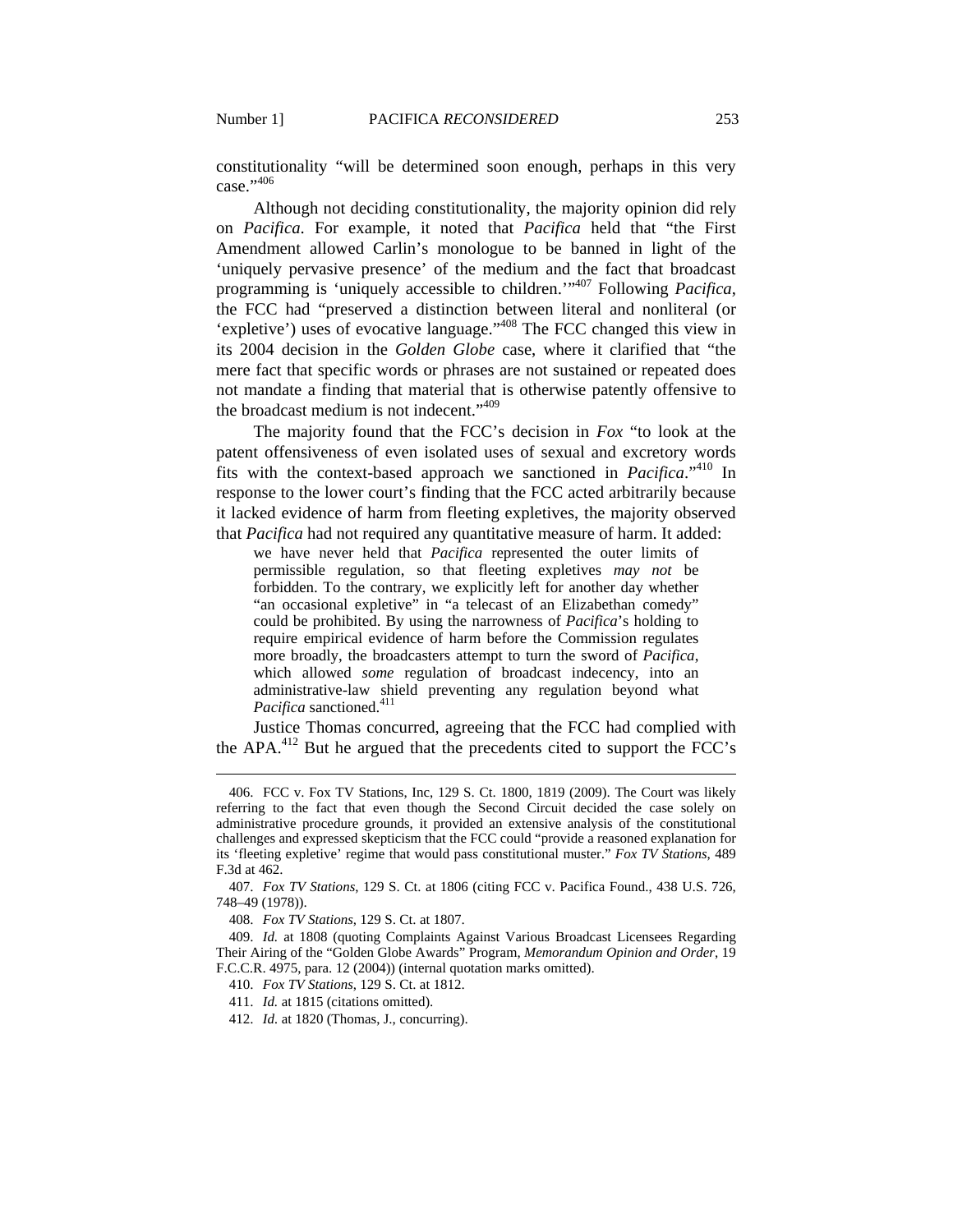constitutionality "will be determined soon enough, perhaps in this very case."[406]

Although not deciding constitutionality, the majority opinion did rely on *Pacifica*. For example, it noted that *Pacifica* held that "the First Amendment allowed Carlin's monologue to be banned in light of the 'uniquely pervasive presence' of the medium and the fact that broadcast programming is 'uniquely accessible to children.'"[407] Following *Pacifica*, the FCC had "preserved a distinction between literal and nonliteral (or 'expletive') uses of evocative language."[408] The FCC changed this view in its 2004 decision in the *Golden Globe* case, where it clarified that "the mere fact that specific words or phrases are not sustained or repeated does not mandate a finding that material that is otherwise patently offensive to the broadcast medium is not indecent."[409]

The majority found that the FCC's decision in *Fox* "to look at the patent offensiveness of even isolated uses of sexual and excretory words fits with the context-based approach we sanctioned in *Pacifica*."[410] In response to the lower court's finding that the FCC acted arbitrarily because it lacked evidence of harm from fleeting expletives, the majority observed that *Pacifica* had not required any quantitative measure of harm. It added:

> we have never held that *Pacifica* represented the outer limits of permissible regulation, so that fleeting expletives *may not* be forbidden. To the contrary, we explicitly left for another day whether "an occasional expletive" in "a telecast of an Elizabethan comedy" could be prohibited. By using the narrowness of *Pacifica*'s holding to require empirical evidence of harm before the Commission regulates more broadly, the broadcasters attempt to turn the sword of *Pacifica*, which allowed *some* regulation of broadcast indecency, into an administrative-law shield preventing any regulation beyond what *Pacifica* sanctioned.[411]

Justice Thomas concurred, agreeing that the FCC had complied with the APA.[412] But he argued that the precedents cited to support the FCC's

---

406. FCC v. Fox TV Stations, Inc, 129 S. Ct. 1800, 1819 (2009). The Court was likely referring to the fact that even though the Second Circuit decided the case solely on administrative procedure grounds, it provided an extensive analysis of the constitutional challenges and expressed skepticism that the FCC could "provide a reasoned explanation for its 'fleeting expletive' regime that would pass constitutional muster." *Fox TV Stations*, 489 F.3d at 462.

407. *Fox TV Stations*, 129 S. Ct. at 1806 (citing FCC v. Pacifica Found., 438 U.S. 726, 748–49 (1978)).

408. *Fox TV Stations*, 129 S. Ct. at 1807.

409. *Id.* at 1808 (quoting Complaints Against Various Broadcast Licensees Regarding Their Airing of the "Golden Globe Awards" Program, *Memorandum Opinion and Order*, 19 F.C.C.R. 4975, para. 12 (2004)) (internal quotation marks omitted).

410. *Fox TV Stations*, 129 S. Ct. at 1812.

411. *Id.* at 1815 (citations omitted).

412. *Id.* at 1820 (Thomas, J., concurring).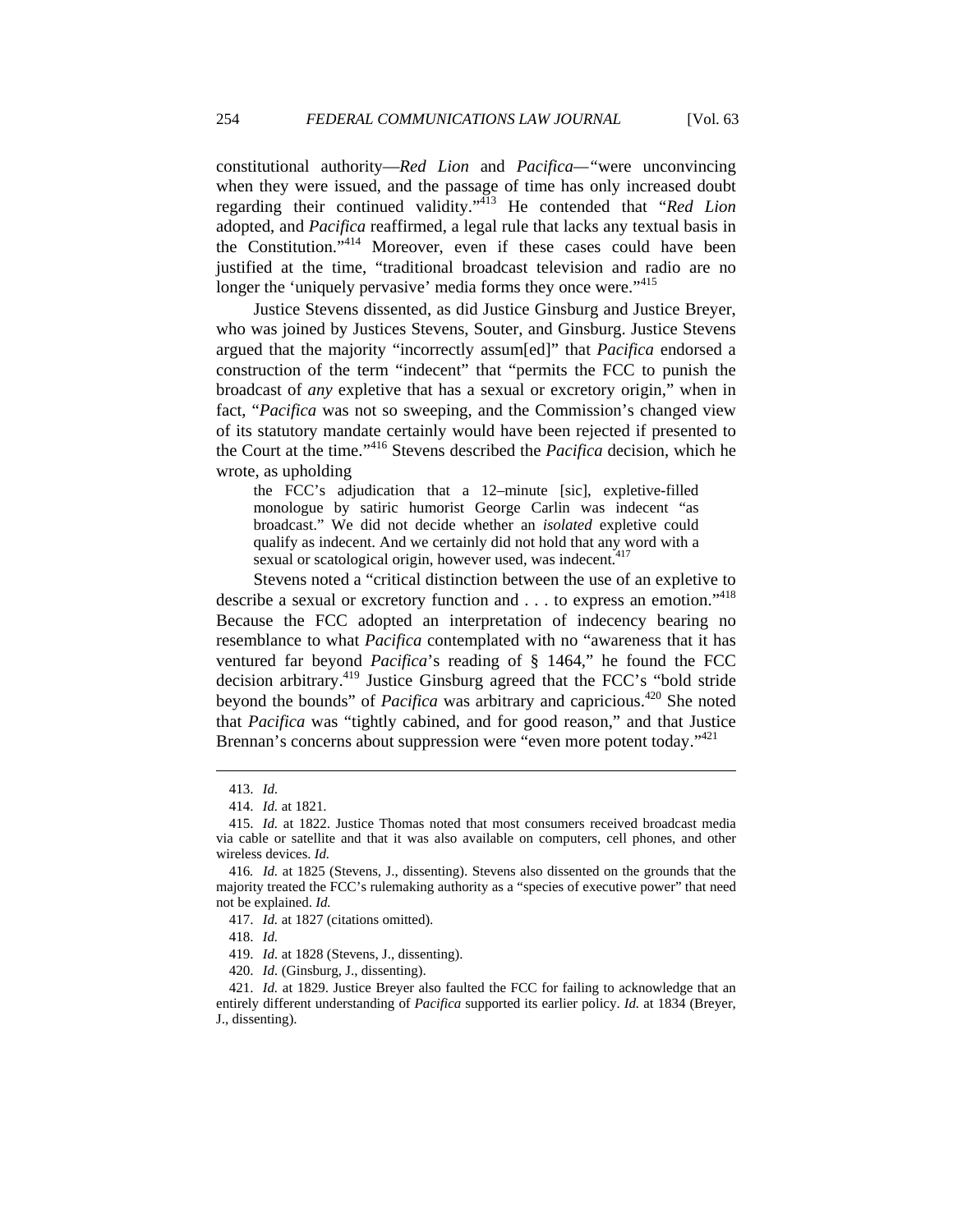constitutional authority—*Red Lion* and *Pacifica*—"were unconvincing when they were issued, and the passage of time has only increased doubt regarding their continued validity."[413] He contended that "*Red Lion* adopted, and *Pacifica* reaffirmed, a legal rule that lacks any textual basis in the Constitution."[414] Moreover, even if these cases could have been justified at the time, "traditional broadcast television and radio are no longer the 'uniquely pervasive' media forms they once were."[415]

Justice Stevens dissented, as did Justice Ginsburg and Justice Breyer, who was joined by Justices Stevens, Souter, and Ginsburg. Justice Stevens argued that the majority "incorrectly assum[ed]" that *Pacifica* endorsed a construction of the term "indecent" that "permits the FCC to punish the broadcast of *any* expletive that has a sexual or excretory origin," when in fact, "*Pacifica* was not so sweeping, and the Commission's changed view of its statutory mandate certainly would have been rejected if presented to the Court at the time."[416] Stevens described the *Pacifica* decision, which he wrote, as upholding

> the FCC's adjudication that a 12–minute [sic], expletive-filled monologue by satiric humorist George Carlin was indecent "as broadcast." We did not decide whether an *isolated* expletive could qualify as indecent. And we certainly did not hold that any word with a sexual or scatological origin, however used, was indecent.[417]

Stevens noted a "critical distinction between the use of an expletive to describe a sexual or excretory function and . . . to express an emotion."[418] Because the FCC adopted an interpretation of indecency bearing no resemblance to what *Pacifica* contemplated with no "awareness that it has ventured far beyond *Pacifica*'s reading of § 1464," he found the FCC decision arbitrary.[419] Justice Ginsburg agreed that the FCC's "bold stride beyond the bounds" of *Pacifica* was arbitrary and capricious.[420] She noted that *Pacifica* was "tightly cabined, and for good reason," and that Justice Brennan's concerns about suppression were "even more potent today."[421]

---

413. *Id.*

414. *Id.* at 1821.

415. *Id.* at 1822. Justice Thomas noted that most consumers received broadcast media via cable or satellite and that it was also available on computers, cell phones, and other wireless devices. *Id.*

416. *Id.* at 1825 (Stevens, J., dissenting). Stevens also dissented on the grounds that the majority treated the FCC's rulemaking authority as a "species of executive power" that need not be explained. *Id.*

417. *Id.* at 1827 (citations omitted).

418. *Id.*

419. *Id.* at 1828 (Stevens, J., dissenting).

420. *Id.* (Ginsburg, J., dissenting).

421. *Id.* at 1829. Justice Breyer also faulted the FCC for failing to acknowledge that an entirely different understanding of *Pacifica* supported its earlier policy. *Id.* at 1834 (Breyer, J., dissenting).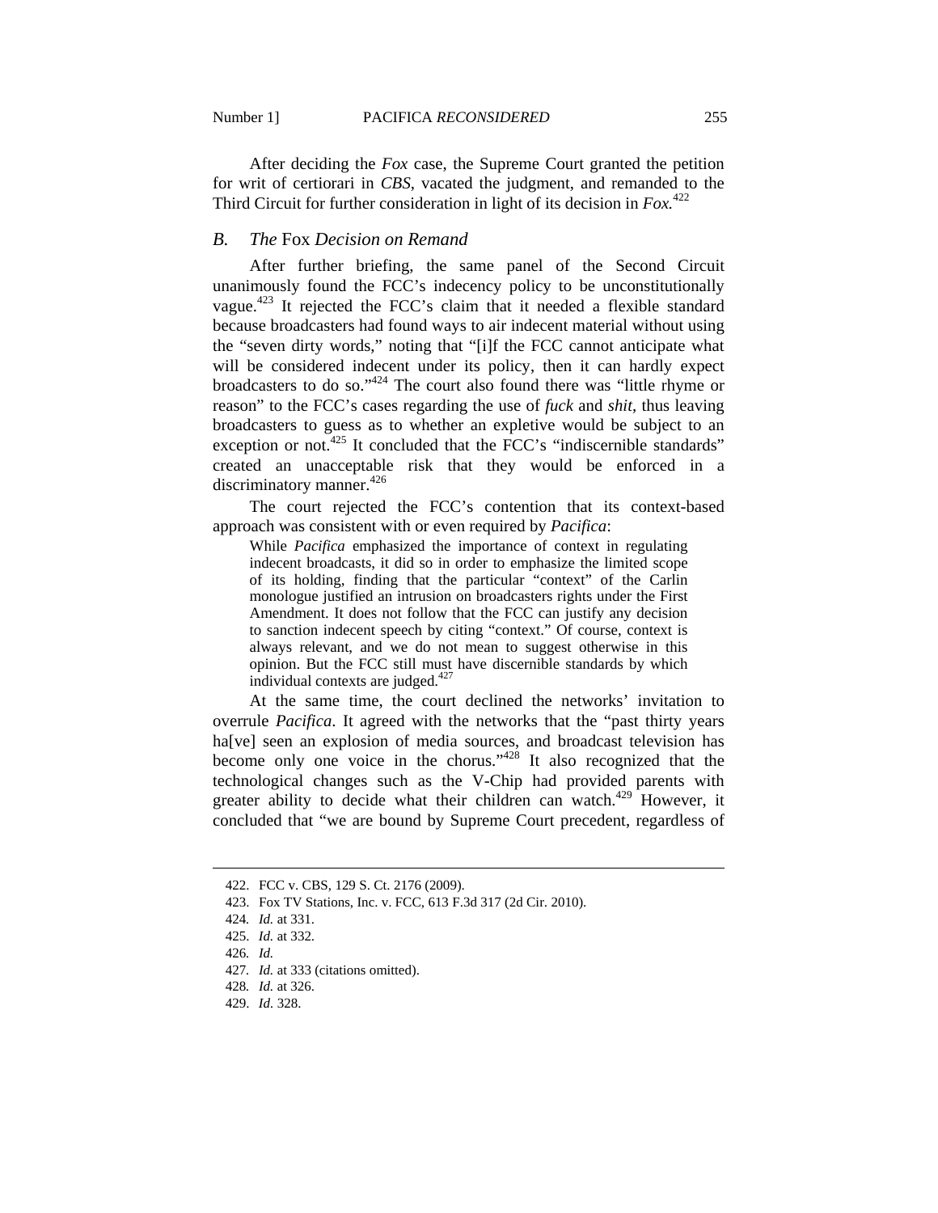After deciding the *Fox* case, the Supreme Court granted the petition for writ of certiorari in *CBS*, vacated the judgment, and remanded to the Third Circuit for further consideration in light of its decision in *Fox.*[422]

### *B. The* Fox *Decision on Remand*

After further briefing, the same panel of the Second Circuit unanimously found the FCC's indecency policy to be unconstitutionally vague.[423] It rejected the FCC's claim that it needed a flexible standard because broadcasters had found ways to air indecent material without using the "seven dirty words," noting that "[i]f the FCC cannot anticipate what will be considered indecent under its policy, then it can hardly expect broadcasters to do so."[424] The court also found there was "little rhyme or reason" to the FCC's cases regarding the use of *fuck* and *shit*, thus leaving broadcasters to guess as to whether an expletive would be subject to an exception or not.[425] It concluded that the FCC's "indiscernible standards" created an unacceptable risk that they would be enforced in a discriminatory manner.[426]

The court rejected the FCC's contention that its context-based approach was consistent with or even required by *Pacifica*:

> While *Pacifica* emphasized the importance of context in regulating indecent broadcasts, it did so in order to emphasize the limited scope of its holding, finding that the particular "context" of the Carlin monologue justified an intrusion on broadcasters rights under the First Amendment. It does not follow that the FCC can justify any decision to sanction indecent speech by citing "context." Of course, context is always relevant, and we do not mean to suggest otherwise in this opinion. But the FCC still must have discernible standards by which individual contexts are judged.[427]

At the same time, the court declined the networks' invitation to overrule *Pacifica*. It agreed with the networks that the "past thirty years ha[ve] seen an explosion of media sources, and broadcast television has become only one voice in the chorus."[428] It also recognized that the technological changes such as the V-Chip had provided parents with greater ability to decide what their children can watch.[429] However, it concluded that "we are bound by Supreme Court precedent, regardless of

---

422. FCC v. CBS, 129 S. Ct. 2176 (2009).

423. Fox TV Stations, Inc. v. FCC, 613 F.3d 317 (2d Cir. 2010).

424. *Id.* at 331.

425. *Id.* at 332.

426. *Id.*

427. *Id.* at 333 (citations omitted).

428. *Id.* at 326.

429. *Id.* 328.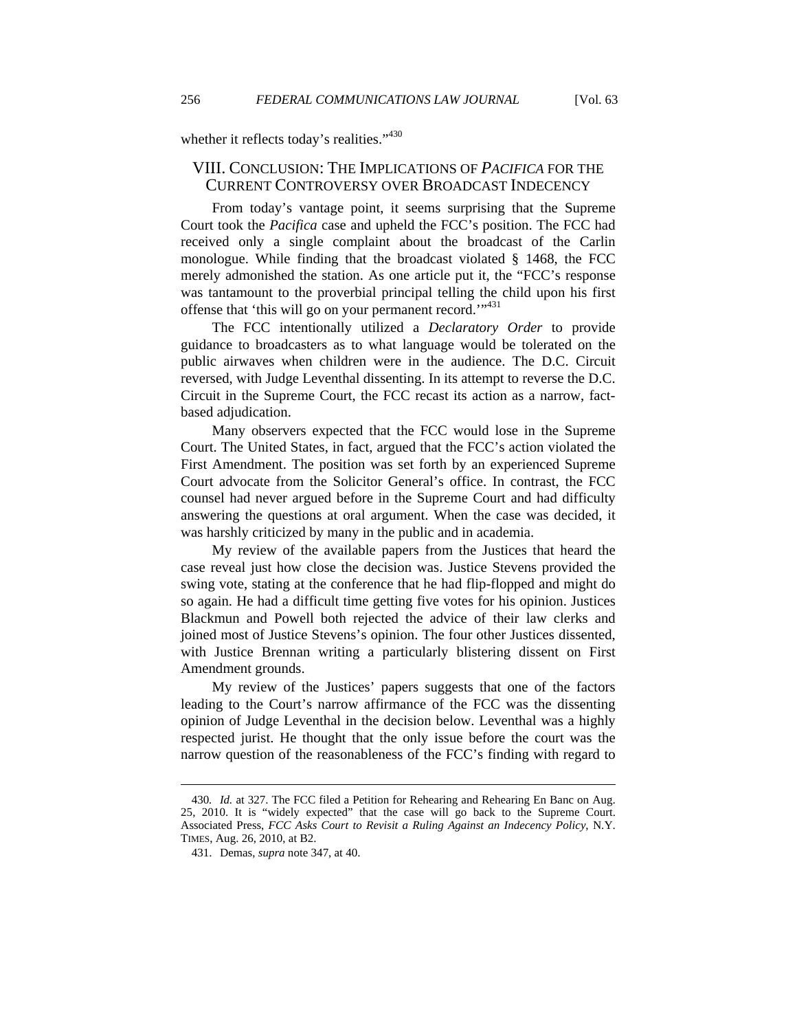whether it reflects today's realities."[430]

## VIII. CONCLUSION: THE IMPLICATIONS OF *PACIFICA* FOR THE CURRENT CONTROVERSY OVER BROADCAST INDECENCY

From today's vantage point, it seems surprising that the Supreme Court took the *Pacifica* case and upheld the FCC's position. The FCC had received only a single complaint about the broadcast of the Carlin monologue. While finding that the broadcast violated § 1468, the FCC merely admonished the station. As one article put it, the "FCC's response was tantamount to the proverbial principal telling the child upon his first offense that 'this will go on your permanent record.'"[431]

The FCC intentionally utilized a *Declaratory Order* to provide guidance to broadcasters as to what language would be tolerated on the public airwaves when children were in the audience. The D.C. Circuit reversed, with Judge Leventhal dissenting. In its attempt to reverse the D.C. Circuit in the Supreme Court, the FCC recast its action as a narrow, fact-based adjudication.

Many observers expected that the FCC would lose in the Supreme Court. The United States, in fact, argued that the FCC's action violated the First Amendment. The position was set forth by an experienced Supreme Court advocate from the Solicitor General's office. In contrast, the FCC counsel had never argued before in the Supreme Court and had difficulty answering the questions at oral argument. When the case was decided, it was harshly criticized by many in the public and in academia.

My review of the available papers from the Justices that heard the case reveal just how close the decision was. Justice Stevens provided the swing vote, stating at the conference that he had flip-flopped and might do so again. He had a difficult time getting five votes for his opinion. Justices Blackmun and Powell both rejected the advice of their law clerks and joined most of Justice Stevens's opinion. The four other Justices dissented, with Justice Brennan writing a particularly blistering dissent on First Amendment grounds.

My review of the Justices' papers suggests that one of the factors leading to the Court's narrow affirmance of the FCC was the dissenting opinion of Judge Leventhal in the decision below. Leventhal was a highly respected jurist. He thought that the only issue before the court was the narrow question of the reasonableness of the FCC's finding with regard to

---

430. *Id.* at 327. The FCC filed a Petition for Rehearing and Rehearing En Banc on Aug. 25, 2010. It is "widely expected" that the case will go back to the Supreme Court. Associated Press, *FCC Asks Court to Revisit a Ruling Against an Indecency Policy*, N.Y. TIMES, Aug. 26, 2010, at B2.

431. Demas, *supra* note 347, at 40.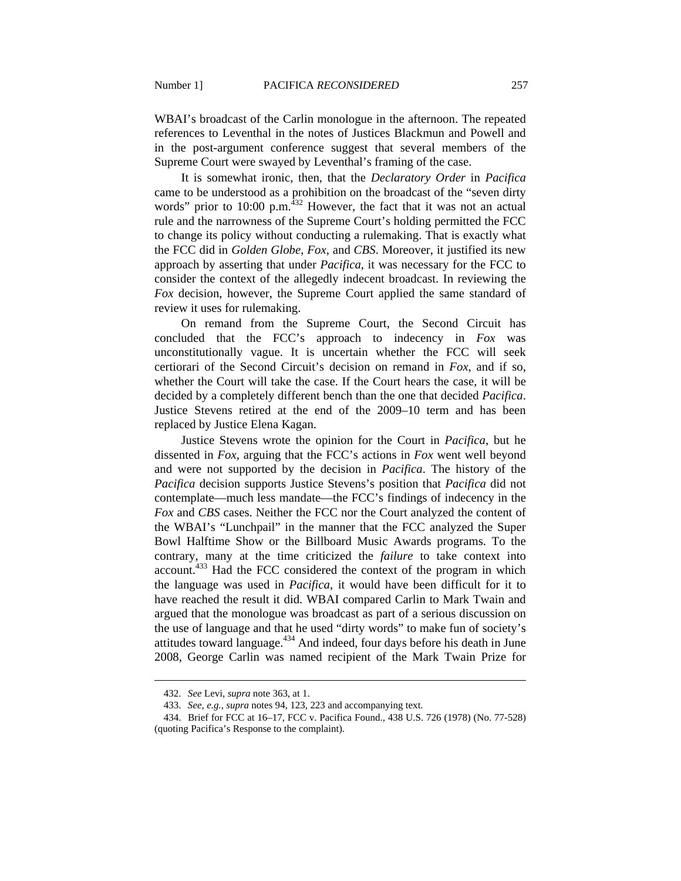WBAI's broadcast of the Carlin monologue in the afternoon. The repeated references to Leventhal in the notes of Justices Blackmun and Powell and in the post-argument conference suggest that several members of the Supreme Court were swayed by Leventhal's framing of the case.

It is somewhat ironic, then, that the *Declaratory Order* in *Pacifica* came to be understood as a prohibition on the broadcast of the "seven dirty words" prior to 10:00 p.m.[432] However, the fact that it was not an actual rule and the narrowness of the Supreme Court's holding permitted the FCC to change its policy without conducting a rulemaking. That is exactly what the FCC did in *Golden Globe*, *Fox*, and *CBS*. Moreover, it justified its new approach by asserting that under *Pacifica*, it was necessary for the FCC to consider the context of the allegedly indecent broadcast. In reviewing the *Fox* decision, however, the Supreme Court applied the same standard of review it uses for rulemaking.

On remand from the Supreme Court, the Second Circuit has concluded that the FCC's approach to indecency in *Fox* was unconstitutionally vague. It is uncertain whether the FCC will seek certiorari of the Second Circuit's decision on remand in *Fox*, and if so, whether the Court will take the case. If the Court hears the case, it will be decided by a completely different bench than the one that decided *Pacifica*. Justice Stevens retired at the end of the 2009–10 term and has been replaced by Justice Elena Kagan.

Justice Stevens wrote the opinion for the Court in *Pacifica*, but he dissented in *Fox*, arguing that the FCC's actions in *Fox* went well beyond and were not supported by the decision in *Pacifica*. The history of the *Pacifica* decision supports Justice Stevens's position that *Pacifica* did not contemplate—much less mandate—the FCC's findings of indecency in the *Fox* and *CBS* cases. Neither the FCC nor the Court analyzed the content of the WBAI's "Lunchpail" in the manner that the FCC analyzed the Super Bowl Halftime Show or the Billboard Music Awards programs. To the contrary, many at the time criticized the *failure* to take context into account.[433] Had the FCC considered the context of the program in which the language was used in *Pacifica*, it would have been difficult for it to have reached the result it did. WBAI compared Carlin to Mark Twain and argued that the monologue was broadcast as part of a serious discussion on the use of language and that he used "dirty words" to make fun of society's attitudes toward language.[434] And indeed, four days before his death in June 2008, George Carlin was named recipient of the Mark Twain Prize for

432. *See* Levi, *supra* note 363, at 1.

433. *See, e.g.*, *supra* notes 94, 123, 223 and accompanying text.

434. Brief for FCC at 16–17, FCC v. Pacifica Found., 438 U.S. 726 (1978) (No. 77-528) (quoting Pacifica's Response to the complaint).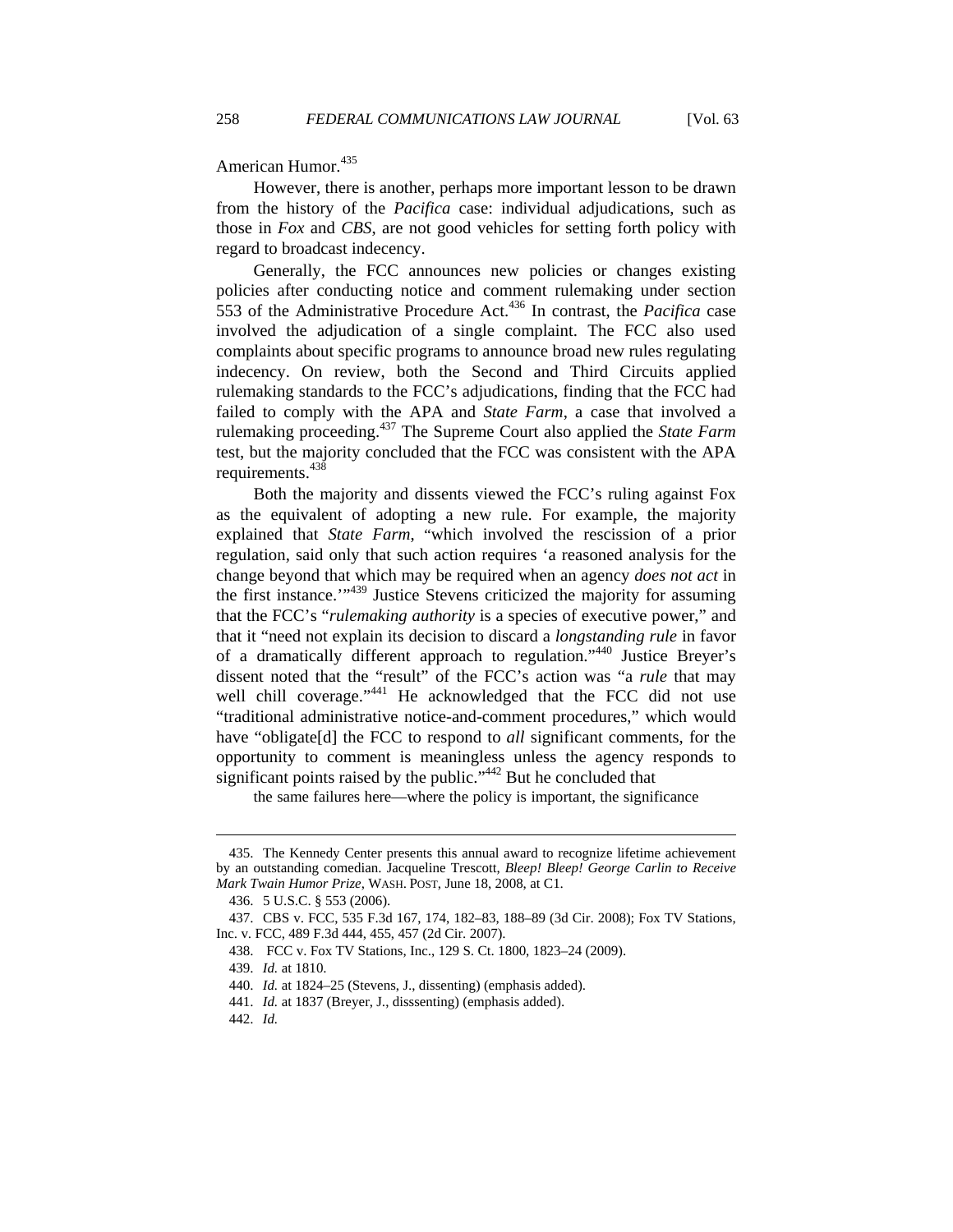American Humor.[435]

However, there is another, perhaps more important lesson to be drawn from the history of the *Pacifica* case: individual adjudications, such as those in *Fox* and *CBS*, are not good vehicles for setting forth policy with regard to broadcast indecency.

Generally, the FCC announces new policies or changes existing policies after conducting notice and comment rulemaking under section 553 of the Administrative Procedure Act.[436] In contrast, the *Pacifica* case involved the adjudication of a single complaint. The FCC also used complaints about specific programs to announce broad new rules regulating indecency. On review, both the Second and Third Circuits applied rulemaking standards to the FCC's adjudications, finding that the FCC had failed to comply with the APA and *State Farm*, a case that involved a rulemaking proceeding.[437] The Supreme Court also applied the *State Farm* test, but the majority concluded that the FCC was consistent with the APA requirements.[438]

Both the majority and dissents viewed the FCC's ruling against Fox as the equivalent of adopting a new rule. For example, the majority explained that *State Farm*, "which involved the rescission of a prior regulation, said only that such action requires 'a reasoned analysis for the change beyond that which may be required when an agency *does not act* in the first instance.'"[439] Justice Stevens criticized the majority for assuming that the FCC's "*rulemaking authority* is a species of executive power," and that it "need not explain its decision to discard a *longstanding rule* in favor of a dramatically different approach to regulation."[440] Justice Breyer's dissent noted that the "result" of the FCC's action was "a *rule* that may well chill coverage."[441] He acknowledged that the FCC did not use "traditional administrative notice-and-comment procedures," which would have "obligate[d] the FCC to respond to *all* significant comments, for the opportunity to comment is meaningless unless the agency responds to significant points raised by the public."[442] But he concluded that

> the same failures here—where the policy is important, the significance

---

435. The Kennedy Center presents this annual award to recognize lifetime achievement by an outstanding comedian. Jacqueline Trescott, *Bleep! Bleep! George Carlin to Receive Mark Twain Humor Prize*, WASH. POST, June 18, 2008, at C1.

436. 5 U.S.C. § 553 (2006).

437. CBS v. FCC, 535 F.3d 167, 174, 182–83, 188–89 (3d Cir. 2008); Fox TV Stations, Inc. v. FCC, 489 F.3d 444, 455, 457 (2d Cir. 2007).

438. FCC v. Fox TV Stations, Inc., 129 S. Ct. 1800, 1823–24 (2009).

439. *Id.* at 1810.

440. *Id.* at 1824–25 (Stevens, J., dissenting) (emphasis added).

441. *Id.* at 1837 (Breyer, J., disssenting) (emphasis added).

442. *Id.*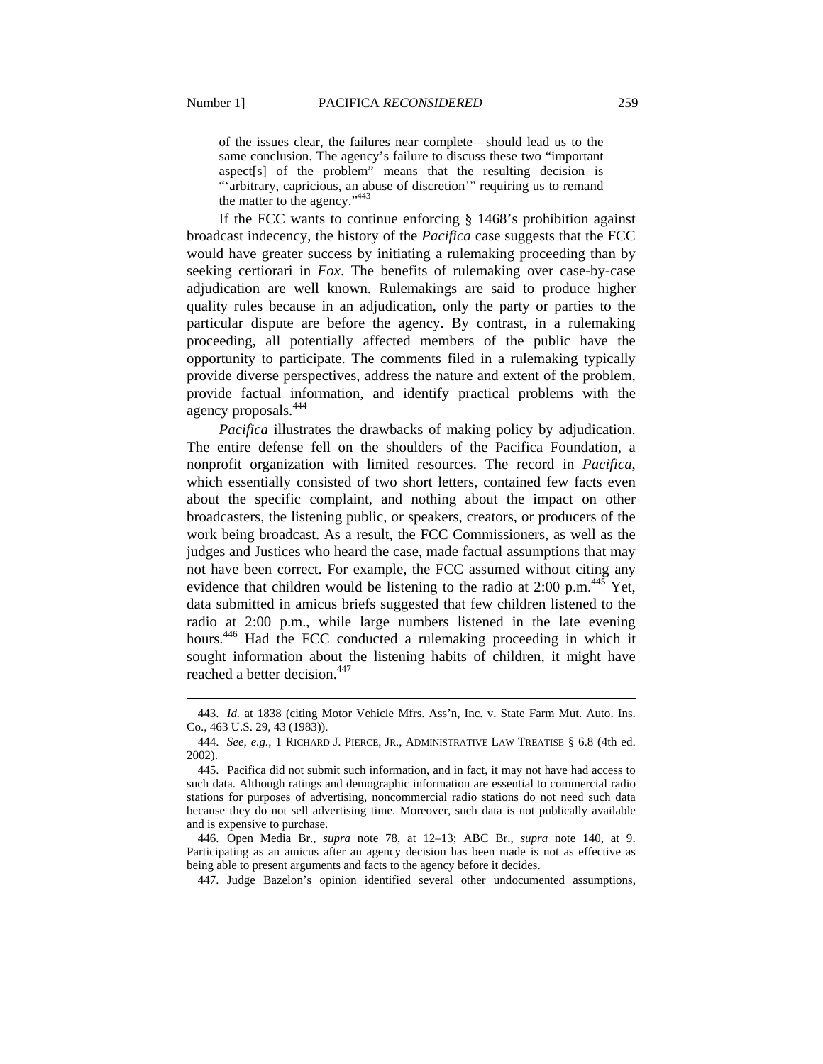> of the issues clear, the failures near complete—should lead us to the same conclusion. The agency's failure to discuss these two "important aspect[s] of the problem" means that the resulting decision is "'arbitrary, capricious, an abuse of discretion'" requiring us to remand the matter to the agency."[443]

If the FCC wants to continue enforcing § 1468's prohibition against broadcast indecency, the history of the *Pacifica* case suggests that the FCC would have greater success by initiating a rulemaking proceeding than by seeking certiorari in *Fox*. The benefits of rulemaking over case-by-case adjudication are well known. Rulemakings are said to produce higher quality rules because in an adjudication, only the party or parties to the particular dispute are before the agency. By contrast, in a rulemaking proceeding, all potentially affected members of the public have the opportunity to participate. The comments filed in a rulemaking typically provide diverse perspectives, address the nature and extent of the problem, provide factual information, and identify practical problems with the agency proposals.[444]

*Pacifica* illustrates the drawbacks of making policy by adjudication. The entire defense fell on the shoulders of the Pacifica Foundation, a nonprofit organization with limited resources. The record in *Pacifica*, which essentially consisted of two short letters, contained few facts even about the specific complaint, and nothing about the impact on other broadcasters, the listening public, or speakers, creators, or producers of the work being broadcast. As a result, the FCC Commissioners, as well as the judges and Justices who heard the case, made factual assumptions that may not have been correct. For example, the FCC assumed without citing any evidence that children would be listening to the radio at 2:00 p.m.[445] Yet, data submitted in amicus briefs suggested that few children listened to the radio at 2:00 p.m., while large numbers listened in the late evening hours.[446] Had the FCC conducted a rulemaking proceeding in which it sought information about the listening habits of children, it might have reached a better decision.[447]

---

443. *Id.* at 1838 (citing Motor Vehicle Mfrs. Ass'n, Inc. v. State Farm Mut. Auto. Ins. Co., 463 U.S. 29, 43 (1983)).

444. *See, e.g.*, 1 RICHARD J. PIERCE, JR., ADMINISTRATIVE LAW TREATISE § 6.8 (4th ed. 2002).

445. Pacifica did not submit such information, and in fact, it may not have had access to such data. Although ratings and demographic information are essential to commercial radio stations for purposes of advertising, noncommercial radio stations do not need such data because they do not sell advertising time. Moreover, such data is not publically available and is expensive to purchase.

446. Open Media Br., *supra* note 78, at 12–13; ABC Br., *supra* note 140, at 9. Participating as an amicus after an agency decision has been made is not as effective as being able to present arguments and facts to the agency before it decides.

447. Judge Bazelon's opinion identified several other undocumented assumptions,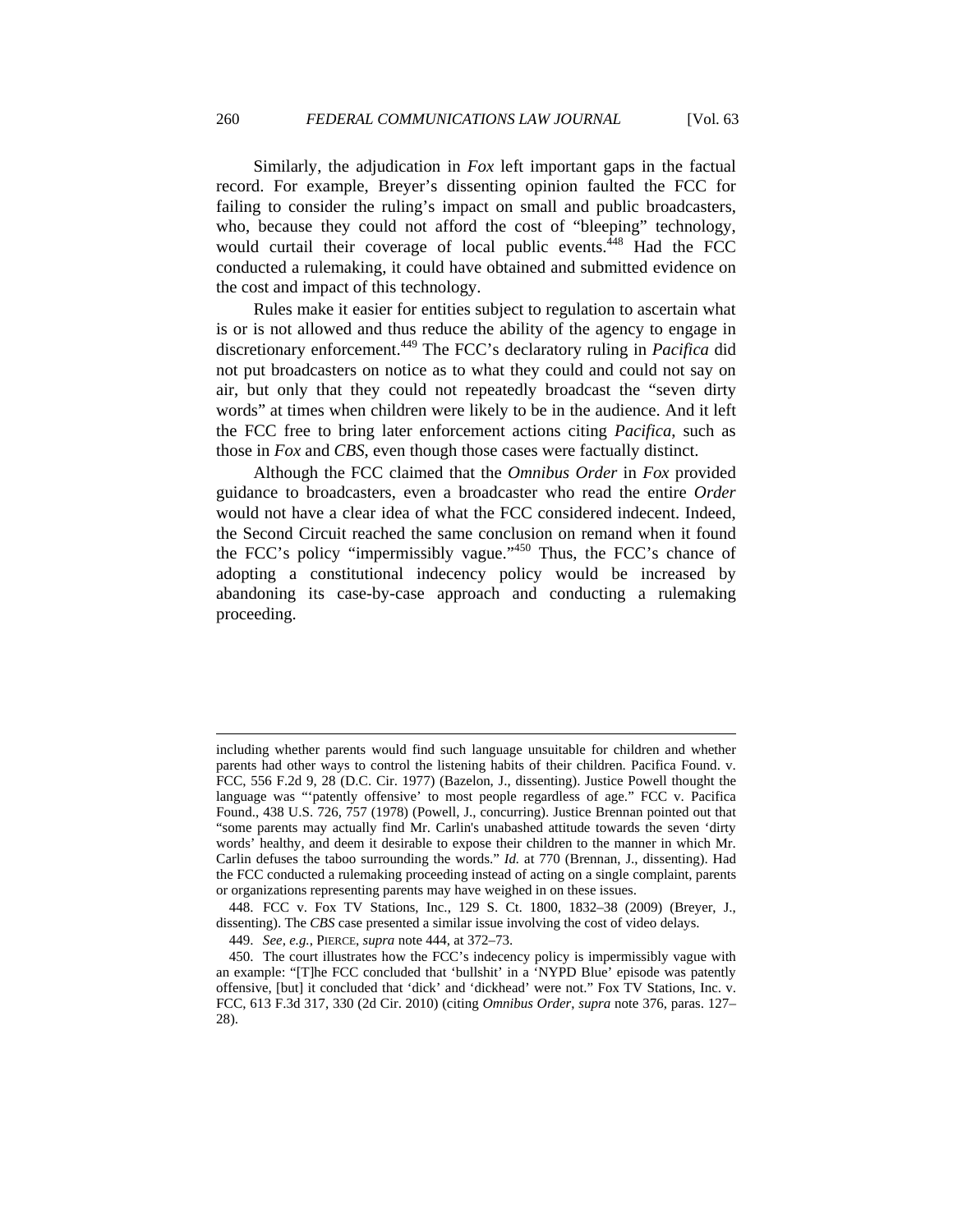Similarly, the adjudication in *Fox* left important gaps in the factual record. For example, Breyer's dissenting opinion faulted the FCC for failing to consider the ruling's impact on small and public broadcasters, who, because they could not afford the cost of "bleeping" technology, would curtail their coverage of local public events.[448] Had the FCC conducted a rulemaking, it could have obtained and submitted evidence on the cost and impact of this technology.

Rules make it easier for entities subject to regulation to ascertain what is or is not allowed and thus reduce the ability of the agency to engage in discretionary enforcement.[449] The FCC's declaratory ruling in *Pacifica* did not put broadcasters on notice as to what they could and could not say on air, but only that they could not repeatedly broadcast the "seven dirty words" at times when children were likely to be in the audience. And it left the FCC free to bring later enforcement actions citing *Pacifica*, such as those in *Fox* and *CBS*, even though those cases were factually distinct.

Although the FCC claimed that the *Omnibus Order* in *Fox* provided guidance to broadcasters, even a broadcaster who read the entire *Order* would not have a clear idea of what the FCC considered indecent. Indeed, the Second Circuit reached the same conclusion on remand when it found the FCC's policy "impermissibly vague."[450] Thus, the FCC's chance of adopting a constitutional indecency policy would be increased by abandoning its case-by-case approach and conducting a rulemaking proceeding.

---

including whether parents would find such language unsuitable for children and whether parents had other ways to control the listening habits of their children. Pacifica Found. v. FCC, 556 F.2d 9, 28 (D.C. Cir. 1977) (Bazelon, J., dissenting). Justice Powell thought the language was "'patently offensive' to most people regardless of age." FCC v. Pacifica Found., 438 U.S. 726, 757 (1978) (Powell, J., concurring). Justice Brennan pointed out that "some parents may actually find Mr. Carlin's unabashed attitude towards the seven 'dirty words' healthy, and deem it desirable to expose their children to the manner in which Mr. Carlin defuses the taboo surrounding the words." *Id.* at 770 (Brennan, J., dissenting). Had the FCC conducted a rulemaking proceeding instead of acting on a single complaint, parents or organizations representing parents may have weighed in on these issues.

448. FCC v. Fox TV Stations, Inc., 129 S. Ct. 1800, 1832–38 (2009) (Breyer, J., dissenting). The *CBS* case presented a similar issue involving the cost of video delays.

449. *See, e.g.*, PIERCE, *supra* note 444, at 372–73.

450. The court illustrates how the FCC's indecency policy is impermissibly vague with an example: "[T]he FCC concluded that 'bullshit' in a 'NYPD Blue' episode was patently offensive, [but] it concluded that 'dick' and 'dickhead' were not." Fox TV Stations, Inc. v. FCC, 613 F.3d 317, 330 (2d Cir. 2010) (citing *Omnibus Order*, *supra* note 376, paras. 127–28).